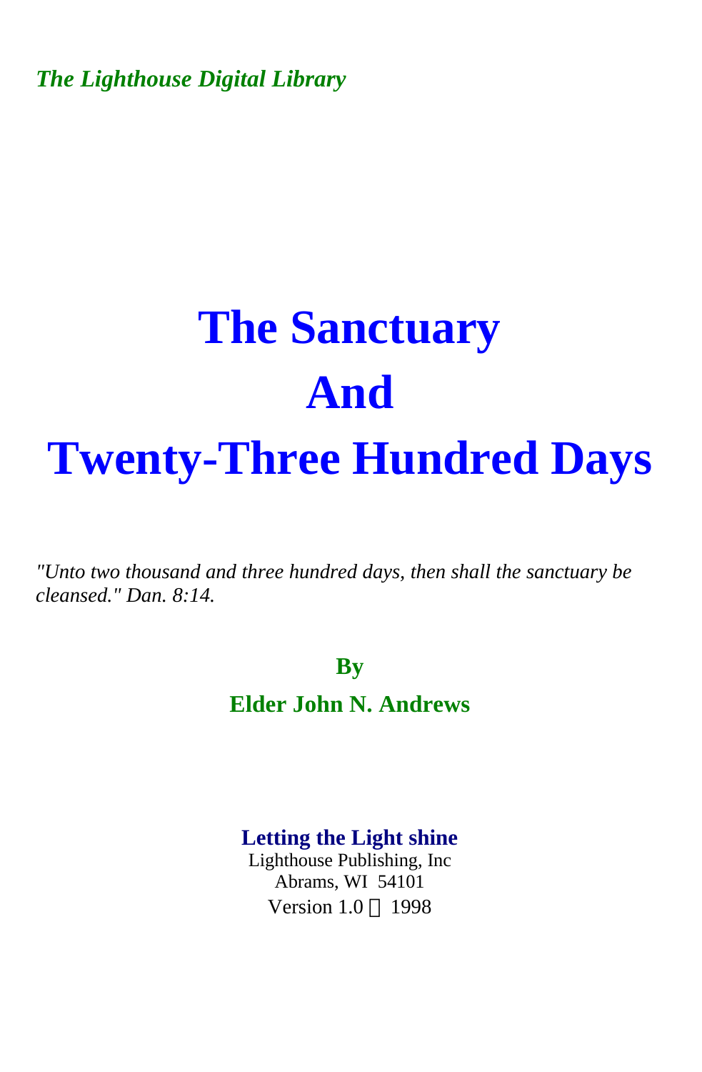*The Lighthouse Digital Library*

# The Sanctuary And Twenty-Three Hundred Days

*"Unto two thousand and three hundred days, then shall the sanctuary be cleansed." Dan. 8:14.*

**By**

**Elder John N. Andrews**

**Letting the Light shine**

Lighthouse Publishing, Inc
Abrams, WI 54101
Version 1.0 © 1998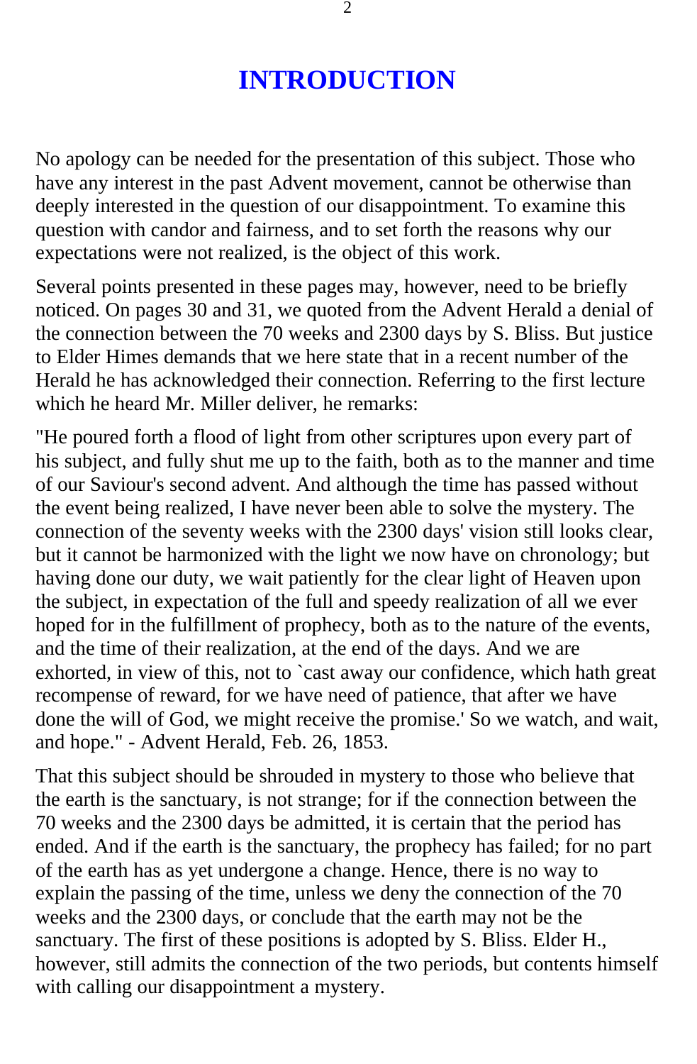# INTRODUCTION

No apology can be needed for the presentation of this subject. Those who have any interest in the past Advent movement, cannot be otherwise than deeply interested in the question of our disappointment. To examine this question with candor and fairness, and to set forth the reasons why our expectations were not realized, is the object of this work.

Several points presented in these pages may, however, need to be briefly noticed. On pages 30 and 31, we quoted from the Advent Herald a denial of the connection between the 70 weeks and 2300 days by S. Bliss. But justice to Elder Himes demands that we here state that in a recent number of the Herald he has acknowledged their connection. Referring to the first lecture which he heard Mr. Miller deliver, he remarks:

"He poured forth a flood of light from other scriptures upon every part of his subject, and fully shut me up to the faith, both as to the manner and time of our Saviour's second advent. And although the time has passed without the event being realized, I have never been able to solve the mystery. The connection of the seventy weeks with the 2300 days' vision still looks clear, but it cannot be harmonized with the light we now have on chronology; but having done our duty, we wait patiently for the clear light of Heaven upon the subject, in expectation of the full and speedy realization of all we ever hoped for in the fulfillment of prophecy, both as to the nature of the events, and the time of their realization, at the end of the days. And we are exhorted, in view of this, not to `cast away our confidence, which hath great recompense of reward, for we have need of patience, that after we have done the will of God, we might receive the promise.' So we watch, and wait, and hope." - Advent Herald, Feb. 26, 1853.

That this subject should be shrouded in mystery to those who believe that the earth is the sanctuary, is not strange; for if the connection between the 70 weeks and the 2300 days be admitted, it is certain that the period has ended. And if the earth is the sanctuary, the prophecy has failed; for no part of the earth has as yet undergone a change. Hence, there is no way to explain the passing of the time, unless we deny the connection of the 70 weeks and the 2300 days, or conclude that the earth may not be the sanctuary. The first of these positions is adopted by S. Bliss. Elder H., however, still admits the connection of the two periods, but contents himself with calling our disappointment a mystery.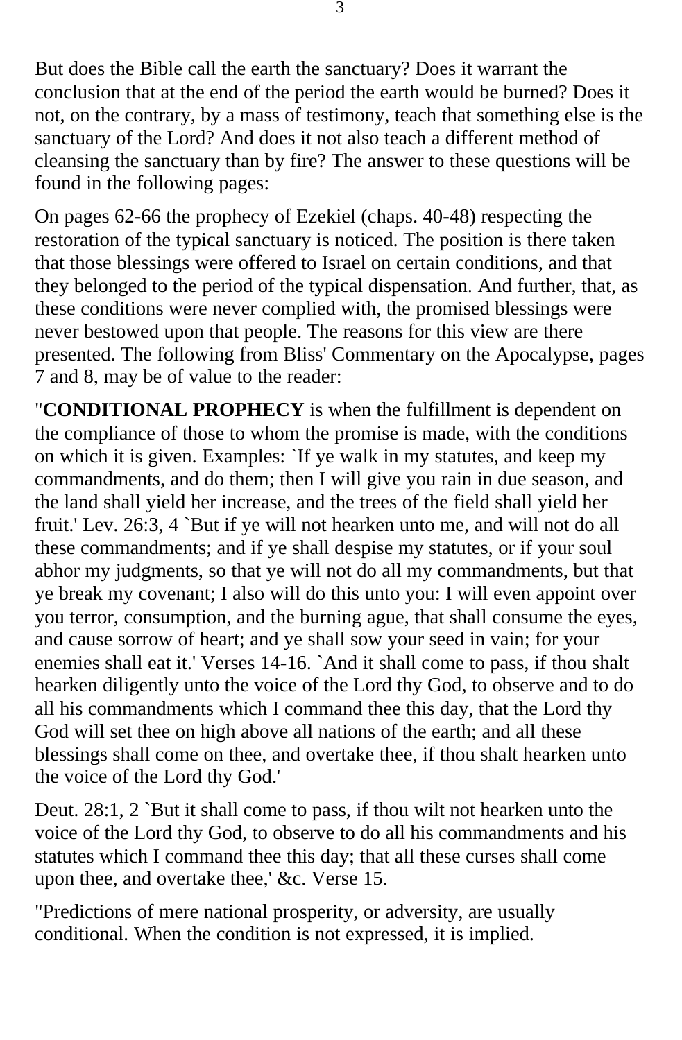But does the Bible call the earth the sanctuary? Does it warrant the conclusion that at the end of the period the earth would be burned? Does it not, on the contrary, by a mass of testimony, teach that something else is the sanctuary of the Lord? And does it not also teach a different method of cleansing the sanctuary than by fire? The answer to these questions will be found in the following pages:

On pages 62-66 the prophecy of Ezekiel (chaps. 40-48) respecting the restoration of the typical sanctuary is noticed. The position is there taken that those blessings were offered to Israel on certain conditions, and that they belonged to the period of the typical dispensation. And further, that, as these conditions were never complied with, the promised blessings were never bestowed upon that people. The reasons for this view are there presented. The following from Bliss' Commentary on the Apocalypse, pages 7 and 8, may be of value to the reader:

"**CONDITIONAL PROPHECY** is when the fulfillment is dependent on the compliance of those to whom the promise is made, with the conditions on which it is given. Examples: `If ye walk in my statutes, and keep my commandments, and do them; then I will give you rain in due season, and the land shall yield her increase, and the trees of the field shall yield her fruit.' Lev. 26:3, 4 `But if ye will not hearken unto me, and will not do all these commandments; and if ye shall despise my statutes, or if your soul abhor my judgments, so that ye will not do all my commandments, but that ye break my covenant; I also will do this unto you: I will even appoint over you terror, consumption, and the burning ague, that shall consume the eyes, and cause sorrow of heart; and ye shall sow your seed in vain; for your enemies shall eat it.' Verses 14-16. `And it shall come to pass, if thou shalt hearken diligently unto the voice of the Lord thy God, to observe and to do all his commandments which I command thee this day, that the Lord thy God will set thee on high above all nations of the earth; and all these blessings shall come on thee, and overtake thee, if thou shalt hearken unto the voice of the Lord thy God.'

Deut. 28:1, 2 `But it shall come to pass, if thou wilt not hearken unto the voice of the Lord thy God, to observe to do all his commandments and his statutes which I command thee this day; that all these curses shall come upon thee, and overtake thee,' &c. Verse 15.

"Predictions of mere national prosperity, or adversity, are usually conditional. When the condition is not expressed, it is implied.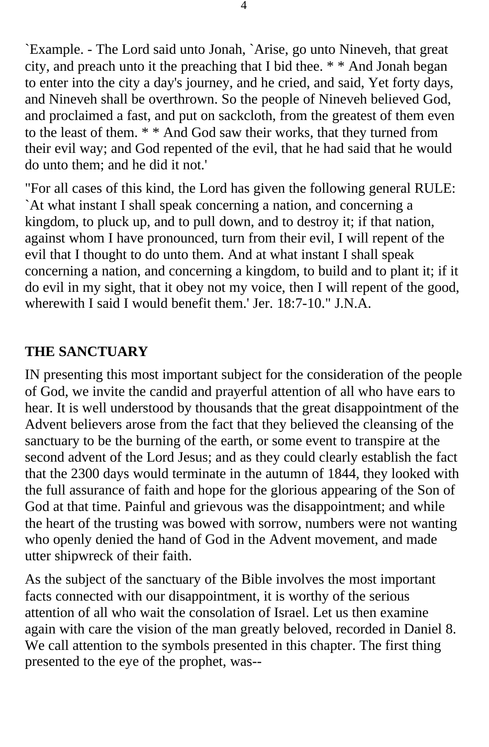`Example. - The Lord said unto Jonah, `Arise, go unto Nineveh, that great city, and preach unto it the preaching that I bid thee. * * And Jonah began to enter into the city a day's journey, and he cried, and said, Yet forty days, and Nineveh shall be overthrown. So the people of Nineveh believed God, and proclaimed a fast, and put on sackcloth, from the greatest of them even to the least of them. * * And God saw their works, that they turned from their evil way; and God repented of the evil, that he had said that he would do unto them; and he did it not.'

"For all cases of this kind, the Lord has given the following general RULE: `At what instant I shall speak concerning a nation, and concerning a kingdom, to pluck up, and to pull down, and to destroy it; if that nation, against whom I have pronounced, turn from their evil, I will repent of the evil that I thought to do unto them. And at what instant I shall speak concerning a nation, and concerning a kingdom, to build and to plant it; if it do evil in my sight, that it obey not my voice, then I will repent of the good, wherewith I said I would benefit them.' Jer. 18:7-10." J.N.A.

## THE SANCTUARY

IN presenting this most important subject for the consideration of the people of God, we invite the candid and prayerful attention of all who have ears to hear. It is well understood by thousands that the great disappointment of the Advent believers arose from the fact that they believed the cleansing of the sanctuary to be the burning of the earth, or some event to transpire at the second advent of the Lord Jesus; and as they could clearly establish the fact that the 2300 days would terminate in the autumn of 1844, they looked with the full assurance of faith and hope for the glorious appearing of the Son of God at that time. Painful and grievous was the disappointment; and while the heart of the trusting was bowed with sorrow, numbers were not wanting who openly denied the hand of God in the Advent movement, and made utter shipwreck of their faith.

As the subject of the sanctuary of the Bible involves the most important facts connected with our disappointment, it is worthy of the serious attention of all who wait the consolation of Israel. Let us then examine again with care the vision of the man greatly beloved, recorded in Daniel 8. We call attention to the symbols presented in this chapter. The first thing presented to the eye of the prophet, was--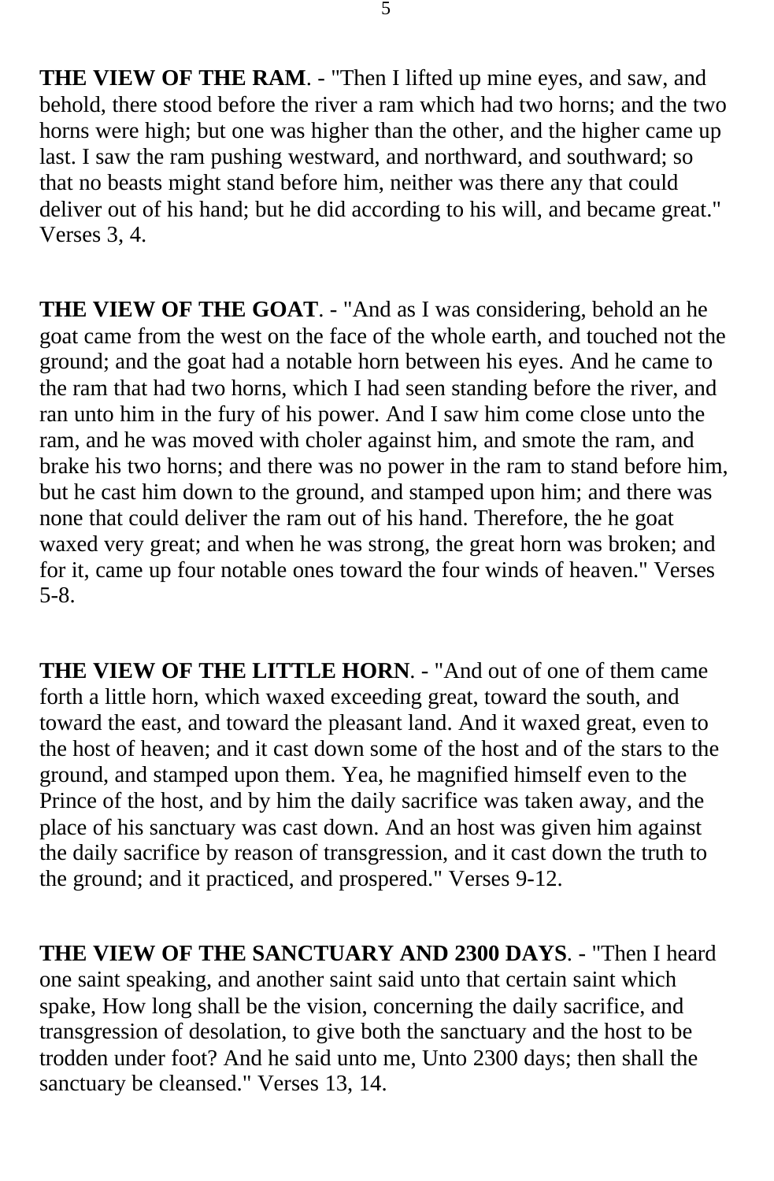**THE VIEW OF THE RAM**. - "Then I lifted up mine eyes, and saw, and behold, there stood before the river a ram which had two horns; and the two horns were high; but one was higher than the other, and the higher came up last. I saw the ram pushing westward, and northward, and southward; so that no beasts might stand before him, neither was there any that could deliver out of his hand; but he did according to his will, and became great." Verses 3, 4.

**THE VIEW OF THE GOAT**. - "And as I was considering, behold an he goat came from the west on the face of the whole earth, and touched not the ground; and the goat had a notable horn between his eyes. And he came to the ram that had two horns, which I had seen standing before the river, and ran unto him in the fury of his power. And I saw him come close unto the ram, and he was moved with choler against him, and smote the ram, and brake his two horns; and there was no power in the ram to stand before him, but he cast him down to the ground, and stamped upon him; and there was none that could deliver the ram out of his hand. Therefore, the he goat waxed very great; and when he was strong, the great horn was broken; and for it, came up four notable ones toward the four winds of heaven." Verses 5-8.

**THE VIEW OF THE LITTLE HORN**. - "And out of one of them came forth a little horn, which waxed exceeding great, toward the south, and toward the east, and toward the pleasant land. And it waxed great, even to the host of heaven; and it cast down some of the host and of the stars to the ground, and stamped upon them. Yea, he magnified himself even to the Prince of the host, and by him the daily sacrifice was taken away, and the place of his sanctuary was cast down. And an host was given him against the daily sacrifice by reason of transgression, and it cast down the truth to the ground; and it practiced, and prospered." Verses 9-12.

**THE VIEW OF THE SANCTUARY AND 2300 DAYS**. - "Then I heard one saint speaking, and another saint said unto that certain saint which spake, How long shall be the vision, concerning the daily sacrifice, and transgression of desolation, to give both the sanctuary and the host to be trodden under foot? And he said unto me, Unto 2300 days; then shall the sanctuary be cleansed." Verses 13, 14.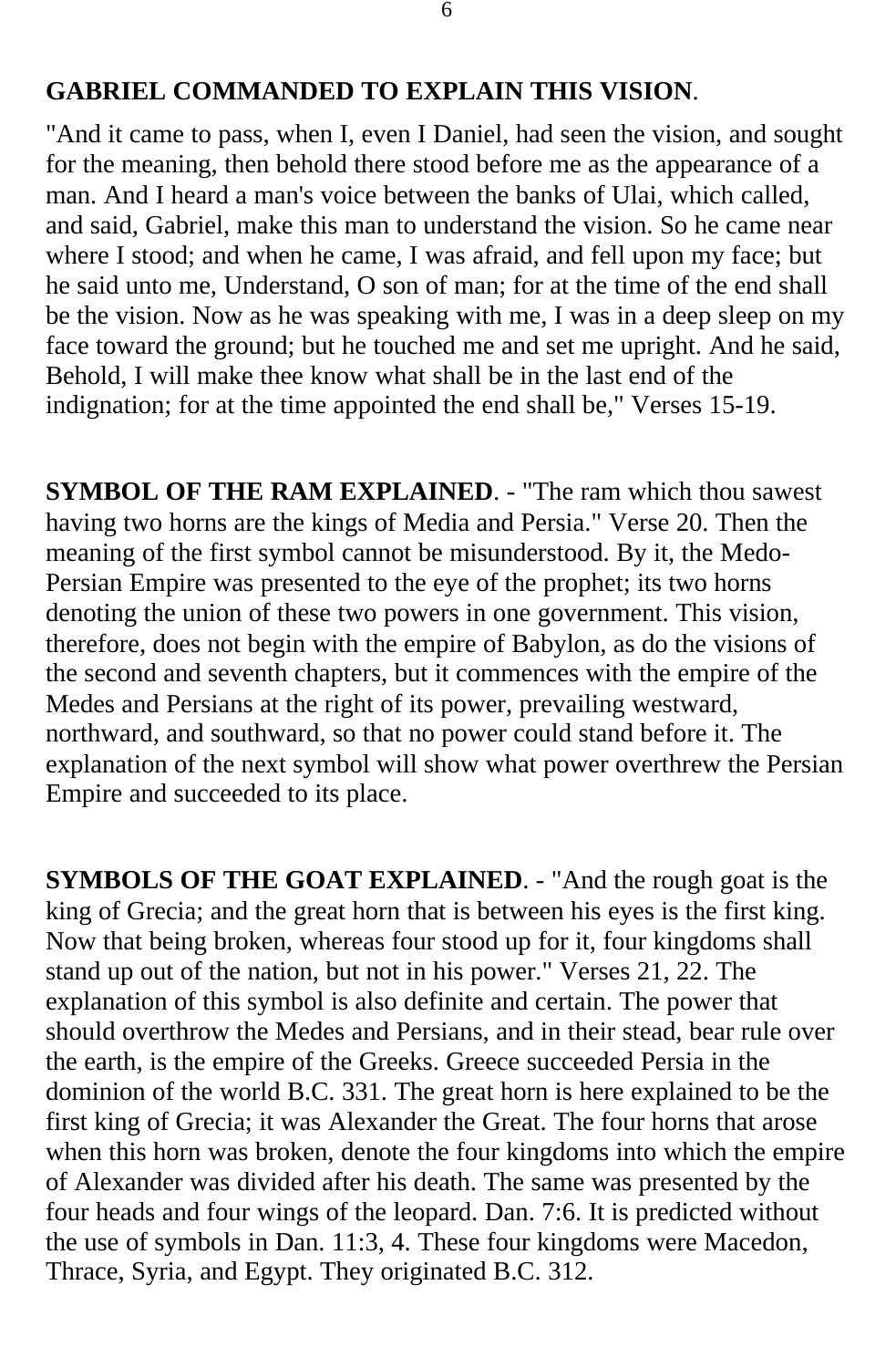**GABRIEL COMMANDED TO EXPLAIN THIS VISION**.

"And it came to pass, when I, even I Daniel, had seen the vision, and sought for the meaning, then behold there stood before me as the appearance of a man. And I heard a man's voice between the banks of Ulai, which called, and said, Gabriel, make this man to understand the vision. So he came near where I stood; and when he came, I was afraid, and fell upon my face; but he said unto me, Understand, O son of man; for at the time of the end shall be the vision. Now as he was speaking with me, I was in a deep sleep on my face toward the ground; but he touched me and set me upright. And he said, Behold, I will make thee know what shall be in the last end of the indignation; for at the time appointed the end shall be," Verses 15-19.

**SYMBOL OF THE RAM EXPLAINED**. - "The ram which thou sawest having two horns are the kings of Media and Persia." Verse 20. Then the meaning of the first symbol cannot be misunderstood. By it, the Medo-Persian Empire was presented to the eye of the prophet; its two horns denoting the union of these two powers in one government. This vision, therefore, does not begin with the empire of Babylon, as do the visions of the second and seventh chapters, but it commences with the empire of the Medes and Persians at the right of its power, prevailing westward, northward, and southward, so that no power could stand before it. The explanation of the next symbol will show what power overthrew the Persian Empire and succeeded to its place.

**SYMBOLS OF THE GOAT EXPLAINED**. - "And the rough goat is the king of Grecia; and the great horn that is between his eyes is the first king. Now that being broken, whereas four stood up for it, four kingdoms shall stand up out of the nation, but not in his power." Verses 21, 22. The explanation of this symbol is also definite and certain. The power that should overthrow the Medes and Persians, and in their stead, bear rule over the earth, is the empire of the Greeks. Greece succeeded Persia in the dominion of the world B.C. 331. The great horn is here explained to be the first king of Grecia; it was Alexander the Great. The four horns that arose when this horn was broken, denote the four kingdoms into which the empire of Alexander was divided after his death. The same was presented by the four heads and four wings of the leopard. Dan. 7:6. It is predicted without the use of symbols in Dan. 11:3, 4. These four kingdoms were Macedon, Thrace, Syria, and Egypt. They originated B.C. 312.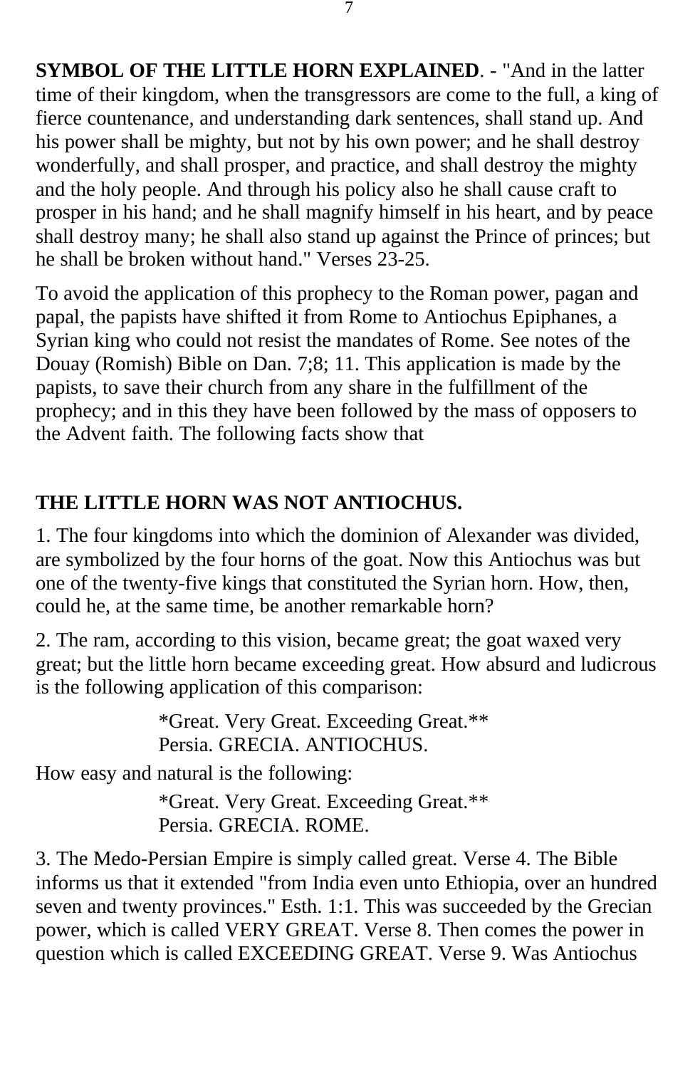**SYMBOL OF THE LITTLE HORN EXPLAINED**. - "And in the latter time of their kingdom, when the transgressors are come to the full, a king of fierce countenance, and understanding dark sentences, shall stand up. And his power shall be mighty, but not by his own power; and he shall destroy wonderfully, and shall prosper, and practice, and shall destroy the mighty and the holy people. And through his policy also he shall cause craft to prosper in his hand; and he shall magnify himself in his heart, and by peace shall destroy many; he shall also stand up against the Prince of princes; but he shall be broken without hand." Verses 23-25.

To avoid the application of this prophecy to the Roman power, pagan and papal, the papists have shifted it from Rome to Antiochus Epiphanes, a Syrian king who could not resist the mandates of Rome. See notes of the Douay (Romish) Bible on Dan. 7;8; 11. This application is made by the papists, to save their church from any share in the fulfillment of the prophecy; and in this they have been followed by the mass of opposers to the Advent faith. The following facts show that

**THE LITTLE HORN WAS NOT ANTIOCHUS.**

1. The four kingdoms into which the dominion of Alexander was divided, are symbolized by the four horns of the goat. Now this Antiochus was but one of the twenty-five kings that constituted the Syrian horn. How, then, could he, at the same time, be another remarkable horn?

2. The ram, according to this vision, became great; the goat waxed very great; but the little horn became exceeding great. How absurd and ludicrous is the following application of this comparison:

*Great. Very Great. Exceeding Great.**
Persia. GRECIA. ANTIOCHUS.

How easy and natural is the following:

*Great. Very Great. Exceeding Great.**
Persia. GRECIA. ROME.

3. The Medo-Persian Empire is simply called great. Verse 4. The Bible informs us that it extended "from India even unto Ethiopia, over an hundred seven and twenty provinces." Esth. 1:1. This was succeeded by the Grecian power, which is called VERY GREAT. Verse 8. Then comes the power in question which is called EXCEEDING GREAT. Verse 9. Was Antiochus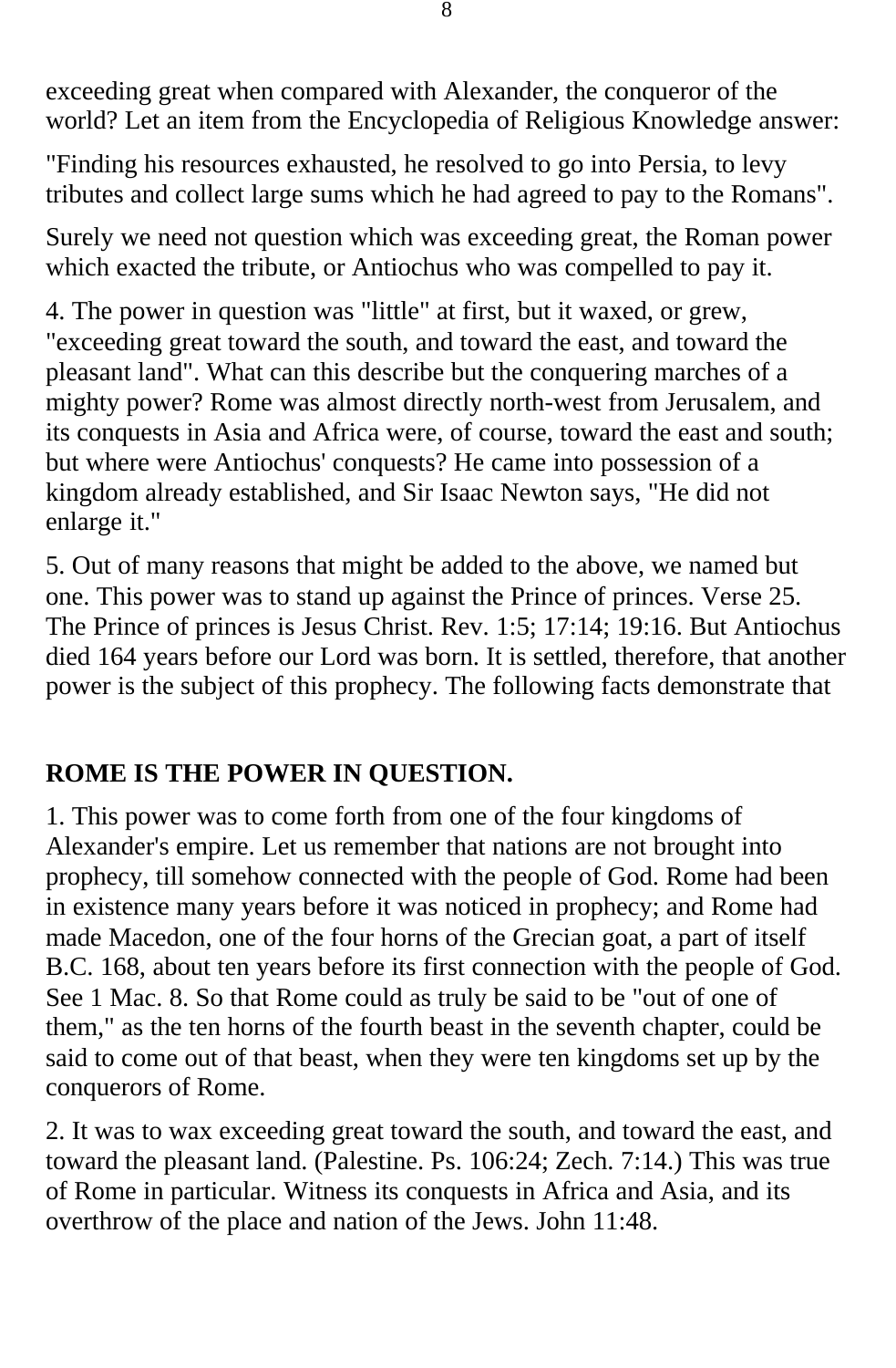exceeding great when compared with Alexander, the conqueror of the world? Let an item from the Encyclopedia of Religious Knowledge answer:

"Finding his resources exhausted, he resolved to go into Persia, to levy tributes and collect large sums which he had agreed to pay to the Romans".

Surely we need not question which was exceeding great, the Roman power which exacted the tribute, or Antiochus who was compelled to pay it.

4. The power in question was "little" at first, but it waxed, or grew, "exceeding great toward the south, and toward the east, and toward the pleasant land". What can this describe but the conquering marches of a mighty power? Rome was almost directly north-west from Jerusalem, and its conquests in Asia and Africa were, of course, toward the east and south; but where were Antiochus' conquests? He came into possession of a kingdom already established, and Sir Isaac Newton says, "He did not enlarge it."

5. Out of many reasons that might be added to the above, we named but one. This power was to stand up against the Prince of princes. Verse 25. The Prince of princes is Jesus Christ. Rev. 1:5; 17:14; 19:16. But Antiochus died 164 years before our Lord was born. It is settled, therefore, that another power is the subject of this prophecy. The following facts demonstrate that

## ROME IS THE POWER IN QUESTION.

1. This power was to come forth from one of the four kingdoms of Alexander's empire. Let us remember that nations are not brought into prophecy, till somehow connected with the people of God. Rome had been in existence many years before it was noticed in prophecy; and Rome had made Macedon, one of the four horns of the Grecian goat, a part of itself B.C. 168, about ten years before its first connection with the people of God. See 1 Mac. 8. So that Rome could as truly be said to be "out of one of them," as the ten horns of the fourth beast in the seventh chapter, could be said to come out of that beast, when they were ten kingdoms set up by the conquerors of Rome.

2. It was to wax exceeding great toward the south, and toward the east, and toward the pleasant land. (Palestine. Ps. 106:24; Zech. 7:14.) This was true of Rome in particular. Witness its conquests in Africa and Asia, and its overthrow of the place and nation of the Jews. John 11:48.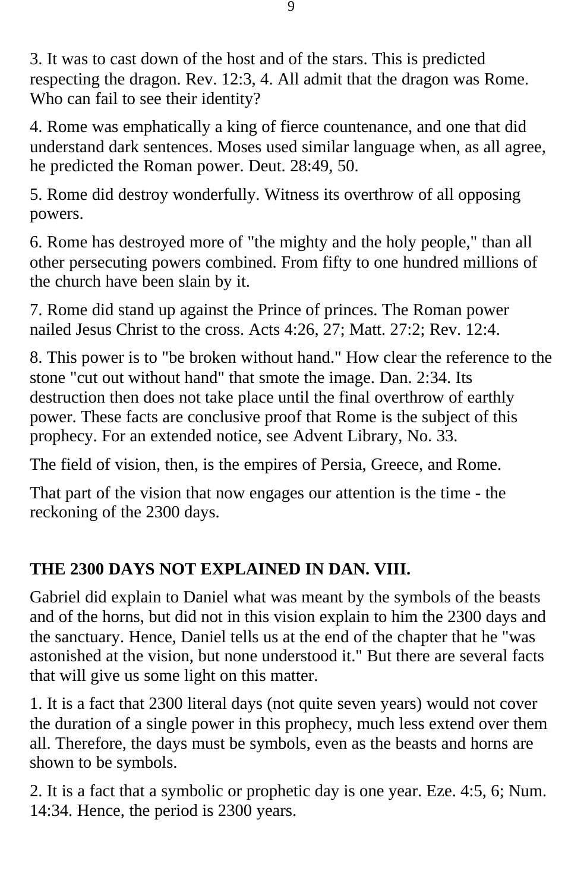3. It was to cast down of the host and of the stars. This is predicted respecting the dragon. Rev. 12:3, 4. All admit that the dragon was Rome. Who can fail to see their identity?

4. Rome was emphatically a king of fierce countenance, and one that did understand dark sentences. Moses used similar language when, as all agree, he predicted the Roman power. Deut. 28:49, 50.

5. Rome did destroy wonderfully. Witness its overthrow of all opposing powers.

6. Rome has destroyed more of "the mighty and the holy people," than all other persecuting powers combined. From fifty to one hundred millions of the church have been slain by it.

7. Rome did stand up against the Prince of princes. The Roman power nailed Jesus Christ to the cross. Acts 4:26, 27; Matt. 27:2; Rev. 12:4.

8. This power is to "be broken without hand." How clear the reference to the stone "cut out without hand" that smote the image. Dan. 2:34. Its destruction then does not take place until the final overthrow of earthly power. These facts are conclusive proof that Rome is the subject of this prophecy. For an extended notice, see Advent Library, No. 33.

The field of vision, then, is the empires of Persia, Greece, and Rome.

That part of the vision that now engages our attention is the time - the reckoning of the 2300 days.

## THE 2300 DAYS NOT EXPLAINED IN DAN. VIII.

Gabriel did explain to Daniel what was meant by the symbols of the beasts and of the horns, but did not in this vision explain to him the 2300 days and the sanctuary. Hence, Daniel tells us at the end of the chapter that he "was astonished at the vision, but none understood it." But there are several facts that will give us some light on this matter.

1. It is a fact that 2300 literal days (not quite seven years) would not cover the duration of a single power in this prophecy, much less extend over them all. Therefore, the days must be symbols, even as the beasts and horns are shown to be symbols.

2. It is a fact that a symbolic or prophetic day is one year. Eze. 4:5, 6; Num. 14:34. Hence, the period is 2300 years.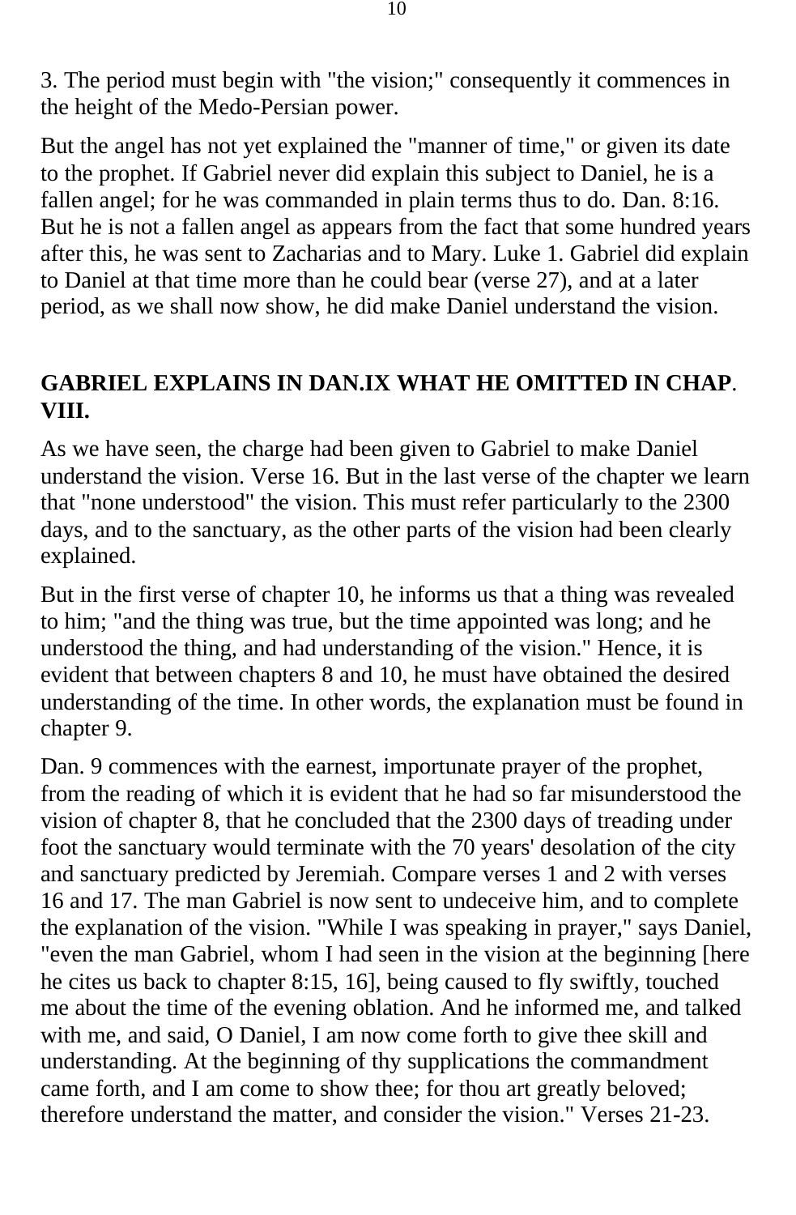3. The period must begin with "the vision;" consequently it commences in the height of the Medo-Persian power.

But the angel has not yet explained the "manner of time," or given its date to the prophet. If Gabriel never did explain this subject to Daniel, he is a fallen angel; for he was commanded in plain terms thus to do. Dan. 8:16. But he is not a fallen angel as appears from the fact that some hundred years after this, he was sent to Zacharias and to Mary. Luke 1. Gabriel did explain to Daniel at that time more than he could bear (verse 27), and at a later period, as we shall now show, he did make Daniel understand the vision.

## GABRIEL EXPLAINS IN DAN.IX WHAT HE OMITTED IN CHAP. VIII.

As we have seen, the charge had been given to Gabriel to make Daniel understand the vision. Verse 16. But in the last verse of the chapter we learn that "none understood" the vision. This must refer particularly to the 2300 days, and to the sanctuary, as the other parts of the vision had been clearly explained.

But in the first verse of chapter 10, he informs us that a thing was revealed to him; "and the thing was true, but the time appointed was long; and he understood the thing, and had understanding of the vision." Hence, it is evident that between chapters 8 and 10, he must have obtained the desired understanding of the time. In other words, the explanation must be found in chapter 9.

Dan. 9 commences with the earnest, importunate prayer of the prophet, from the reading of which it is evident that he had so far misunderstood the vision of chapter 8, that he concluded that the 2300 days of treading under foot the sanctuary would terminate with the 70 years' desolation of the city and sanctuary predicted by Jeremiah. Compare verses 1 and 2 with verses 16 and 17. The man Gabriel is now sent to undeceive him, and to complete the explanation of the vision. "While I was speaking in prayer," says Daniel, "even the man Gabriel, whom I had seen in the vision at the beginning [here he cites us back to chapter 8:15, 16], being caused to fly swiftly, touched me about the time of the evening oblation. And he informed me, and talked with me, and said, O Daniel, I am now come forth to give thee skill and understanding. At the beginning of thy supplications the commandment came forth, and I am come to show thee; for thou art greatly beloved; therefore understand the matter, and consider the vision." Verses 21-23.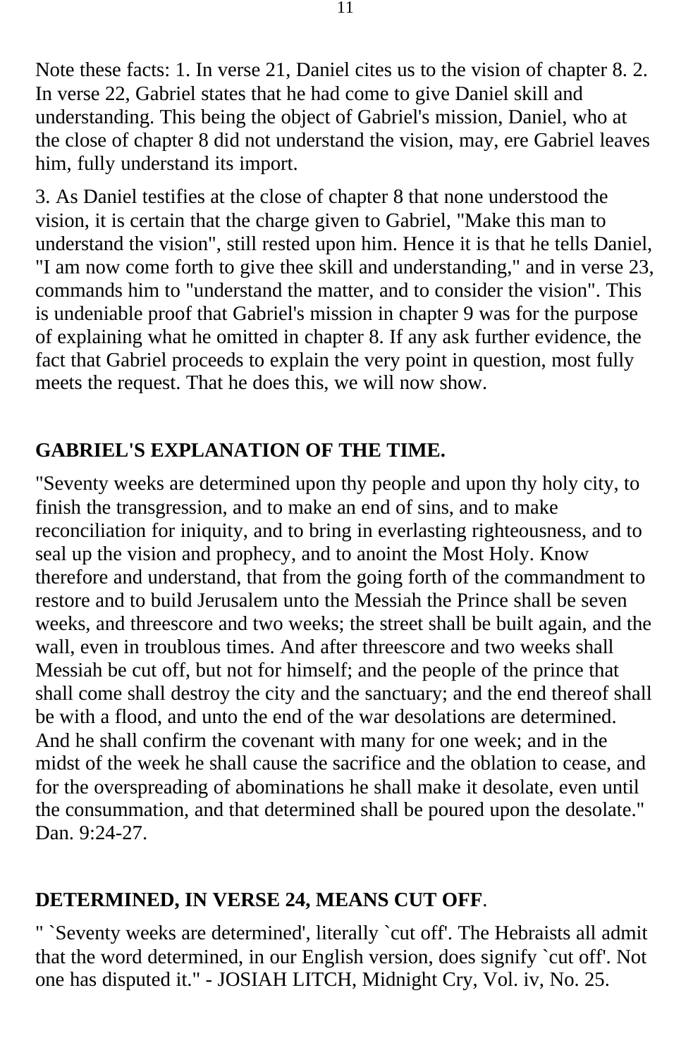Note these facts: 1. In verse 21, Daniel cites us to the vision of chapter 8. 2. In verse 22, Gabriel states that he had come to give Daniel skill and understanding. This being the object of Gabriel's mission, Daniel, who at the close of chapter 8 did not understand the vision, may, ere Gabriel leaves him, fully understand its import.

3. As Daniel testifies at the close of chapter 8 that none understood the vision, it is certain that the charge given to Gabriel, "Make this man to understand the vision", still rested upon him. Hence it is that he tells Daniel, "I am now come forth to give thee skill and understanding," and in verse 23, commands him to "understand the matter, and to consider the vision". This is undeniable proof that Gabriel's mission in chapter 9 was for the purpose of explaining what he omitted in chapter 8. If any ask further evidence, the fact that Gabriel proceeds to explain the very point in question, most fully meets the request. That he does this, we will now show.

## GABRIEL'S EXPLANATION OF THE TIME.

"Seventy weeks are determined upon thy people and upon thy holy city, to finish the transgression, and to make an end of sins, and to make reconciliation for iniquity, and to bring in everlasting righteousness, and to seal up the vision and prophecy, and to anoint the Most Holy. Know therefore and understand, that from the going forth of the commandment to restore and to build Jerusalem unto the Messiah the Prince shall be seven weeks, and threescore and two weeks; the street shall be built again, and the wall, even in troublous times. And after threescore and two weeks shall Messiah be cut off, but not for himself; and the people of the prince that shall come shall destroy the city and the sanctuary; and the end thereof shall be with a flood, and unto the end of the war desolations are determined. And he shall confirm the covenant with many for one week; and in the midst of the week he shall cause the sacrifice and the oblation to cease, and for the overspreading of abominations he shall make it desolate, even until the consummation, and that determined shall be poured upon the desolate." Dan. 9:24-27.

## DETERMINED, IN VERSE 24, MEANS CUT OFF.

" `Seventy weeks are determined', literally `cut off'. The Hebraists all admit that the word determined, in our English version, does signify `cut off'. Not one has disputed it." - JOSIAH LITCH, Midnight Cry, Vol. iv, No. 25.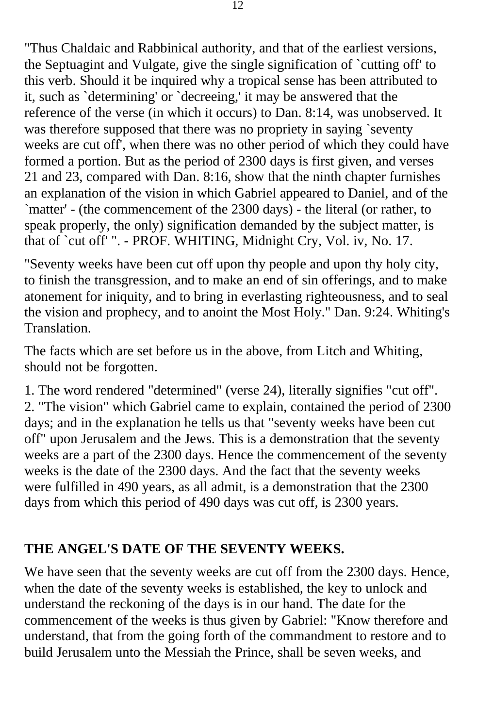"Thus Chaldaic and Rabbinical authority, and that of the earliest versions, the Septuagint and Vulgate, give the single signification of `cutting off' to this verb. Should it be inquired why a tropical sense has been attributed to it, such as `determining' or `decreeing,' it may be answered that the reference of the verse (in which it occurs) to Dan. 8:14, was unobserved. It was therefore supposed that there was no propriety in saying `seventy weeks are cut off', when there was no other period of which they could have formed a portion. But as the period of 2300 days is first given, and verses 21 and 23, compared with Dan. 8:16, show that the ninth chapter furnishes an explanation of the vision in which Gabriel appeared to Daniel, and of the `matter' - (the commencement of the 2300 days) - the literal (or rather, to speak properly, the only) signification demanded by the subject matter, is that of `cut off' ". - PROF. WHITING, Midnight Cry, Vol. iv, No. 17.

"Seventy weeks have been cut off upon thy people and upon thy holy city, to finish the transgression, and to make an end of sin offerings, and to make atonement for iniquity, and to bring in everlasting righteousness, and to seal the vision and prophecy, and to anoint the Most Holy." Dan. 9:24. Whiting's Translation.

The facts which are set before us in the above, from Litch and Whiting, should not be forgotten.

1. The word rendered "determined" (verse 24), literally signifies "cut off".
2. "The vision" which Gabriel came to explain, contained the period of 2300 days; and in the explanation he tells us that "seventy weeks have been cut off" upon Jerusalem and the Jews. This is a demonstration that the seventy weeks are a part of the 2300 days. Hence the commencement of the seventy weeks is the date of the 2300 days. And the fact that the seventy weeks were fulfilled in 490 years, as all admit, is a demonstration that the 2300 days from which this period of 490 days was cut off, is 2300 years.

## THE ANGEL'S DATE OF THE SEVENTY WEEKS.

We have seen that the seventy weeks are cut off from the 2300 days. Hence, when the date of the seventy weeks is established, the key to unlock and understand the reckoning of the days is in our hand. The date for the commencement of the weeks is thus given by Gabriel: "Know therefore and understand, that from the going forth of the commandment to restore and to build Jerusalem unto the Messiah the Prince, shall be seven weeks, and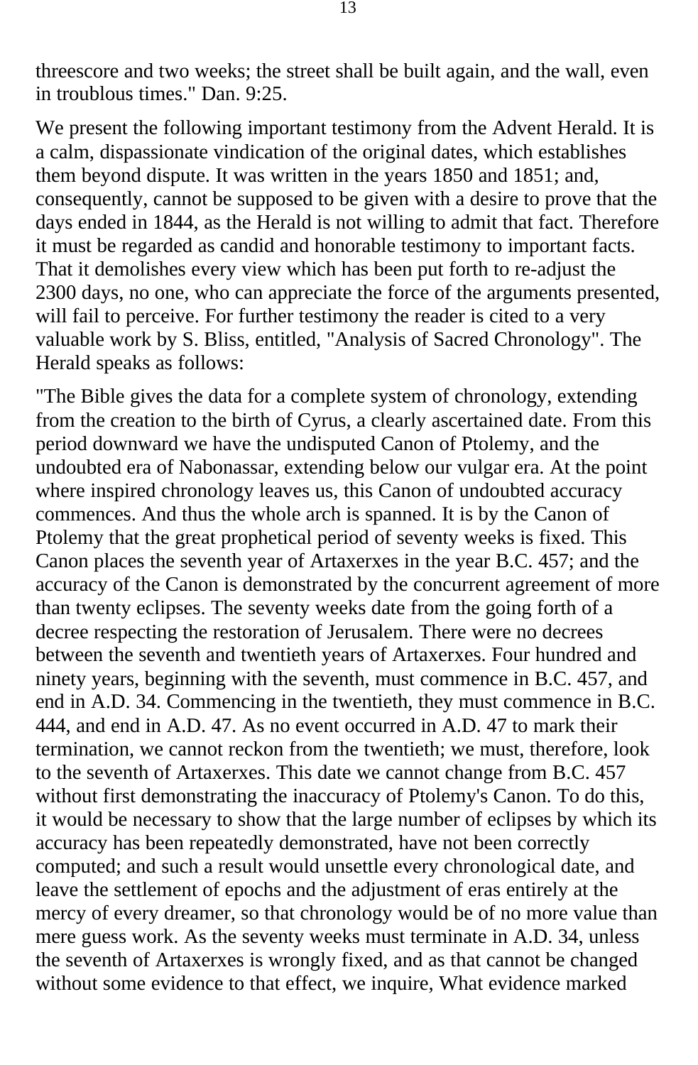threescore and two weeks; the street shall be built again, and the wall, even in troublous times." Dan. 9:25.

We present the following important testimony from the Advent Herald. It is a calm, dispassionate vindication of the original dates, which establishes them beyond dispute. It was written in the years 1850 and 1851; and, consequently, cannot be supposed to be given with a desire to prove that the days ended in 1844, as the Herald is not willing to admit that fact. Therefore it must be regarded as candid and honorable testimony to important facts. That it demolishes every view which has been put forth to re-adjust the 2300 days, no one, who can appreciate the force of the arguments presented, will fail to perceive. For further testimony the reader is cited to a very valuable work by S. Bliss, entitled, "Analysis of Sacred Chronology". The Herald speaks as follows:

"The Bible gives the data for a complete system of chronology, extending from the creation to the birth of Cyrus, a clearly ascertained date. From this period downward we have the undisputed Canon of Ptolemy, and the undoubted era of Nabonassar, extending below our vulgar era. At the point where inspired chronology leaves us, this Canon of undoubted accuracy commences. And thus the whole arch is spanned. It is by the Canon of Ptolemy that the great prophetical period of seventy weeks is fixed. This Canon places the seventh year of Artaxerxes in the year B.C. 457; and the accuracy of the Canon is demonstrated by the concurrent agreement of more than twenty eclipses. The seventy weeks date from the going forth of a decree respecting the restoration of Jerusalem. There were no decrees between the seventh and twentieth years of Artaxerxes. Four hundred and ninety years, beginning with the seventh, must commence in B.C. 457, and end in A.D. 34. Commencing in the twentieth, they must commence in B.C. 444, and end in A.D. 47. As no event occurred in A.D. 47 to mark their termination, we cannot reckon from the twentieth; we must, therefore, look to the seventh of Artaxerxes. This date we cannot change from B.C. 457 without first demonstrating the inaccuracy of Ptolemy's Canon. To do this, it would be necessary to show that the large number of eclipses by which its accuracy has been repeatedly demonstrated, have not been correctly computed; and such a result would unsettle every chronological date, and leave the settlement of epochs and the adjustment of eras entirely at the mercy of every dreamer, so that chronology would be of no more value than mere guess work. As the seventy weeks must terminate in A.D. 34, unless the seventh of Artaxerxes is wrongly fixed, and as that cannot be changed without some evidence to that effect, we inquire, What evidence marked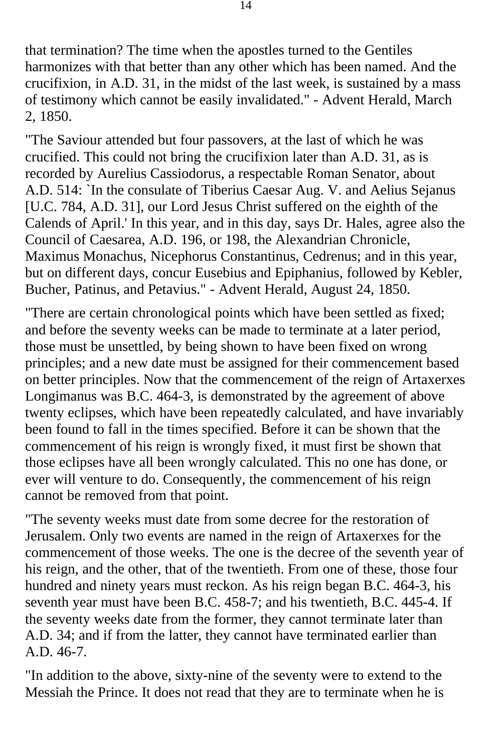that termination? The time when the apostles turned to the Gentiles harmonizes with that better than any other which has been named. And the crucifixion, in A.D. 31, in the midst of the last week, is sustained by a mass of testimony which cannot be easily invalidated." - Advent Herald, March 2, 1850.

"The Saviour attended but four passovers, at the last of which he was crucified. This could not bring the crucifixion later than A.D. 31, as is recorded by Aurelius Cassiodorus, a respectable Roman Senator, about A.D. 514: `In the consulate of Tiberius Caesar Aug. V. and Aelius Sejanus [U.C. 784, A.D. 31], our Lord Jesus Christ suffered on the eighth of the Calends of April.' In this year, and in this day, says Dr. Hales, agree also the Council of Caesarea, A.D. 196, or 198, the Alexandrian Chronicle, Maximus Monachus, Nicephorus Constantinus, Cedrenus; and in this year, but on different days, concur Eusebius and Epiphanius, followed by Kebler, Bucher, Patinus, and Petavius." - Advent Herald, August 24, 1850.

"There are certain chronological points which have been settled as fixed; and before the seventy weeks can be made to terminate at a later period, those must be unsettled, by being shown to have been fixed on wrong principles; and a new date must be assigned for their commencement based on better principles. Now that the commencement of the reign of Artaxerxes Longimanus was B.C. 464-3, is demonstrated by the agreement of above twenty eclipses, which have been repeatedly calculated, and have invariably been found to fall in the times specified. Before it can be shown that the commencement of his reign is wrongly fixed, it must first be shown that those eclipses have all been wrongly calculated. This no one has done, or ever will venture to do. Consequently, the commencement of his reign cannot be removed from that point.

"The seventy weeks must date from some decree for the restoration of Jerusalem. Only two events are named in the reign of Artaxerxes for the commencement of those weeks. The one is the decree of the seventh year of his reign, and the other, that of the twentieth. From one of these, those four hundred and ninety years must reckon. As his reign began B.C. 464-3, his seventh year must have been B.C. 458-7; and his twentieth, B.C. 445-4. If the seventy weeks date from the former, they cannot terminate later than A.D. 34; and if from the latter, they cannot have terminated earlier than A.D. 46-7.

"In addition to the above, sixty-nine of the seventy were to extend to the Messiah the Prince. It does not read that they are to terminate when he is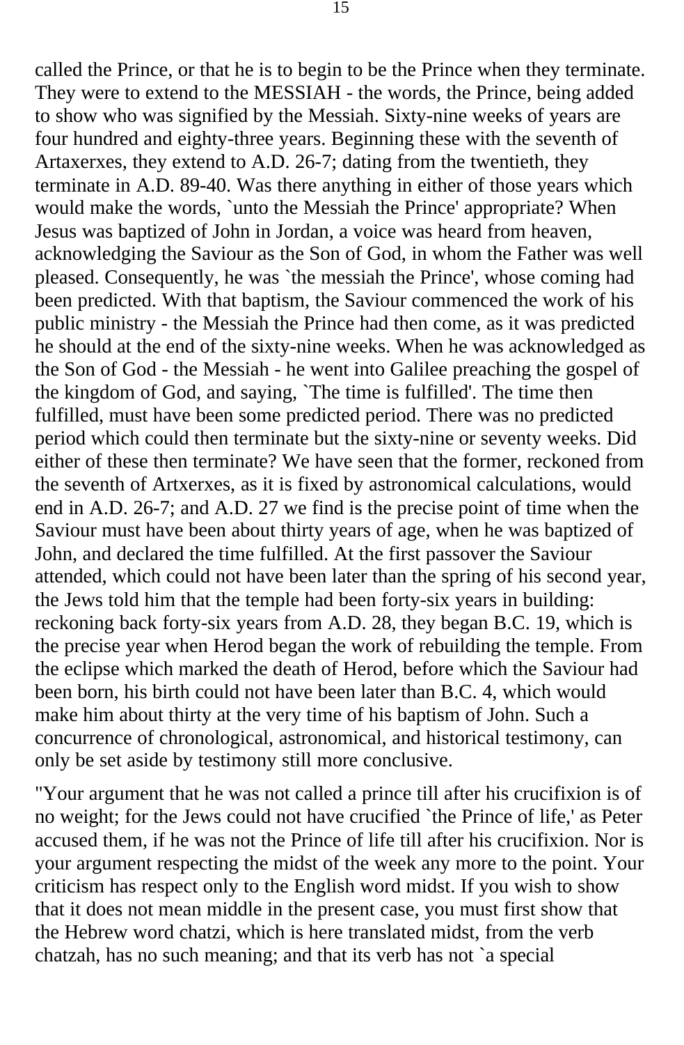called the Prince, or that he is to begin to be the Prince when they terminate. They were to extend to the MESSIAH - the words, the Prince, being added to show who was signified by the Messiah. Sixty-nine weeks of years are four hundred and eighty-three years. Beginning these with the seventh of Artaxerxes, they extend to A.D. 26-7; dating from the twentieth, they terminate in A.D. 89-40. Was there anything in either of those years which would make the words, `unto the Messiah the Prince' appropriate? When Jesus was baptized of John in Jordan, a voice was heard from heaven, acknowledging the Saviour as the Son of God, in whom the Father was well pleased. Consequently, he was `the messiah the Prince', whose coming had been predicted. With that baptism, the Saviour commenced the work of his public ministry - the Messiah the Prince had then come, as it was predicted he should at the end of the sixty-nine weeks. When he was acknowledged as the Son of God - the Messiah - he went into Galilee preaching the gospel of the kingdom of God, and saying, `The time is fulfilled'. The time then fulfilled, must have been some predicted period. There was no predicted period which could then terminate but the sixty-nine or seventy weeks. Did either of these then terminate? We have seen that the former, reckoned from the seventh of Artxerxes, as it is fixed by astronomical calculations, would end in A.D. 26-7; and A.D. 27 we find is the precise point of time when the Saviour must have been about thirty years of age, when he was baptized of John, and declared the time fulfilled. At the first passover the Saviour attended, which could not have been later than the spring of his second year, the Jews told him that the temple had been forty-six years in building: reckoning back forty-six years from A.D. 28, they began B.C. 19, which is the precise year when Herod began the work of rebuilding the temple. From the eclipse which marked the death of Herod, before which the Saviour had been born, his birth could not have been later than B.C. 4, which would make him about thirty at the very time of his baptism of John. Such a concurrence of chronological, astronomical, and historical testimony, can only be set aside by testimony still more conclusive.

"Your argument that he was not called a prince till after his crucifixion is of no weight; for the Jews could not have crucified `the Prince of life,' as Peter accused them, if he was not the Prince of life till after his crucifixion. Nor is your argument respecting the midst of the week any more to the point. Your criticism has respect only to the English word midst. If you wish to show that it does not mean middle in the present case, you must first show that the Hebrew word chatzi, which is here translated midst, from the verb chatzah, has no such meaning; and that its verb has not `a special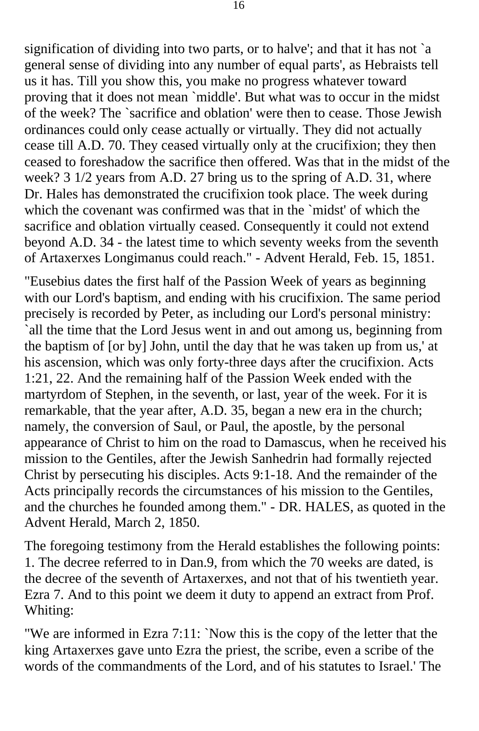signification of dividing into two parts, or to halve'; and that it has not `a general sense of dividing into any number of equal parts', as Hebraists tell us it has. Till you show this, you make no progress whatever toward proving that it does not mean `middle'. But what was to occur in the midst of the week? The `sacrifice and oblation' were then to cease. Those Jewish ordinances could only cease actually or virtually. They did not actually cease till A.D. 70. They ceased virtually only at the crucifixion; they then ceased to foreshadow the sacrifice then offered. Was that in the midst of the week? 3 1/2 years from A.D. 27 bring us to the spring of A.D. 31, where Dr. Hales has demonstrated the crucifixion took place. The week during which the covenant was confirmed was that in the `midst' of which the sacrifice and oblation virtually ceased. Consequently it could not extend beyond A.D. 34 - the latest time to which seventy weeks from the seventh of Artaxerxes Longimanus could reach." - Advent Herald, Feb. 15, 1851.

"Eusebius dates the first half of the Passion Week of years as beginning with our Lord's baptism, and ending with his crucifixion. The same period precisely is recorded by Peter, as including our Lord's personal ministry: `all the time that the Lord Jesus went in and out among us, beginning from the baptism of [or by] John, until the day that he was taken up from us,' at his ascension, which was only forty-three days after the crucifixion. Acts 1:21, 22. And the remaining half of the Passion Week ended with the martyrdom of Stephen, in the seventh, or last, year of the week. For it is remarkable, that the year after, A.D. 35, began a new era in the church; namely, the conversion of Saul, or Paul, the apostle, by the personal appearance of Christ to him on the road to Damascus, when he received his mission to the Gentiles, after the Jewish Sanhedrin had formally rejected Christ by persecuting his disciples. Acts 9:1-18. And the remainder of the Acts principally records the circumstances of his mission to the Gentiles, and the churches he founded among them." - DR. HALES, as quoted in the Advent Herald, March 2, 1850.

The foregoing testimony from the Herald establishes the following points: 1. The decree referred to in Dan.9, from which the 70 weeks are dated, is the decree of the seventh of Artaxerxes, and not that of his twentieth year. Ezra 7. And to this point we deem it duty to append an extract from Prof. Whiting:

"We are informed in Ezra 7:11: `Now this is the copy of the letter that the king Artaxerxes gave unto Ezra the priest, the scribe, even a scribe of the words of the commandments of the Lord, and of his statutes to Israel.' The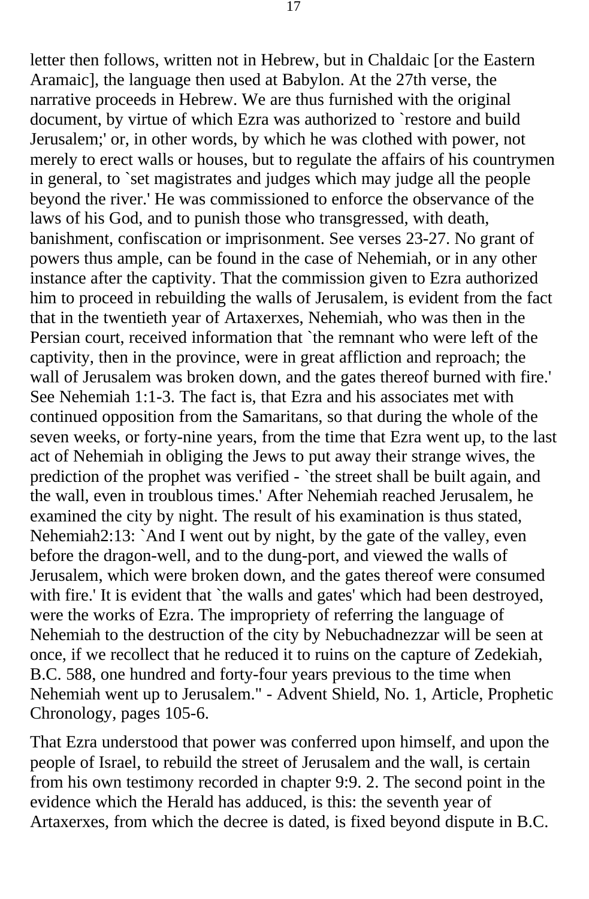letter then follows, written not in Hebrew, but in Chaldaic [or the Eastern Aramaic], the language then used at Babylon. At the 27th verse, the narrative proceeds in Hebrew. We are thus furnished with the original document, by virtue of which Ezra was authorized to `restore and build Jerusalem;' or, in other words, by which he was clothed with power, not merely to erect walls or houses, but to regulate the affairs of his countrymen in general, to `set magistrates and judges which may judge all the people beyond the river.' He was commissioned to enforce the observance of the laws of his God, and to punish those who transgressed, with death, banishment, confiscation or imprisonment. See verses 23-27. No grant of powers thus ample, can be found in the case of Nehemiah, or in any other instance after the captivity. That the commission given to Ezra authorized him to proceed in rebuilding the walls of Jerusalem, is evident from the fact that in the twentieth year of Artaxerxes, Nehemiah, who was then in the Persian court, received information that `the remnant who were left of the captivity, then in the province, were in great affliction and reproach; the wall of Jerusalem was broken down, and the gates thereof burned with fire.' See Nehemiah 1:1-3. The fact is, that Ezra and his associates met with continued opposition from the Samaritans, so that during the whole of the seven weeks, or forty-nine years, from the time that Ezra went up, to the last act of Nehemiah in obliging the Jews to put away their strange wives, the prediction of the prophet was verified - `the street shall be built again, and the wall, even in troublous times.' After Nehemiah reached Jerusalem, he examined the city by night. The result of his examination is thus stated, Nehemiah2:13: `And I went out by night, by the gate of the valley, even before the dragon-well, and to the dung-port, and viewed the walls of Jerusalem, which were broken down, and the gates thereof were consumed with fire.' It is evident that `the walls and gates' which had been destroyed, were the works of Ezra. The impropriety of referring the language of Nehemiah to the destruction of the city by Nebuchadnezzar will be seen at once, if we recollect that he reduced it to ruins on the capture of Zedekiah, B.C. 588, one hundred and forty-four years previous to the time when Nehemiah went up to Jerusalem." - Advent Shield, No. 1, Article, Prophetic Chronology, pages 105-6.

That Ezra understood that power was conferred upon himself, and upon the people of Israel, to rebuild the street of Jerusalem and the wall, is certain from his own testimony recorded in chapter 9:9. 2. The second point in the evidence which the Herald has adduced, is this: the seventh year of Artaxerxes, from which the decree is dated, is fixed beyond dispute in B.C.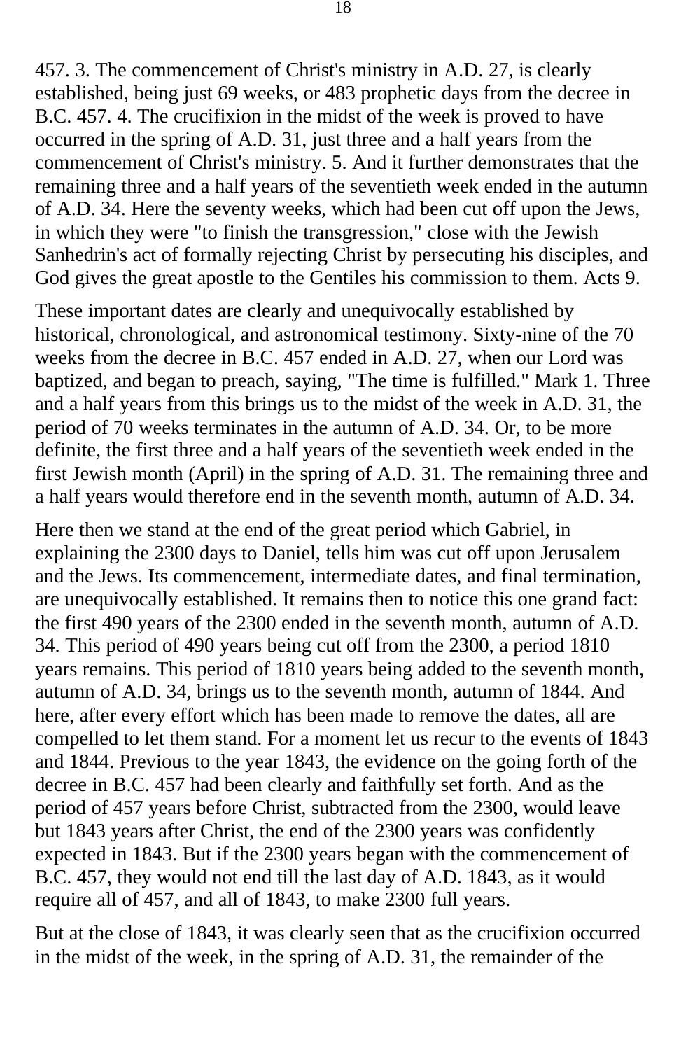457. 3. The commencement of Christ's ministry in A.D. 27, is clearly established, being just 69 weeks, or 483 prophetic days from the decree in B.C. 457. 4. The crucifixion in the midst of the week is proved to have occurred in the spring of A.D. 31, just three and a half years from the commencement of Christ's ministry. 5. And it further demonstrates that the remaining three and a half years of the seventieth week ended in the autumn of A.D. 34. Here the seventy weeks, which had been cut off upon the Jews, in which they were "to finish the transgression," close with the Jewish Sanhedrin's act of formally rejecting Christ by persecuting his disciples, and God gives the great apostle to the Gentiles his commission to them. Acts 9.

These important dates are clearly and unequivocally established by historical, chronological, and astronomical testimony. Sixty-nine of the 70 weeks from the decree in B.C. 457 ended in A.D. 27, when our Lord was baptized, and began to preach, saying, "The time is fulfilled." Mark 1. Three and a half years from this brings us to the midst of the week in A.D. 31, the period of 70 weeks terminates in the autumn of A.D. 34. Or, to be more definite, the first three and a half years of the seventieth week ended in the first Jewish month (April) in the spring of A.D. 31. The remaining three and a half years would therefore end in the seventh month, autumn of A.D. 34.

Here then we stand at the end of the great period which Gabriel, in explaining the 2300 days to Daniel, tells him was cut off upon Jerusalem and the Jews. Its commencement, intermediate dates, and final termination, are unequivocally established. It remains then to notice this one grand fact: the first 490 years of the 2300 ended in the seventh month, autumn of A.D. 34. This period of 490 years being cut off from the 2300, a period 1810 years remains. This period of 1810 years being added to the seventh month, autumn of A.D. 34, brings us to the seventh month, autumn of 1844. And here, after every effort which has been made to remove the dates, all are compelled to let them stand. For a moment let us recur to the events of 1843 and 1844. Previous to the year 1843, the evidence on the going forth of the decree in B.C. 457 had been clearly and faithfully set forth. And as the period of 457 years before Christ, subtracted from the 2300, would leave but 1843 years after Christ, the end of the 2300 years was confidently expected in 1843. But if the 2300 years began with the commencement of B.C. 457, they would not end till the last day of A.D. 1843, as it would require all of 457, and all of 1843, to make 2300 full years.

But at the close of 1843, it was clearly seen that as the crucifixion occurred in the midst of the week, in the spring of A.D. 31, the remainder of the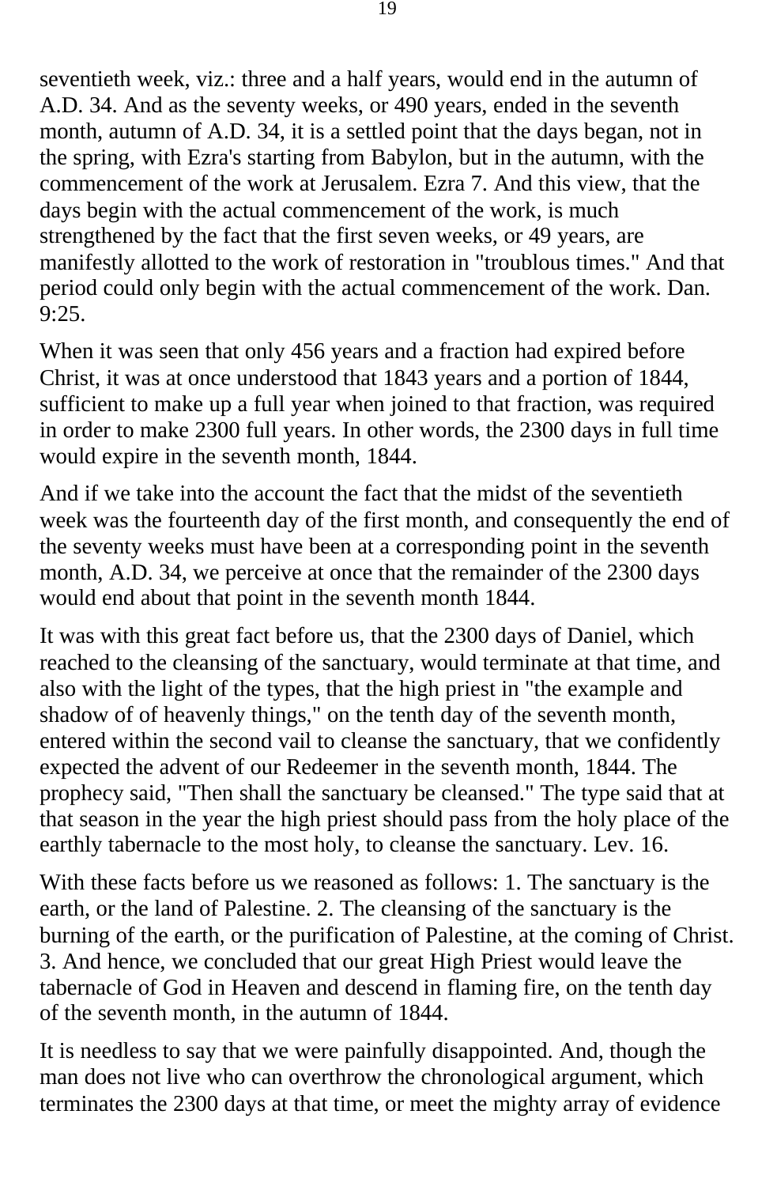seventieth week, viz.: three and a half years, would end in the autumn of A.D. 34. And as the seventy weeks, or 490 years, ended in the seventh month, autumn of A.D. 34, it is a settled point that the days began, not in the spring, with Ezra's starting from Babylon, but in the autumn, with the commencement of the work at Jerusalem. Ezra 7. And this view, that the days begin with the actual commencement of the work, is much strengthened by the fact that the first seven weeks, or 49 years, are manifestly allotted to the work of restoration in "troublous times." And that period could only begin with the actual commencement of the work. Dan. 9:25.

When it was seen that only 456 years and a fraction had expired before Christ, it was at once understood that 1843 years and a portion of 1844, sufficient to make up a full year when joined to that fraction, was required in order to make 2300 full years. In other words, the 2300 days in full time would expire in the seventh month, 1844.

And if we take into the account the fact that the midst of the seventieth week was the fourteenth day of the first month, and consequently the end of the seventy weeks must have been at a corresponding point in the seventh month, A.D. 34, we perceive at once that the remainder of the 2300 days would end about that point in the seventh month 1844.

It was with this great fact before us, that the 2300 days of Daniel, which reached to the cleansing of the sanctuary, would terminate at that time, and also with the light of the types, that the high priest in "the example and shadow of of heavenly things," on the tenth day of the seventh month, entered within the second vail to cleanse the sanctuary, that we confidently expected the advent of our Redeemer in the seventh month, 1844. The prophecy said, "Then shall the sanctuary be cleansed." The type said that at that season in the year the high priest should pass from the holy place of the earthly tabernacle to the most holy, to cleanse the sanctuary. Lev. 16.

With these facts before us we reasoned as follows: 1. The sanctuary is the earth, or the land of Palestine. 2. The cleansing of the sanctuary is the burning of the earth, or the purification of Palestine, at the coming of Christ. 3. And hence, we concluded that our great High Priest would leave the tabernacle of God in Heaven and descend in flaming fire, on the tenth day of the seventh month, in the autumn of 1844.

It is needless to say that we were painfully disappointed. And, though the man does not live who can overthrow the chronological argument, which terminates the 2300 days at that time, or meet the mighty array of evidence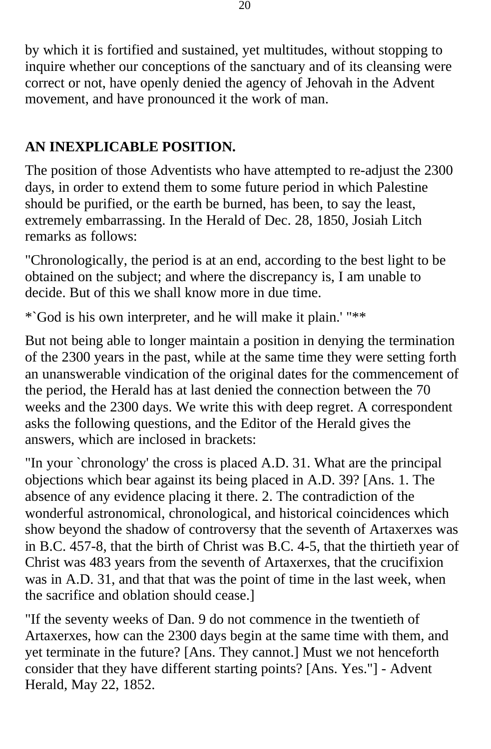by which it is fortified and sustained, yet multitudes, without stopping to inquire whether our conceptions of the sanctuary and of its cleansing were correct or not, have openly denied the agency of Jehovah in the Advent movement, and have pronounced it the work of man.

## AN INEXPLICABLE POSITION.

The position of those Adventists who have attempted to re-adjust the 2300 days, in order to extend them to some future period in which Palestine should be purified, or the earth be burned, has been, to say the least, extremely embarrassing. In the Herald of Dec. 28, 1850, Josiah Litch remarks as follows:

"Chronologically, the period is at an end, according to the best light to be obtained on the subject; and where the discrepancy is, I am unable to decide. But of this we shall know more in due time.

*`God is his own interpreter, and he will make it plain.' "**

But not being able to longer maintain a position in denying the termination of the 2300 years in the past, while at the same time they were setting forth an unanswerable vindication of the original dates for the commencement of the period, the Herald has at last denied the connection between the 70 weeks and the 2300 days. We write this with deep regret. A correspondent asks the following questions, and the Editor of the Herald gives the answers, which are inclosed in brackets:

"In your `chronology' the cross is placed A.D. 31. What are the principal objections which bear against its being placed in A.D. 39? [Ans. 1. The absence of any evidence placing it there. 2. The contradiction of the wonderful astronomical, chronological, and historical coincidences which show beyond the shadow of controversy that the seventh of Artaxerxes was in B.C. 457-8, that the birth of Christ was B.C. 4-5, that the thirtieth year of Christ was 483 years from the seventh of Artaxerxes, that the crucifixion was in A.D. 31, and that that was the point of time in the last week, when the sacrifice and oblation should cease.]

"If the seventy weeks of Dan. 9 do not commence in the twentieth of Artaxerxes, how can the 2300 days begin at the same time with them, and yet terminate in the future? [Ans. They cannot.] Must we not henceforth consider that they have different starting points? [Ans. Yes."] - Advent Herald, May 22, 1852.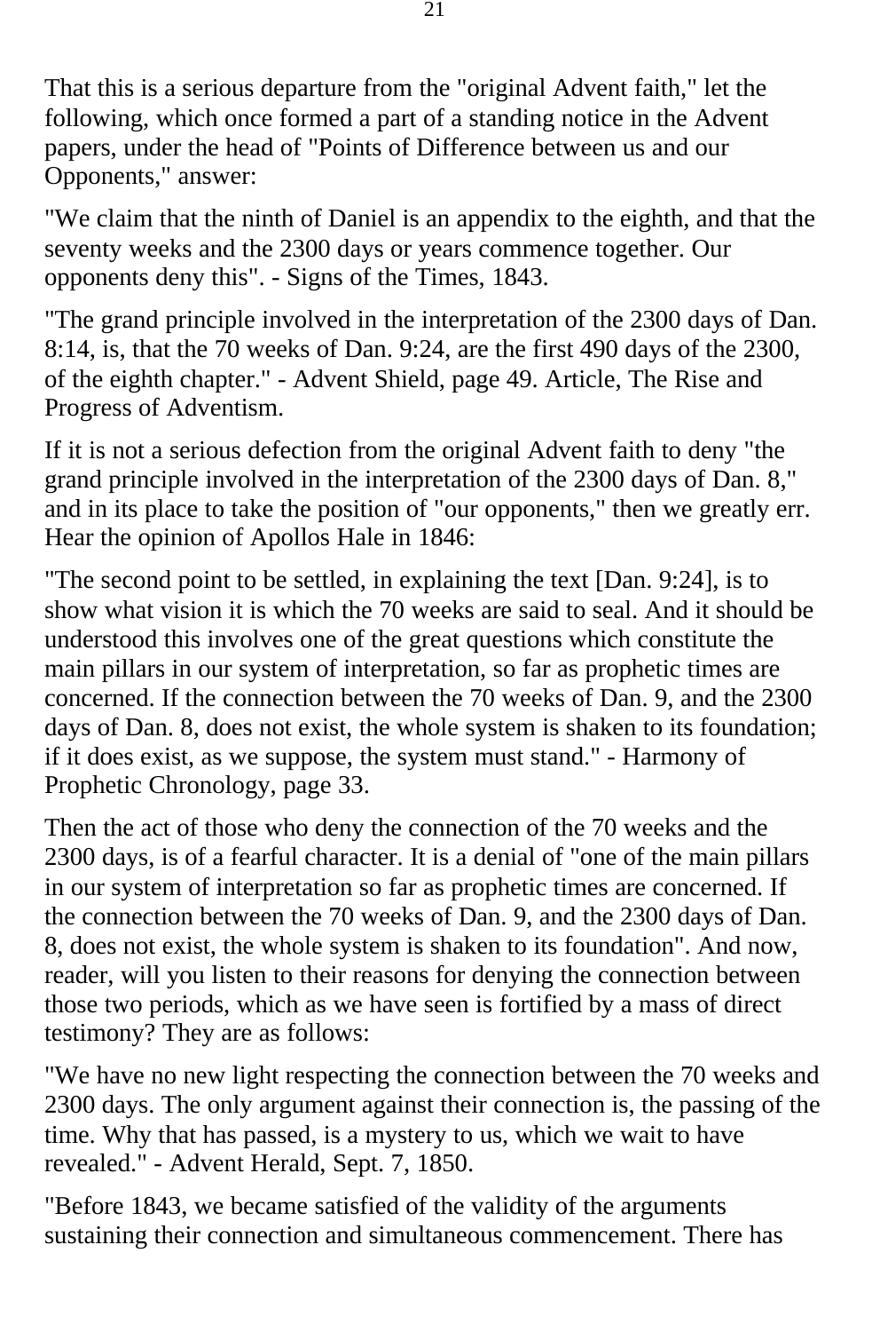That this is a serious departure from the "original Advent faith," let the following, which once formed a part of a standing notice in the Advent papers, under the head of "Points of Difference between us and our Opponents," answer:

"We claim that the ninth of Daniel is an appendix to the eighth, and that the seventy weeks and the 2300 days or years commence together. Our opponents deny this". - Signs of the Times, 1843.

"The grand principle involved in the interpretation of the 2300 days of Dan. 8:14, is, that the 70 weeks of Dan. 9:24, are the first 490 days of the 2300, of the eighth chapter." - Advent Shield, page 49. Article, The Rise and Progress of Adventism.

If it is not a serious defection from the original Advent faith to deny "the grand principle involved in the interpretation of the 2300 days of Dan. 8," and in its place to take the position of "our opponents," then we greatly err. Hear the opinion of Apollos Hale in 1846:

"The second point to be settled, in explaining the text [Dan. 9:24], is to show what vision it is which the 70 weeks are said to seal. And it should be understood this involves one of the great questions which constitute the main pillars in our system of interpretation, so far as prophetic times are concerned. If the connection between the 70 weeks of Dan. 9, and the 2300 days of Dan. 8, does not exist, the whole system is shaken to its foundation; if it does exist, as we suppose, the system must stand." - Harmony of Prophetic Chronology, page 33.

Then the act of those who deny the connection of the 70 weeks and the 2300 days, is of a fearful character. It is a denial of "one of the main pillars in our system of interpretation so far as prophetic times are concerned. If the connection between the 70 weeks of Dan. 9, and the 2300 days of Dan. 8, does not exist, the whole system is shaken to its foundation". And now, reader, will you listen to their reasons for denying the connection between those two periods, which as we have seen is fortified by a mass of direct testimony? They are as follows:

"We have no new light respecting the connection between the 70 weeks and 2300 days. The only argument against their connection is, the passing of the time. Why that has passed, is a mystery to us, which we wait to have revealed." - Advent Herald, Sept. 7, 1850.

"Before 1843, we became satisfied of the validity of the arguments sustaining their connection and simultaneous commencement. There has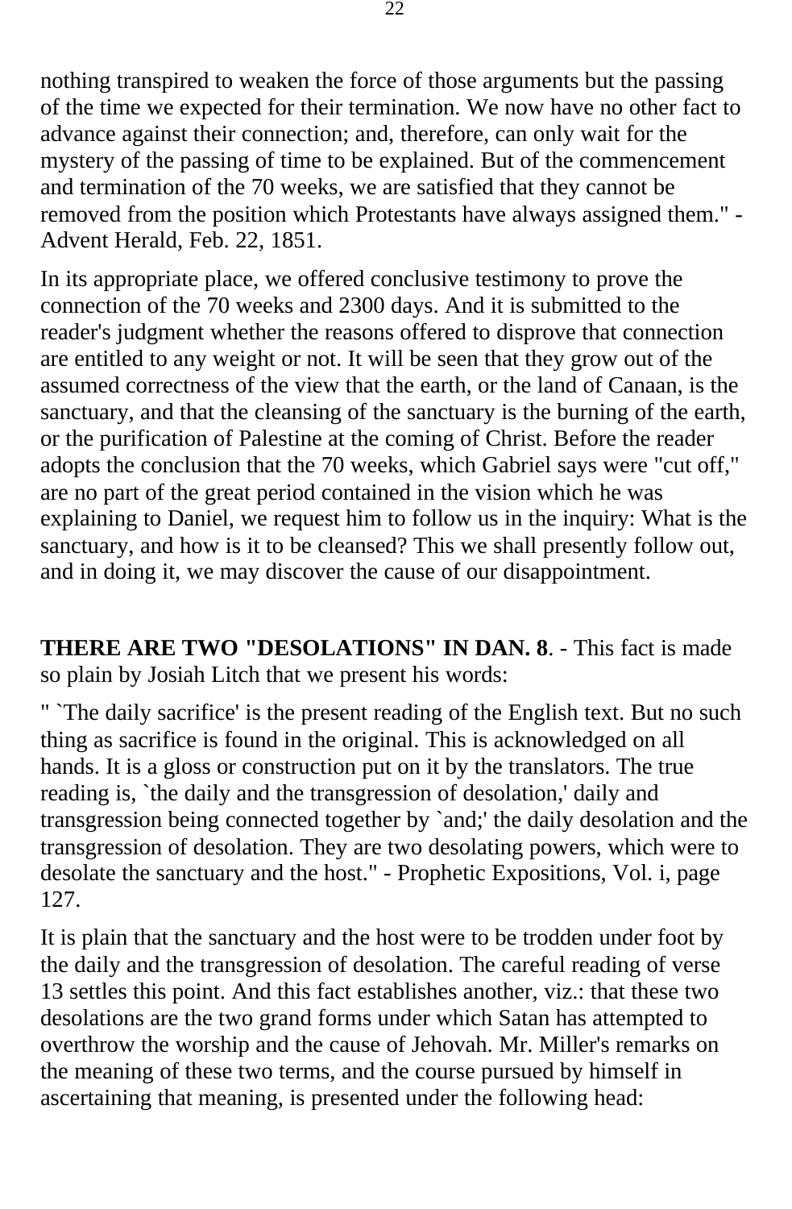nothing transpired to weaken the force of those arguments but the passing of the time we expected for their termination. We now have no other fact to advance against their connection; and, therefore, can only wait for the mystery of the passing of time to be explained. But of the commencement and termination of the 70 weeks, we are satisfied that they cannot be removed from the position which Protestants have always assigned them." - Advent Herald, Feb. 22, 1851.

In its appropriate place, we offered conclusive testimony to prove the connection of the 70 weeks and 2300 days. And it is submitted to the reader's judgment whether the reasons offered to disprove that connection are entitled to any weight or not. It will be seen that they grow out of the assumed correctness of the view that the earth, or the land of Canaan, is the sanctuary, and that the cleansing of the sanctuary is the burning of the earth, or the purification of Palestine at the coming of Christ. Before the reader adopts the conclusion that the 70 weeks, which Gabriel says were "cut off," are no part of the great period contained in the vision which he was explaining to Daniel, we request him to follow us in the inquiry: What is the sanctuary, and how is it to be cleansed? This we shall presently follow out, and in doing it, we may discover the cause of our disappointment.

**THERE ARE TWO "DESOLATIONS" IN DAN. 8**. - This fact is made so plain by Josiah Litch that we present his words:

" `The daily sacrifice' is the present reading of the English text. But no such thing as sacrifice is found in the original. This is acknowledged on all hands. It is a gloss or construction put on it by the translators. The true reading is, `the daily and the transgression of desolation,' daily and transgression being connected together by `and;' the daily desolation and the transgression of desolation. They are two desolating powers, which were to desolate the sanctuary and the host." - Prophetic Expositions, Vol. i, page 127.

It is plain that the sanctuary and the host were to be trodden under foot by the daily and the transgression of desolation. The careful reading of verse 13 settles this point. And this fact establishes another, viz.: that these two desolations are the two grand forms under which Satan has attempted to overthrow the worship and the cause of Jehovah. Mr. Miller's remarks on the meaning of these two terms, and the course pursued by himself in ascertaining that meaning, is presented under the following head: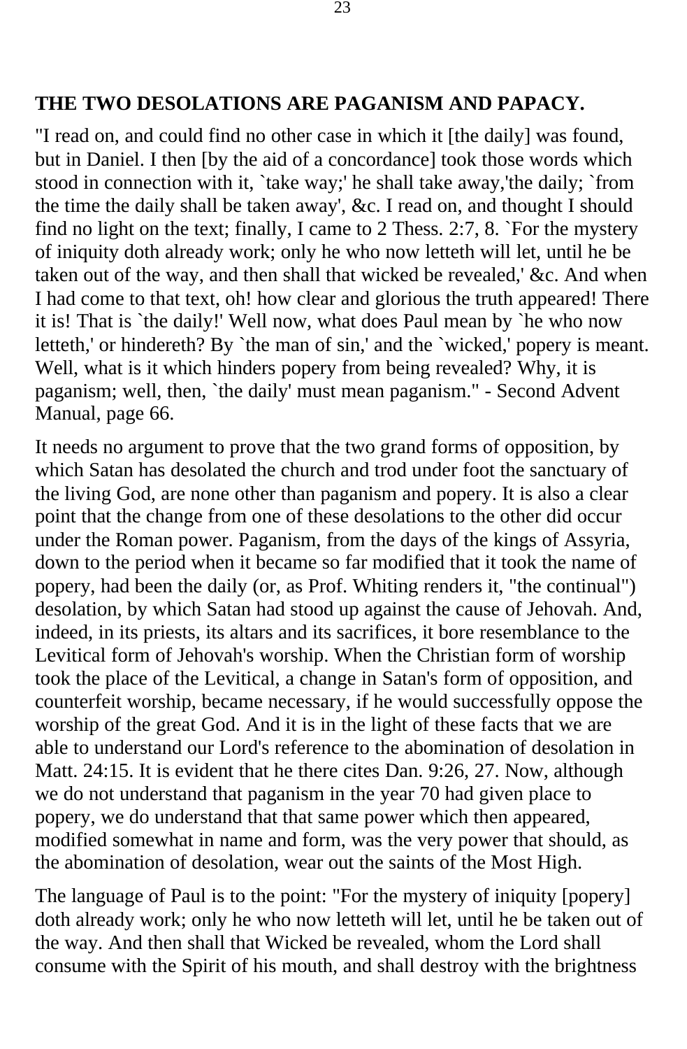### THE TWO DESOLATIONS ARE PAGANISM AND PAPACY.

"I read on, and could find no other case in which it [the daily] was found, but in Daniel. I then [by the aid of a concordance] took those words which stood in connection with it, `take way;' he shall take away,'the daily; `from the time the daily shall be taken away', &c. I read on, and thought I should find no light on the text; finally, I came to 2 Thess. 2:7, 8. `For the mystery of iniquity doth already work; only he who now letteth will let, until he be taken out of the way, and then shall that wicked be revealed,' &c. And when I had come to that text, oh! how clear and glorious the truth appeared! There it is! That is `the daily!' Well now, what does Paul mean by `he who now letteth,' or hindereth? By `the man of sin,' and the `wicked,' popery is meant. Well, what is it which hinders popery from being revealed? Why, it is paganism; well, then, `the daily' must mean paganism." - Second Advent Manual, page 66.

It needs no argument to prove that the two grand forms of opposition, by which Satan has desolated the church and trod under foot the sanctuary of the living God, are none other than paganism and popery. It is also a clear point that the change from one of these desolations to the other did occur under the Roman power. Paganism, from the days of the kings of Assyria, down to the period when it became so far modified that it took the name of popery, had been the daily (or, as Prof. Whiting renders it, "the continual") desolation, by which Satan had stood up against the cause of Jehovah. And, indeed, in its priests, its altars and its sacrifices, it bore resemblance to the Levitical form of Jehovah's worship. When the Christian form of worship took the place of the Levitical, a change in Satan's form of opposition, and counterfeit worship, became necessary, if he would successfully oppose the worship of the great God. And it is in the light of these facts that we are able to understand our Lord's reference to the abomination of desolation in Matt. 24:15. It is evident that he there cites Dan. 9:26, 27. Now, although we do not understand that paganism in the year 70 had given place to popery, we do understand that that same power which then appeared, modified somewhat in name and form, was the very power that should, as the abomination of desolation, wear out the saints of the Most High.

The language of Paul is to the point: "For the mystery of iniquity [popery] doth already work; only he who now letteth will let, until he be taken out of the way. And then shall that Wicked be revealed, whom the Lord shall consume with the Spirit of his mouth, and shall destroy with the brightness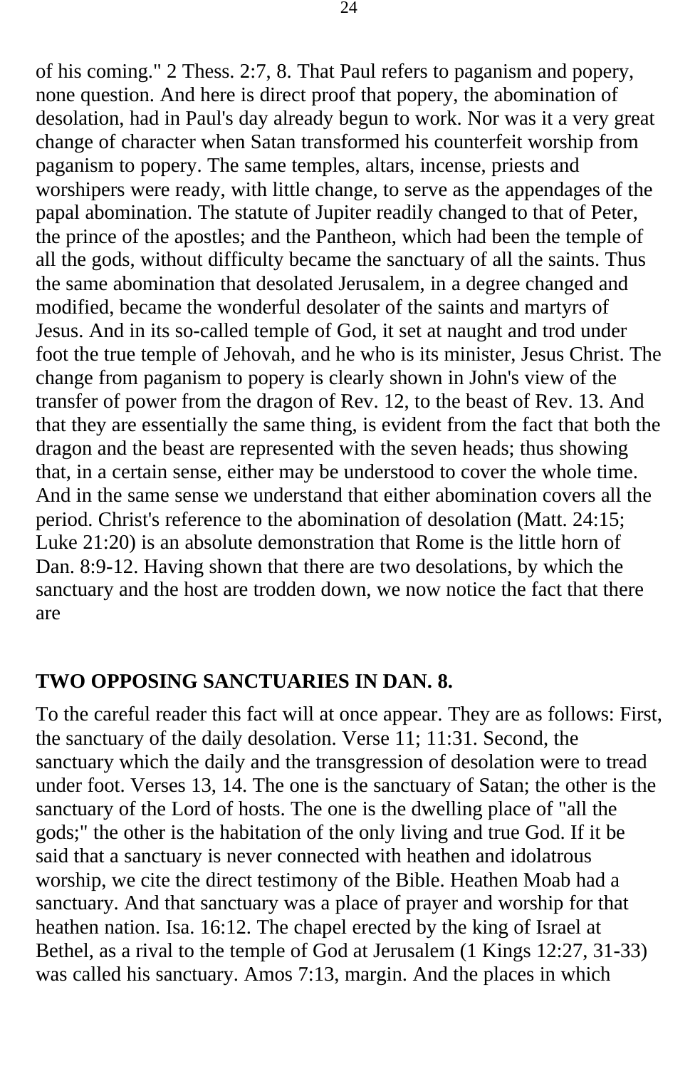of his coming." 2 Thess. 2:7, 8. That Paul refers to paganism and popery, none question. And here is direct proof that popery, the abomination of desolation, had in Paul's day already begun to work. Nor was it a very great change of character when Satan transformed his counterfeit worship from paganism to popery. The same temples, altars, incense, priests and worshipers were ready, with little change, to serve as the appendages of the papal abomination. The statute of Jupiter readily changed to that of Peter, the prince of the apostles; and the Pantheon, which had been the temple of all the gods, without difficulty became the sanctuary of all the saints. Thus the same abomination that desolated Jerusalem, in a degree changed and modified, became the wonderful desolater of the saints and martyrs of Jesus. And in its so-called temple of God, it set at naught and trod under foot the true temple of Jehovah, and he who is its minister, Jesus Christ. The change from paganism to popery is clearly shown in John's view of the transfer of power from the dragon of Rev. 12, to the beast of Rev. 13. And that they are essentially the same thing, is evident from the fact that both the dragon and the beast are represented with the seven heads; thus showing that, in a certain sense, either may be understood to cover the whole time. And in the same sense we understand that either abomination covers all the period. Christ's reference to the abomination of desolation (Matt. 24:15; Luke 21:20) is an absolute demonstration that Rome is the little horn of Dan. 8:9-12. Having shown that there are two desolations, by which the sanctuary and the host are trodden down, we now notice the fact that there are

## TWO OPPOSING SANCTUARIES IN DAN. 8.

To the careful reader this fact will at once appear. They are as follows: First, the sanctuary of the daily desolation. Verse 11; 11:31. Second, the sanctuary which the daily and the transgression of desolation were to tread under foot. Verses 13, 14. The one is the sanctuary of Satan; the other is the sanctuary of the Lord of hosts. The one is the dwelling place of "all the gods;" the other is the habitation of the only living and true God. If it be said that a sanctuary is never connected with heathen and idolatrous worship, we cite the direct testimony of the Bible. Heathen Moab had a sanctuary. And that sanctuary was a place of prayer and worship for that heathen nation. Isa. 16:12. The chapel erected by the king of Israel at Bethel, as a rival to the temple of God at Jerusalem (1 Kings 12:27, 31-33) was called his sanctuary. Amos 7:13, margin. And the places in which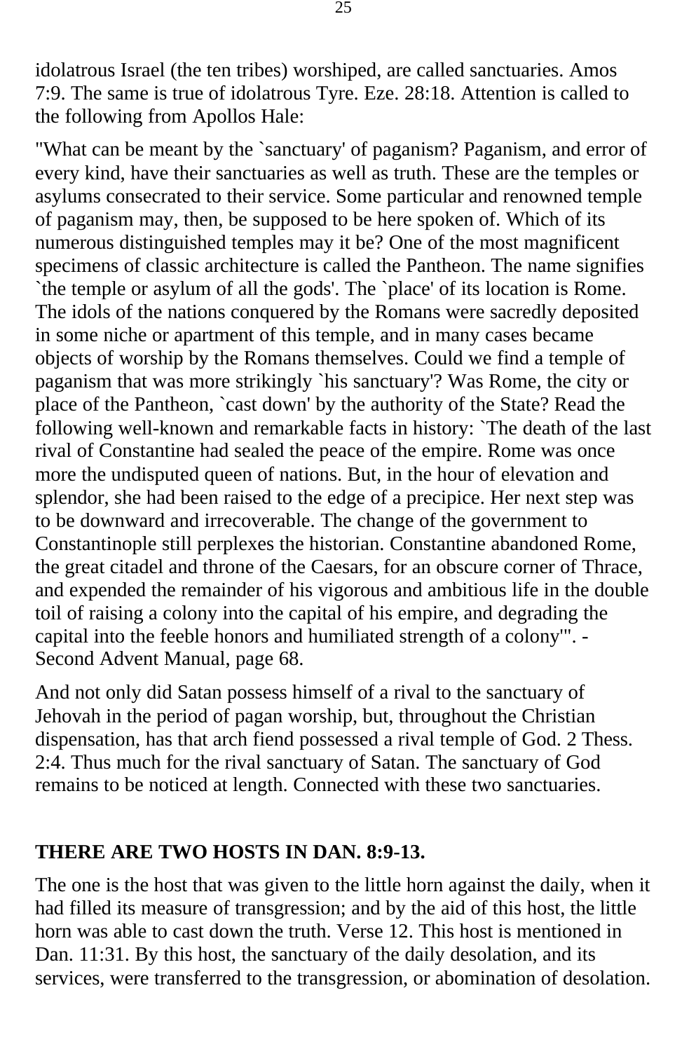idolatrous Israel (the ten tribes) worshiped, are called sanctuaries. Amos 7:9. The same is true of idolatrous Tyre. Eze. 28:18. Attention is called to the following from Apollos Hale:

"What can be meant by the `sanctuary' of paganism? Paganism, and error of every kind, have their sanctuaries as well as truth. These are the temples or asylums consecrated to their service. Some particular and renowned temple of paganism may, then, be supposed to be here spoken of. Which of its numerous distinguished temples may it be? One of the most magnificent specimens of classic architecture is called the Pantheon. The name signifies `the temple or asylum of all the gods'. The `place' of its location is Rome. The idols of the nations conquered by the Romans were sacredly deposited in some niche or apartment of this temple, and in many cases became objects of worship by the Romans themselves. Could we find a temple of paganism that was more strikingly `his sanctuary'? Was Rome, the city or place of the Pantheon, `cast down' by the authority of the State? Read the following well-known and remarkable facts in history: `The death of the last rival of Constantine had sealed the peace of the empire. Rome was once more the undisputed queen of nations. But, in the hour of elevation and splendor, she had been raised to the edge of a precipice. Her next step was to be downward and irrecoverable. The change of the government to Constantinople still perplexes the historian. Constantine abandoned Rome, the great citadel and throne of the Caesars, for an obscure corner of Thrace, and expended the remainder of his vigorous and ambitious life in the double toil of raising a colony into the capital of his empire, and degrading the capital into the feeble honors and humiliated strength of a colony'". - Second Advent Manual, page 68.

And not only did Satan possess himself of a rival to the sanctuary of Jehovah in the period of pagan worship, but, throughout the Christian dispensation, has that arch fiend possessed a rival temple of God. 2 Thess. 2:4. Thus much for the rival sanctuary of Satan. The sanctuary of God remains to be noticed at length. Connected with these two sanctuaries.

**THERE ARE TWO HOSTS IN DAN. 8:9-13.**

The one is the host that was given to the little horn against the daily, when it had filled its measure of transgression; and by the aid of this host, the little horn was able to cast down the truth. Verse 12. This host is mentioned in Dan. 11:31. By this host, the sanctuary of the daily desolation, and its services, were transferred to the transgression, or abomination of desolation.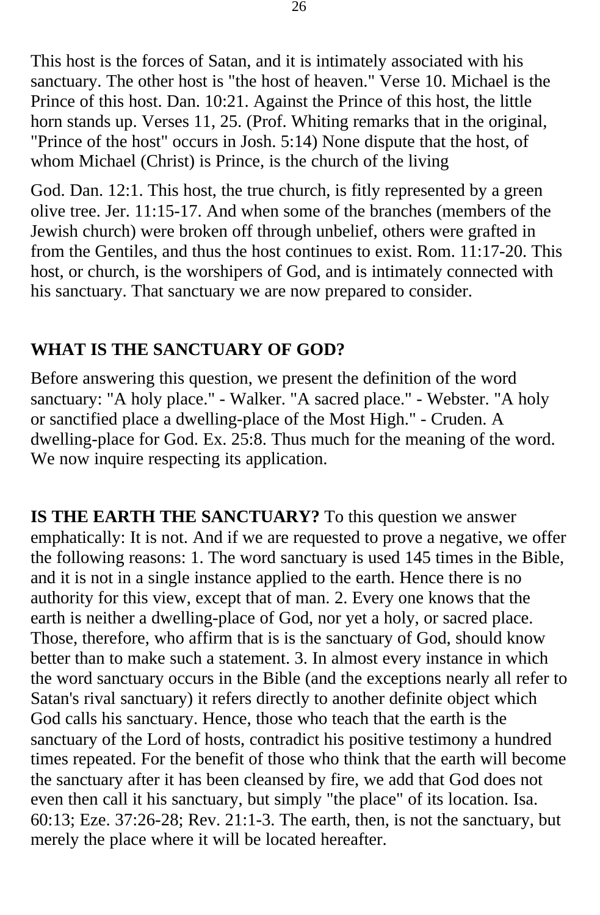This host is the forces of Satan, and it is intimately associated with his sanctuary. The other host is "the host of heaven." Verse 10. Michael is the Prince of this host. Dan. 10:21. Against the Prince of this host, the little horn stands up. Verses 11, 25. (Prof. Whiting remarks that in the original, "Prince of the host" occurs in Josh. 5:14) None dispute that the host, of whom Michael (Christ) is Prince, is the church of the living

God. Dan. 12:1. This host, the true church, is fitly represented by a green olive tree. Jer. 11:15-17. And when some of the branches (members of the Jewish church) were broken off through unbelief, others were grafted in from the Gentiles, and thus the host continues to exist. Rom. 11:17-20. This host, or church, is the worshipers of God, and is intimately connected with his sanctuary. That sanctuary we are now prepared to consider.

**WHAT IS THE SANCTUARY OF GOD?**

Before answering this question, we present the definition of the word sanctuary: "A holy place." - Walker. "A sacred place." - Webster. "A holy or sanctified place a dwelling-place of the Most High." - Cruden. A dwelling-place for God. Ex. 25:8. Thus much for the meaning of the word. We now inquire respecting its application.

**IS THE EARTH THE SANCTUARY?** To this question we answer emphatically: It is not. And if we are requested to prove a negative, we offer the following reasons: 1. The word sanctuary is used 145 times in the Bible, and it is not in a single instance applied to the earth. Hence there is no authority for this view, except that of man. 2. Every one knows that the earth is neither a dwelling-place of God, nor yet a holy, or sacred place. Those, therefore, who affirm that is is the sanctuary of God, should know better than to make such a statement. 3. In almost every instance in which the word sanctuary occurs in the Bible (and the exceptions nearly all refer to Satan's rival sanctuary) it refers directly to another definite object which God calls his sanctuary. Hence, those who teach that the earth is the sanctuary of the Lord of hosts, contradict his positive testimony a hundred times repeated. For the benefit of those who think that the earth will become the sanctuary after it has been cleansed by fire, we add that God does not even then call it his sanctuary, but simply "the place" of its location. Isa. 60:13; Eze. 37:26-28; Rev. 21:1-3. The earth, then, is not the sanctuary, but merely the place where it will be located hereafter.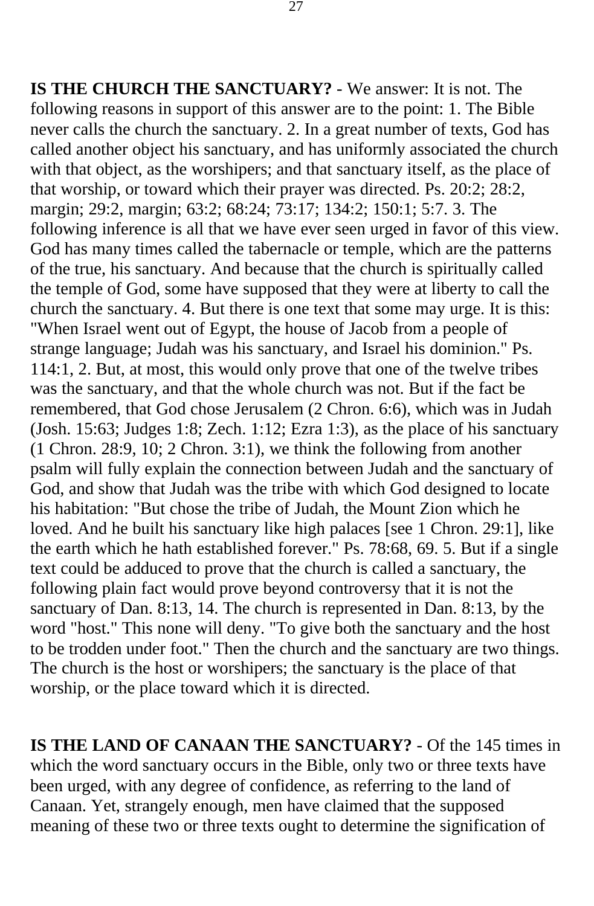**IS THE CHURCH THE SANCTUARY?** - We answer: It is not. The following reasons in support of this answer are to the point: 1. The Bible never calls the church the sanctuary. 2. In a great number of texts, God has called another object his sanctuary, and has uniformly associated the church with that object, as the worshipers; and that sanctuary itself, as the place of that worship, or toward which their prayer was directed. Ps. 20:2; 28:2, margin; 29:2, margin; 63:2; 68:24; 73:17; 134:2; 150:1; 5:7. 3. The following inference is all that we have ever seen urged in favor of this view. God has many times called the tabernacle or temple, which are the patterns of the true, his sanctuary. And because that the church is spiritually called the temple of God, some have supposed that they were at liberty to call the church the sanctuary. 4. But there is one text that some may urge. It is this: "When Israel went out of Egypt, the house of Jacob from a people of strange language; Judah was his sanctuary, and Israel his dominion." Ps. 114:1, 2. But, at most, this would only prove that one of the twelve tribes was the sanctuary, and that the whole church was not. But if the fact be remembered, that God chose Jerusalem (2 Chron. 6:6), which was in Judah (Josh. 15:63; Judges 1:8; Zech. 1:12; Ezra 1:3), as the place of his sanctuary (1 Chron. 28:9, 10; 2 Chron. 3:1), we think the following from another psalm will fully explain the connection between Judah and the sanctuary of God, and show that Judah was the tribe with which God designed to locate his habitation: "But chose the tribe of Judah, the Mount Zion which he loved. And he built his sanctuary like high palaces [see 1 Chron. 29:1], like the earth which he hath established forever." Ps. 78:68, 69. 5. But if a single text could be adduced to prove that the church is called a sanctuary, the following plain fact would prove beyond controversy that it is not the sanctuary of Dan. 8:13, 14. The church is represented in Dan. 8:13, by the word "host." This none will deny. "To give both the sanctuary and the host to be trodden under foot." Then the church and the sanctuary are two things. The church is the host or worshipers; the sanctuary is the place of that worship, or the place toward which it is directed.

**IS THE LAND OF CANAAN THE SANCTUARY?** - Of the 145 times in which the word sanctuary occurs in the Bible, only two or three texts have been urged, with any degree of confidence, as referring to the land of Canaan. Yet, strangely enough, men have claimed that the supposed meaning of these two or three texts ought to determine the signification of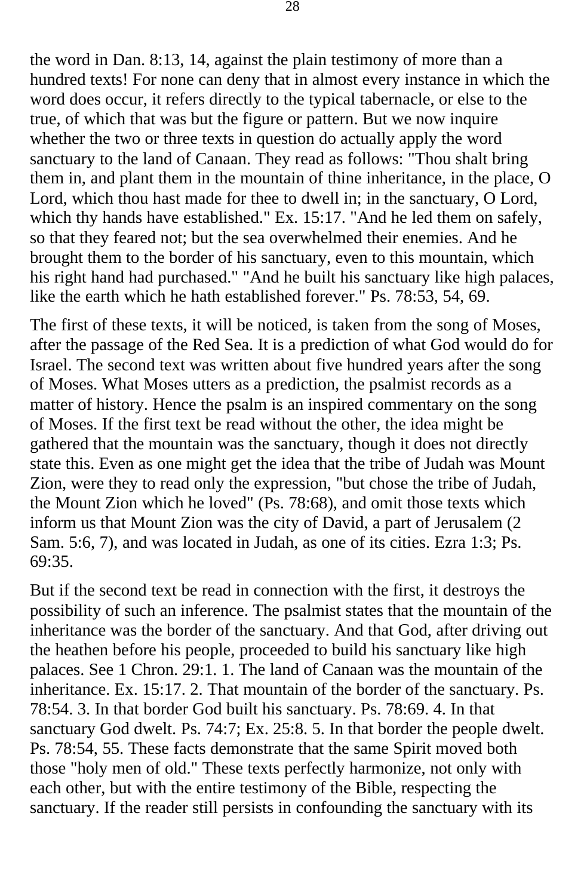the word in Dan. 8:13, 14, against the plain testimony of more than a hundred texts! For none can deny that in almost every instance in which the word does occur, it refers directly to the typical tabernacle, or else to the true, of which that was but the figure or pattern. But we now inquire whether the two or three texts in question do actually apply the word sanctuary to the land of Canaan. They read as follows: "Thou shalt bring them in, and plant them in the mountain of thine inheritance, in the place, O Lord, which thou hast made for thee to dwell in; in the sanctuary, O Lord, which thy hands have established." Ex. 15:17. "And he led them on safely, so that they feared not; but the sea overwhelmed their enemies. And he brought them to the border of his sanctuary, even to this mountain, which his right hand had purchased." "And he built his sanctuary like high palaces, like the earth which he hath established forever." Ps. 78:53, 54, 69.

The first of these texts, it will be noticed, is taken from the song of Moses, after the passage of the Red Sea. It is a prediction of what God would do for Israel. The second text was written about five hundred years after the song of Moses. What Moses utters as a prediction, the psalmist records as a matter of history. Hence the psalm is an inspired commentary on the song of Moses. If the first text be read without the other, the idea might be gathered that the mountain was the sanctuary, though it does not directly state this. Even as one might get the idea that the tribe of Judah was Mount Zion, were they to read only the expression, "but chose the tribe of Judah, the Mount Zion which he loved" (Ps. 78:68), and omit those texts which inform us that Mount Zion was the city of David, a part of Jerusalem (2 Sam. 5:6, 7), and was located in Judah, as one of its cities. Ezra 1:3; Ps. 69:35.

But if the second text be read in connection with the first, it destroys the possibility of such an inference. The psalmist states that the mountain of the inheritance was the border of the sanctuary. And that God, after driving out the heathen before his people, proceeded to build his sanctuary like high palaces. See 1 Chron. 29:1. 1. The land of Canaan was the mountain of the inheritance. Ex. 15:17. 2. That mountain of the border of the sanctuary. Ps. 78:54. 3. In that border God built his sanctuary. Ps. 78:69. 4. In that sanctuary God dwelt. Ps. 74:7; Ex. 25:8. 5. In that border the people dwelt. Ps. 78:54, 55. These facts demonstrate that the same Spirit moved both those "holy men of old." These texts perfectly harmonize, not only with each other, but with the entire testimony of the Bible, respecting the sanctuary. If the reader still persists in confounding the sanctuary with its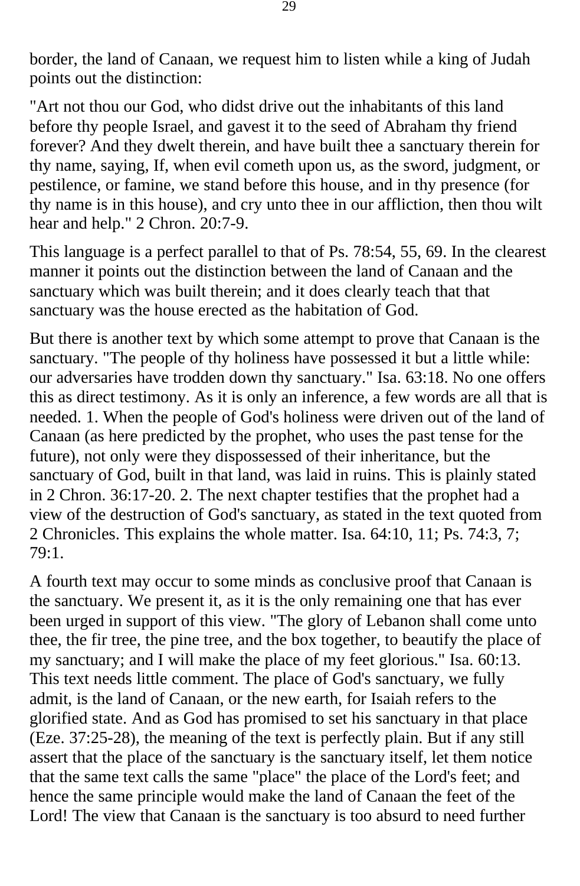border, the land of Canaan, we request him to listen while a king of Judah points out the distinction:

"Art not thou our God, who didst drive out the inhabitants of this land before thy people Israel, and gavest it to the seed of Abraham thy friend forever? And they dwelt therein, and have built thee a sanctuary therein for thy name, saying, If, when evil cometh upon us, as the sword, judgment, or pestilence, or famine, we stand before this house, and in thy presence (for thy name is in this house), and cry unto thee in our affliction, then thou wilt hear and help." 2 Chron. 20:7-9.

This language is a perfect parallel to that of Ps. 78:54, 55, 69. In the clearest manner it points out the distinction between the land of Canaan and the sanctuary which was built therein; and it does clearly teach that that sanctuary was the house erected as the habitation of God.

But there is another text by which some attempt to prove that Canaan is the sanctuary. "The people of thy holiness have possessed it but a little while: our adversaries have trodden down thy sanctuary." Isa. 63:18. No one offers this as direct testimony. As it is only an inference, a few words are all that is needed. 1. When the people of God's holiness were driven out of the land of Canaan (as here predicted by the prophet, who uses the past tense for the future), not only were they dispossessed of their inheritance, but the sanctuary of God, built in that land, was laid in ruins. This is plainly stated in 2 Chron. 36:17-20. 2. The next chapter testifies that the prophet had a view of the destruction of God's sanctuary, as stated in the text quoted from 2 Chronicles. This explains the whole matter. Isa. 64:10, 11; Ps. 74:3, 7; 79:1.

A fourth text may occur to some minds as conclusive proof that Canaan is the sanctuary. We present it, as it is the only remaining one that has ever been urged in support of this view. "The glory of Lebanon shall come unto thee, the fir tree, the pine tree, and the box together, to beautify the place of my sanctuary; and I will make the place of my feet glorious." Isa. 60:13. This text needs little comment. The place of God's sanctuary, we fully admit, is the land of Canaan, or the new earth, for Isaiah refers to the glorified state. And as God has promised to set his sanctuary in that place (Eze. 37:25-28), the meaning of the text is perfectly plain. But if any still assert that the place of the sanctuary is the sanctuary itself, let them notice that the same text calls the same "place" the place of the Lord's feet; and hence the same principle would make the land of Canaan the feet of the Lord! The view that Canaan is the sanctuary is too absurd to need further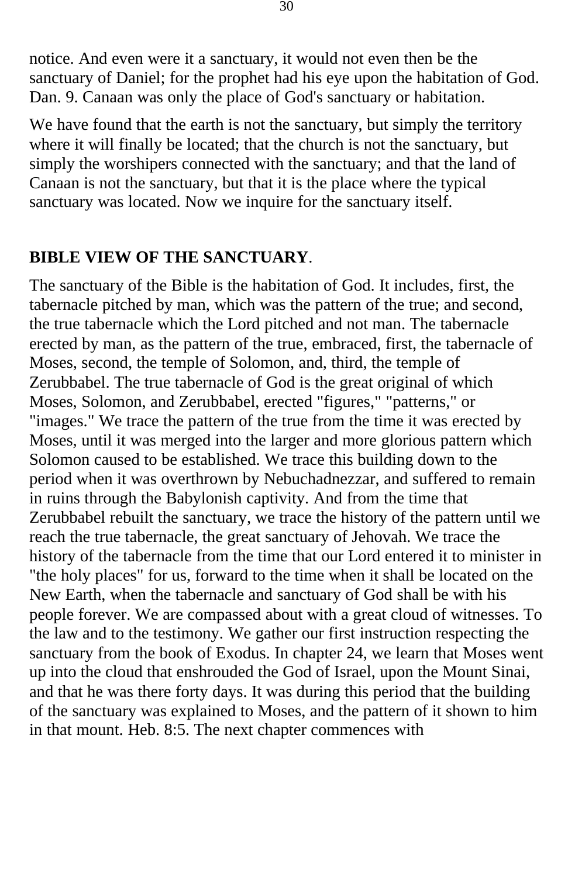notice. And even were it a sanctuary, it would not even then be the sanctuary of Daniel; for the prophet had his eye upon the habitation of God. Dan. 9. Canaan was only the place of God's sanctuary or habitation.

We have found that the earth is not the sanctuary, but simply the territory where it will finally be located; that the church is not the sanctuary, but simply the worshipers connected with the sanctuary; and that the land of Canaan is not the sanctuary, but that it is the place where the typical sanctuary was located. Now we inquire for the sanctuary itself.

## BIBLE VIEW OF THE SANCTUARY.

The sanctuary of the Bible is the habitation of God. It includes, first, the tabernacle pitched by man, which was the pattern of the true; and second, the true tabernacle which the Lord pitched and not man. The tabernacle erected by man, as the pattern of the true, embraced, first, the tabernacle of Moses, second, the temple of Solomon, and, third, the temple of Zerubbabel. The true tabernacle of God is the great original of which Moses, Solomon, and Zerubbabel, erected "figures," "patterns," or "images." We trace the pattern of the true from the time it was erected by Moses, until it was merged into the larger and more glorious pattern which Solomon caused to be established. We trace this building down to the period when it was overthrown by Nebuchadnezzar, and suffered to remain in ruins through the Babylonish captivity. And from the time that Zerubbabel rebuilt the sanctuary, we trace the history of the pattern until we reach the true tabernacle, the great sanctuary of Jehovah. We trace the history of the tabernacle from the time that our Lord entered it to minister in "the holy places" for us, forward to the time when it shall be located on the New Earth, when the tabernacle and sanctuary of God shall be with his people forever. We are compassed about with a great cloud of witnesses. To the law and to the testimony. We gather our first instruction respecting the sanctuary from the book of Exodus. In chapter 24, we learn that Moses went up into the cloud that enshrouded the God of Israel, upon the Mount Sinai, and that he was there forty days. It was during this period that the building of the sanctuary was explained to Moses, and the pattern of it shown to him in that mount. Heb. 8:5. The next chapter commences with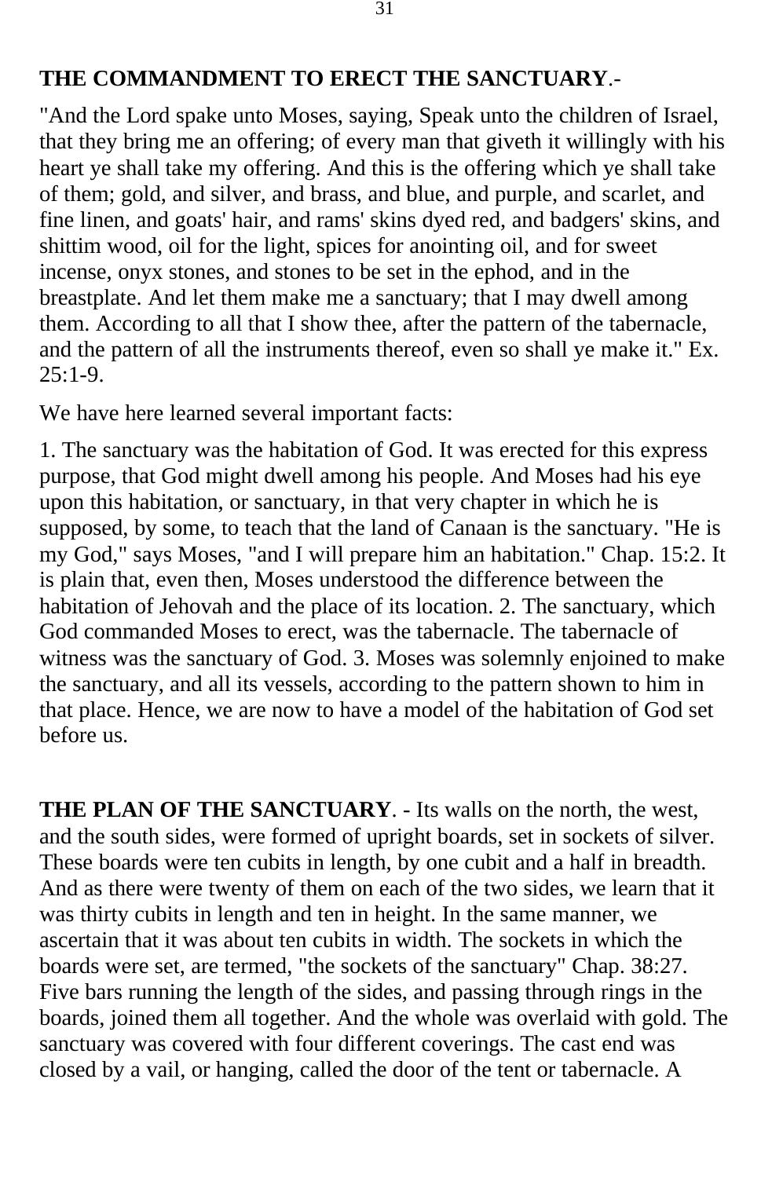**THE COMMANDMENT TO ERECT THE SANCTUARY**.-

"And the Lord spake unto Moses, saying, Speak unto the children of Israel, that they bring me an offering; of every man that giveth it willingly with his heart ye shall take my offering. And this is the offering which ye shall take of them; gold, and silver, and brass, and blue, and purple, and scarlet, and fine linen, and goats' hair, and rams' skins dyed red, and badgers' skins, and shittim wood, oil for the light, spices for anointing oil, and for sweet incense, onyx stones, and stones to be set in the ephod, and in the breastplate. And let them make me a sanctuary; that I may dwell among them. According to all that I show thee, after the pattern of the tabernacle, and the pattern of all the instruments thereof, even so shall ye make it." Ex. 25:1-9.

We have here learned several important facts:

1. The sanctuary was the habitation of God. It was erected for this express purpose, that God might dwell among his people. And Moses had his eye upon this habitation, or sanctuary, in that very chapter in which he is supposed, by some, to teach that the land of Canaan is the sanctuary. "He is my God," says Moses, "and I will prepare him an habitation." Chap. 15:2. It is plain that, even then, Moses understood the difference between the habitation of Jehovah and the place of its location. 2. The sanctuary, which God commanded Moses to erect, was the tabernacle. The tabernacle of witness was the sanctuary of God. 3. Moses was solemnly enjoined to make the sanctuary, and all its vessels, according to the pattern shown to him in that place. Hence, we are now to have a model of the habitation of God set before us.

**THE PLAN OF THE SANCTUARY**. - Its walls on the north, the west, and the south sides, were formed of upright boards, set in sockets of silver. These boards were ten cubits in length, by one cubit and a half in breadth. And as there were twenty of them on each of the two sides, we learn that it was thirty cubits in length and ten in height. In the same manner, we ascertain that it was about ten cubits in width. The sockets in which the boards were set, are termed, "the sockets of the sanctuary" Chap. 38:27. Five bars running the length of the sides, and passing through rings in the boards, joined them all together. And the whole was overlaid with gold. The sanctuary was covered with four different coverings. The cast end was closed by a vail, or hanging, called the door of the tent or tabernacle. A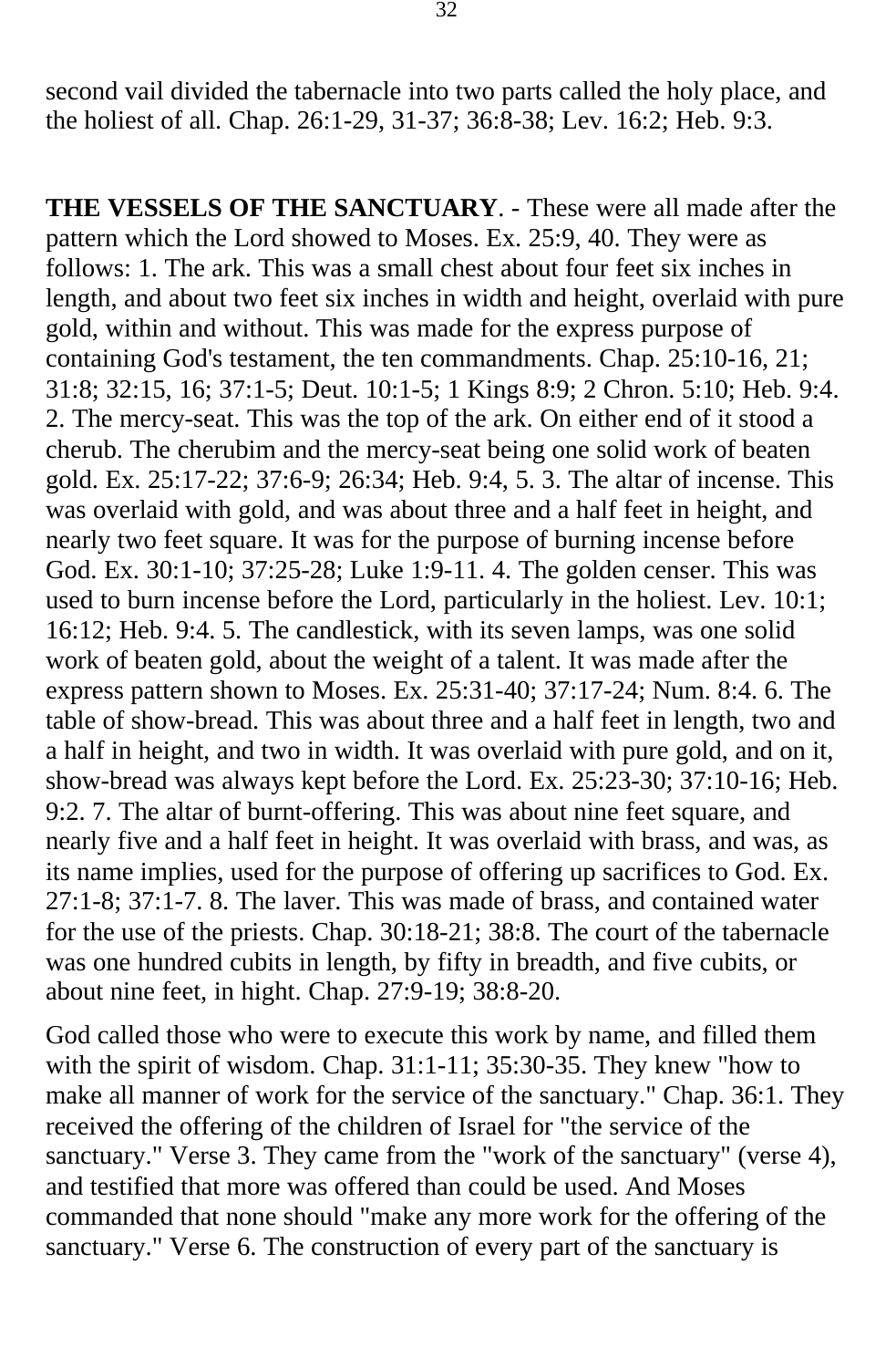second vail divided the tabernacle into two parts called the holy place, and the holiest of all. Chap. 26:1-29, 31-37; 36:8-38; Lev. 16:2; Heb. 9:3.

**THE VESSELS OF THE SANCTUARY**. - These were all made after the pattern which the Lord showed to Moses. Ex. 25:9, 40. They were as follows: 1. The ark. This was a small chest about four feet six inches in length, and about two feet six inches in width and height, overlaid with pure gold, within and without. This was made for the express purpose of containing God's testament, the ten commandments. Chap. 25:10-16, 21; 31:8; 32:15, 16; 37:1-5; Deut. 10:1-5; 1 Kings 8:9; 2 Chron. 5:10; Heb. 9:4. 2. The mercy-seat. This was the top of the ark. On either end of it stood a cherub. The cherubim and the mercy-seat being one solid work of beaten gold. Ex. 25:17-22; 37:6-9; 26:34; Heb. 9:4, 5. 3. The altar of incense. This was overlaid with gold, and was about three and a half feet in height, and nearly two feet square. It was for the purpose of burning incense before God. Ex. 30:1-10; 37:25-28; Luke 1:9-11. 4. The golden censer. This was used to burn incense before the Lord, particularly in the holiest. Lev. 10:1; 16:12; Heb. 9:4. 5. The candlestick, with its seven lamps, was one solid work of beaten gold, about the weight of a talent. It was made after the express pattern shown to Moses. Ex. 25:31-40; 37:17-24; Num. 8:4. 6. The table of show-bread. This was about three and a half feet in length, two and a half in height, and two in width. It was overlaid with pure gold, and on it, show-bread was always kept before the Lord. Ex. 25:23-30; 37:10-16; Heb. 9:2. 7. The altar of burnt-offering. This was about nine feet square, and nearly five and a half feet in height. It was overlaid with brass, and was, as its name implies, used for the purpose of offering up sacrifices to God. Ex. 27:1-8; 37:1-7. 8. The laver. This was made of brass, and contained water for the use of the priests. Chap. 30:18-21; 38:8. The court of the tabernacle was one hundred cubits in length, by fifty in breadth, and five cubits, or about nine feet, in hight. Chap. 27:9-19; 38:8-20.

God called those who were to execute this work by name, and filled them with the spirit of wisdom. Chap. 31:1-11; 35:30-35. They knew "how to make all manner of work for the service of the sanctuary." Chap. 36:1. They received the offering of the children of Israel for "the service of the sanctuary." Verse 3. They came from the "work of the sanctuary" (verse 4), and testified that more was offered than could be used. And Moses commanded that none should "make any more work for the offering of the sanctuary." Verse 6. The construction of every part of the sanctuary is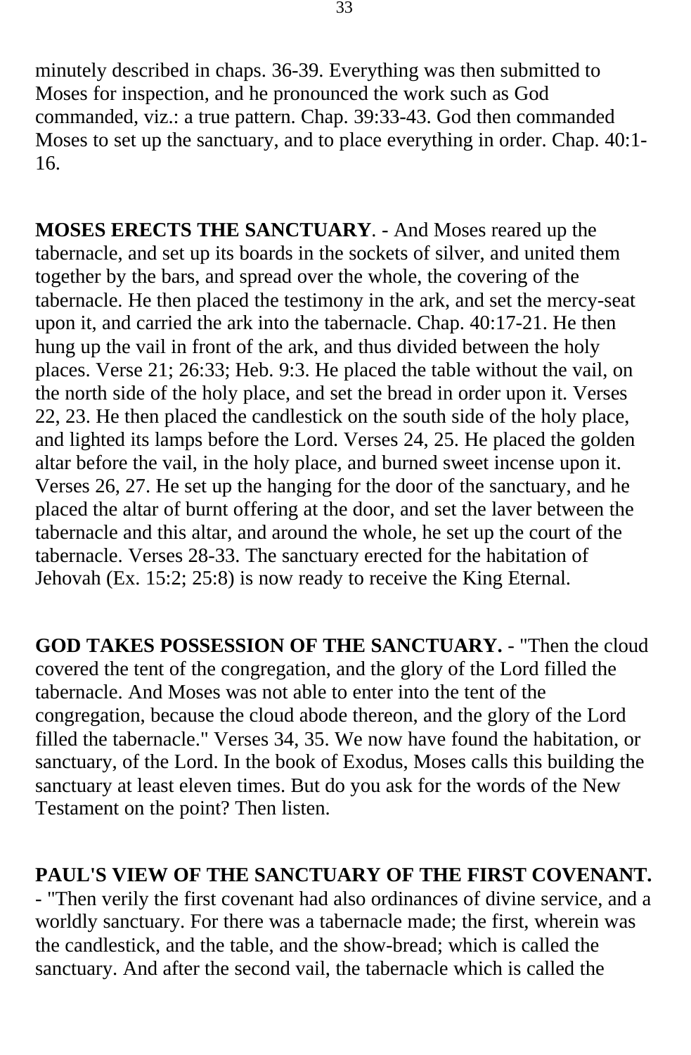minutely described in chaps. 36-39. Everything was then submitted to Moses for inspection, and he pronounced the work such as God commanded, viz.: a true pattern. Chap. 39:33-43. God then commanded Moses to set up the sanctuary, and to place everything in order. Chap. 40:1-16.

**MOSES ERECTS THE SANCTUARY**. - And Moses reared up the tabernacle, and set up its boards in the sockets of silver, and united them together by the bars, and spread over the whole, the covering of the tabernacle. He then placed the testimony in the ark, and set the mercy-seat upon it, and carried the ark into the tabernacle. Chap. 40:17-21. He then hung up the vail in front of the ark, and thus divided between the holy places. Verse 21; 26:33; Heb. 9:3. He placed the table without the vail, on the north side of the holy place, and set the bread in order upon it. Verses 22, 23. He then placed the candlestick on the south side of the holy place, and lighted its lamps before the Lord. Verses 24, 25. He placed the golden altar before the vail, in the holy place, and burned sweet incense upon it. Verses 26, 27. He set up the hanging for the door of the sanctuary, and he placed the altar of burnt offering at the door, and set the laver between the tabernacle and this altar, and around the whole, he set up the court of the tabernacle. Verses 28-33. The sanctuary erected for the habitation of Jehovah (Ex. 15:2; 25:8) is now ready to receive the King Eternal.

**GOD TAKES POSSESSION OF THE SANCTUARY.** - "Then the cloud covered the tent of the congregation, and the glory of the Lord filled the tabernacle. And Moses was not able to enter into the tent of the congregation, because the cloud abode thereon, and the glory of the Lord filled the tabernacle." Verses 34, 35. We now have found the habitation, or sanctuary, of the Lord. In the book of Exodus, Moses calls this building the sanctuary at least eleven times. But do you ask for the words of the New Testament on the point? Then listen.

**PAUL'S VIEW OF THE SANCTUARY OF THE FIRST COVENANT.** - "Then verily the first covenant had also ordinances of divine service, and a worldly sanctuary. For there was a tabernacle made; the first, wherein was the candlestick, and the table, and the show-bread; which is called the sanctuary. And after the second vail, the tabernacle which is called the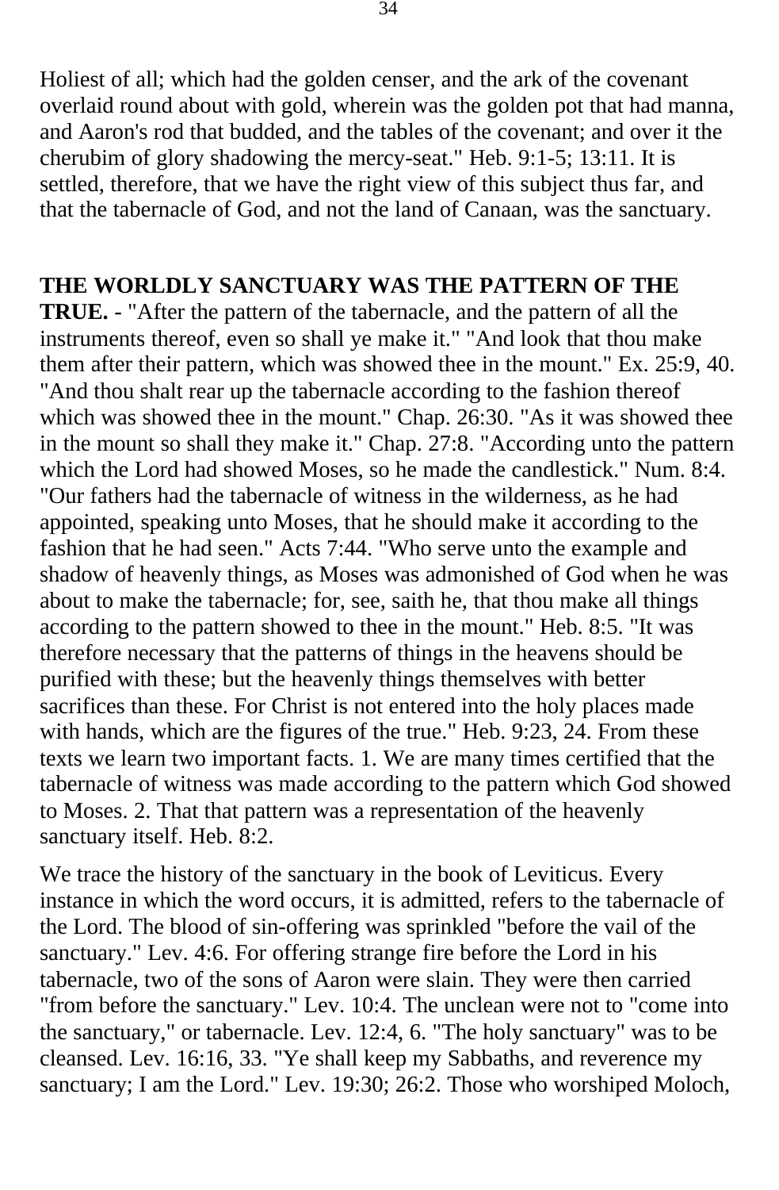Holiest of all; which had the golden censer, and the ark of the covenant overlaid round about with gold, wherein was the golden pot that had manna, and Aaron's rod that budded, and the tables of the covenant; and over it the cherubim of glory shadowing the mercy-seat." Heb. 9:1-5; 13:11. It is settled, therefore, that we have the right view of this subject thus far, and that the tabernacle of God, and not the land of Canaan, was the sanctuary.

**THE WORLDLY SANCTUARY WAS THE PATTERN OF THE TRUE.** - "After the pattern of the tabernacle, and the pattern of all the instruments thereof, even so shall ye make it." "And look that thou make them after their pattern, which was showed thee in the mount." Ex. 25:9, 40. "And thou shalt rear up the tabernacle according to the fashion thereof which was showed thee in the mount." Chap. 26:30. "As it was showed thee in the mount so shall they make it." Chap. 27:8. "According unto the pattern which the Lord had showed Moses, so he made the candlestick." Num. 8:4. "Our fathers had the tabernacle of witness in the wilderness, as he had appointed, speaking unto Moses, that he should make it according to the fashion that he had seen." Acts 7:44. "Who serve unto the example and shadow of heavenly things, as Moses was admonished of God when he was about to make the tabernacle; for, see, saith he, that thou make all things according to the pattern showed to thee in the mount." Heb. 8:5. "It was therefore necessary that the patterns of things in the heavens should be purified with these; but the heavenly things themselves with better sacrifices than these. For Christ is not entered into the holy places made with hands, which are the figures of the true." Heb. 9:23, 24. From these texts we learn two important facts. 1. We are many times certified that the tabernacle of witness was made according to the pattern which God showed to Moses. 2. That that pattern was a representation of the heavenly sanctuary itself. Heb. 8:2.

We trace the history of the sanctuary in the book of Leviticus. Every instance in which the word occurs, it is admitted, refers to the tabernacle of the Lord. The blood of sin-offering was sprinkled "before the vail of the sanctuary." Lev. 4:6. For offering strange fire before the Lord in his tabernacle, two of the sons of Aaron were slain. They were then carried "from before the sanctuary." Lev. 10:4. The unclean were not to "come into the sanctuary," or tabernacle. Lev. 12:4, 6. "The holy sanctuary" was to be cleansed. Lev. 16:16, 33. "Ye shall keep my Sabbaths, and reverence my sanctuary; I am the Lord." Lev. 19:30; 26:2. Those who worshiped Moloch,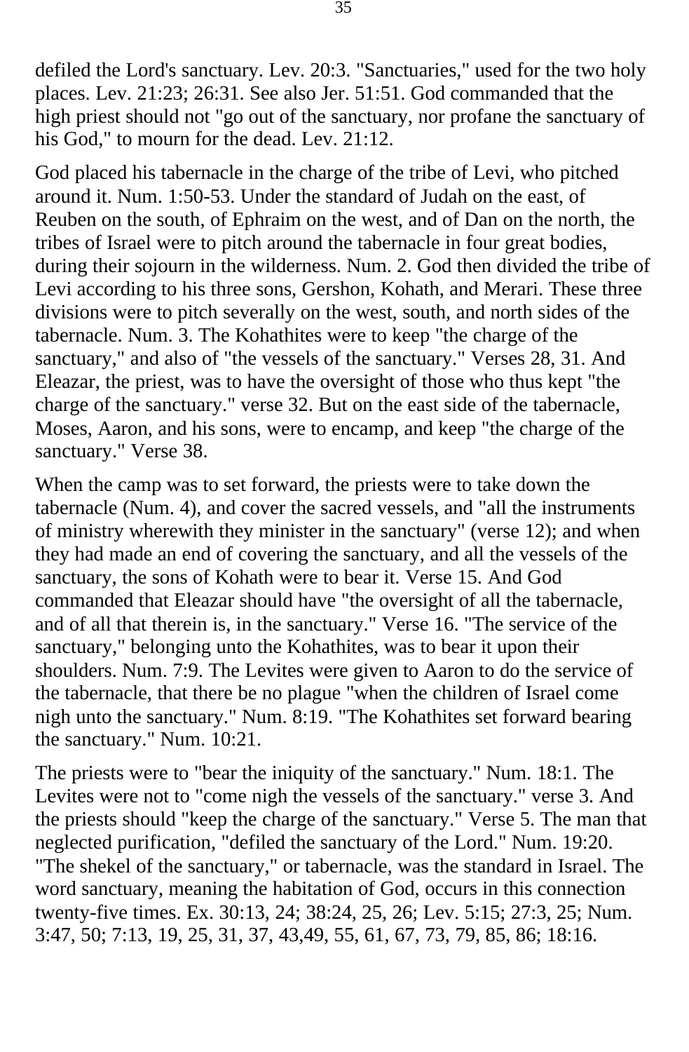defiled the Lord's sanctuary. Lev. 20:3. "Sanctuaries," used for the two holy places. Lev. 21:23; 26:31. See also Jer. 51:51. God commanded that the high priest should not "go out of the sanctuary, nor profane the sanctuary of his God," to mourn for the dead. Lev. 21:12.

God placed his tabernacle in the charge of the tribe of Levi, who pitched around it. Num. 1:50-53. Under the standard of Judah on the east, of Reuben on the south, of Ephraim on the west, and of Dan on the north, the tribes of Israel were to pitch around the tabernacle in four great bodies, during their sojourn in the wilderness. Num. 2. God then divided the tribe of Levi according to his three sons, Gershon, Kohath, and Merari. These three divisions were to pitch severally on the west, south, and north sides of the tabernacle. Num. 3. The Kohathites were to keep "the charge of the sanctuary," and also of "the vessels of the sanctuary." Verses 28, 31. And Eleazar, the priest, was to have the oversight of those who thus kept "the charge of the sanctuary." verse 32. But on the east side of the tabernacle, Moses, Aaron, and his sons, were to encamp, and keep "the charge of the sanctuary." Verse 38.

When the camp was to set forward, the priests were to take down the tabernacle (Num. 4), and cover the sacred vessels, and "all the instruments of ministry wherewith they minister in the sanctuary" (verse 12); and when they had made an end of covering the sanctuary, and all the vessels of the sanctuary, the sons of Kohath were to bear it. Verse 15. And God commanded that Eleazar should have "the oversight of all the tabernacle, and of all that therein is, in the sanctuary." Verse 16. "The service of the sanctuary," belonging unto the Kohathites, was to bear it upon their shoulders. Num. 7:9. The Levites were given to Aaron to do the service of the tabernacle, that there be no plague "when the children of Israel come nigh unto the sanctuary." Num. 8:19. "The Kohathites set forward bearing the sanctuary." Num. 10:21.

The priests were to "bear the iniquity of the sanctuary." Num. 18:1. The Levites were not to "come nigh the vessels of the sanctuary." verse 3. And the priests should "keep the charge of the sanctuary." Verse 5. The man that neglected purification, "defiled the sanctuary of the Lord." Num. 19:20. "The shekel of the sanctuary," or tabernacle, was the standard in Israel. The word sanctuary, meaning the habitation of God, occurs in this connection twenty-five times. Ex. 30:13, 24; 38:24, 25, 26; Lev. 5:15; 27:3, 25; Num. 3:47, 50; 7:13, 19, 25, 31, 37, 43,49, 55, 61, 67, 73, 79, 85, 86; 18:16.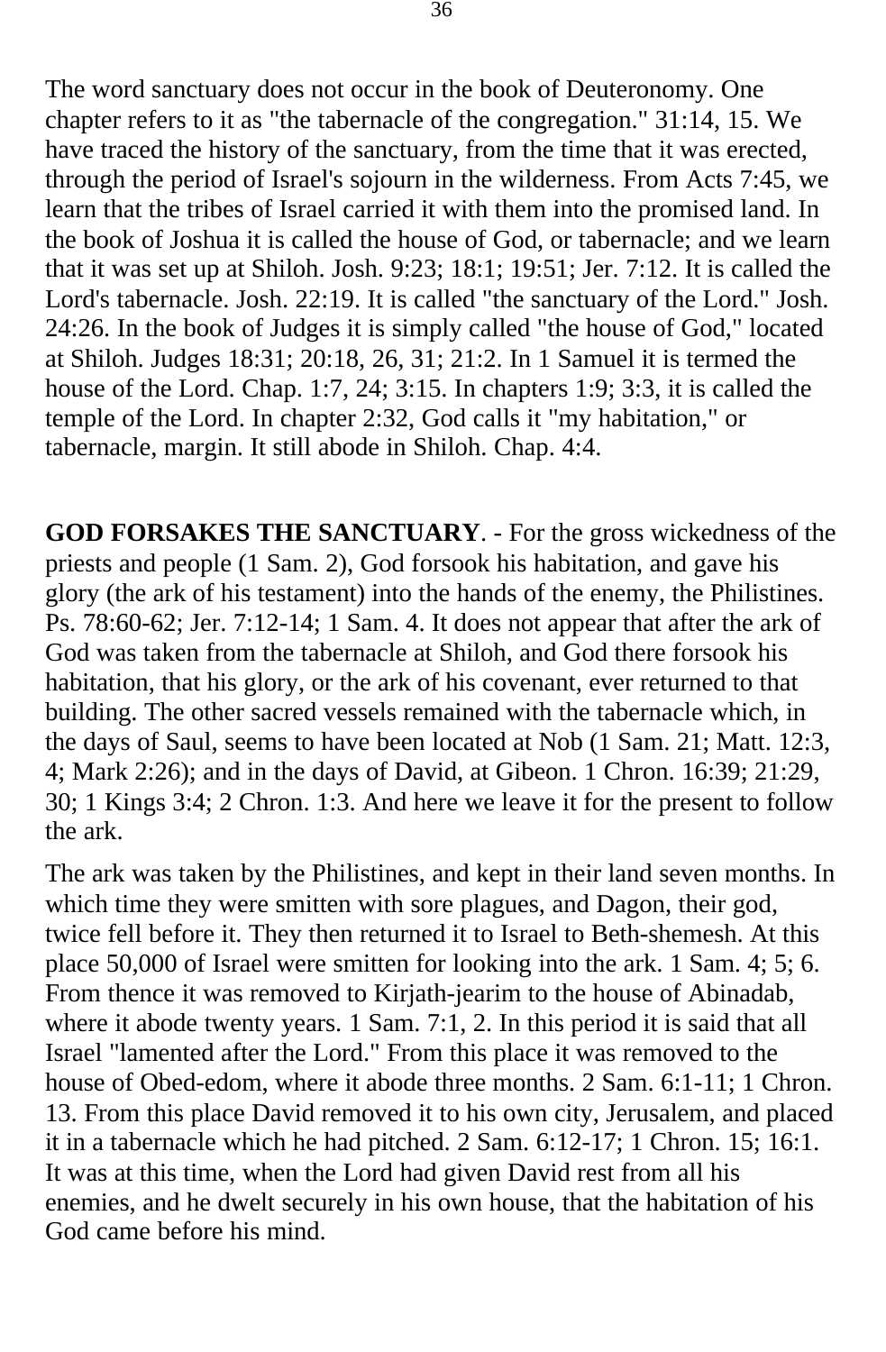The word sanctuary does not occur in the book of Deuteronomy. One chapter refers to it as "the tabernacle of the congregation." 31:14, 15. We have traced the history of the sanctuary, from the time that it was erected, through the period of Israel's sojourn in the wilderness. From Acts 7:45, we learn that the tribes of Israel carried it with them into the promised land. In the book of Joshua it is called the house of God, or tabernacle; and we learn that it was set up at Shiloh. Josh. 9:23; 18:1; 19:51; Jer. 7:12. It is called the Lord's tabernacle. Josh. 22:19. It is called "the sanctuary of the Lord." Josh. 24:26. In the book of Judges it is simply called "the house of God," located at Shiloh. Judges 18:31; 20:18, 26, 31; 21:2. In 1 Samuel it is termed the house of the Lord. Chap. 1:7, 24; 3:15. In chapters 1:9; 3:3, it is called the temple of the Lord. In chapter 2:32, God calls it "my habitation," or tabernacle, margin. It still abode in Shiloh. Chap. 4:4.

**GOD FORSAKES THE SANCTUARY**. - For the gross wickedness of the priests and people (1 Sam. 2), God forsook his habitation, and gave his glory (the ark of his testament) into the hands of the enemy, the Philistines. Ps. 78:60-62; Jer. 7:12-14; 1 Sam. 4. It does not appear that after the ark of God was taken from the tabernacle at Shiloh, and God there forsook his habitation, that his glory, or the ark of his covenant, ever returned to that building. The other sacred vessels remained with the tabernacle which, in the days of Saul, seems to have been located at Nob (1 Sam. 21; Matt. 12:3, 4; Mark 2:26); and in the days of David, at Gibeon. 1 Chron. 16:39; 21:29, 30; 1 Kings 3:4; 2 Chron. 1:3. And here we leave it for the present to follow the ark.

The ark was taken by the Philistines, and kept in their land seven months. In which time they were smitten with sore plagues, and Dagon, their god, twice fell before it. They then returned it to Israel to Beth-shemesh. At this place 50,000 of Israel were smitten for looking into the ark. 1 Sam. 4; 5; 6. From thence it was removed to Kirjath-jearim to the house of Abinadab, where it abode twenty years. 1 Sam. 7:1, 2. In this period it is said that all Israel "lamented after the Lord." From this place it was removed to the house of Obed-edom, where it abode three months. 2 Sam. 6:1-11; 1 Chron. 13. From this place David removed it to his own city, Jerusalem, and placed it in a tabernacle which he had pitched. 2 Sam. 6:12-17; 1 Chron. 15; 16:1. It was at this time, when the Lord had given David rest from all his enemies, and he dwelt securely in his own house, that the habitation of his God came before his mind.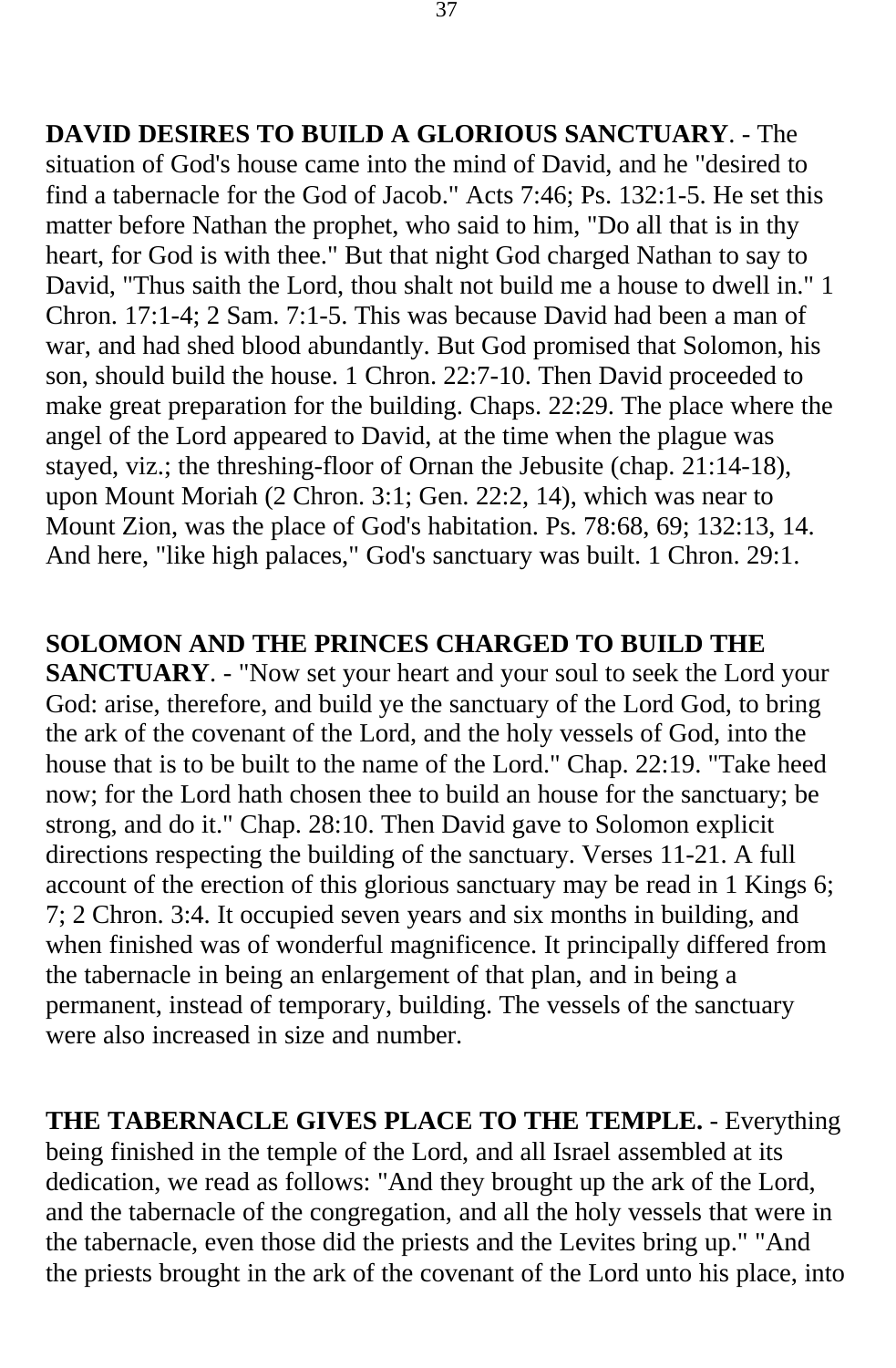**DAVID DESIRES TO BUILD A GLORIOUS SANCTUARY**. - The situation of God's house came into the mind of David, and he "desired to find a tabernacle for the God of Jacob." Acts 7:46; Ps. 132:1-5. He set this matter before Nathan the prophet, who said to him, "Do all that is in thy heart, for God is with thee." But that night God charged Nathan to say to David, "Thus saith the Lord, thou shalt not build me a house to dwell in." 1 Chron. 17:1-4; 2 Sam. 7:1-5. This was because David had been a man of war, and had shed blood abundantly. But God promised that Solomon, his son, should build the house. 1 Chron. 22:7-10. Then David proceeded to make great preparation for the building. Chaps. 22:29. The place where the angel of the Lord appeared to David, at the time when the plague was stayed, viz.; the threshing-floor of Ornan the Jebusite (chap. 21:14-18), upon Mount Moriah (2 Chron. 3:1; Gen. 22:2, 14), which was near to Mount Zion, was the place of God's habitation. Ps. 78:68, 69; 132:13, 14. And here, "like high palaces," God's sanctuary was built. 1 Chron. 29:1.

**SOLOMON AND THE PRINCES CHARGED TO BUILD THE SANCTUARY**. - "Now set your heart and your soul to seek the Lord your God: arise, therefore, and build ye the sanctuary of the Lord God, to bring the ark of the covenant of the Lord, and the holy vessels of God, into the house that is to be built to the name of the Lord." Chap. 22:19. "Take heed now; for the Lord hath chosen thee to build an house for the sanctuary; be strong, and do it." Chap. 28:10. Then David gave to Solomon explicit directions respecting the building of the sanctuary. Verses 11-21. A full account of the erection of this glorious sanctuary may be read in 1 Kings 6; 7; 2 Chron. 3:4. It occupied seven years and six months in building, and when finished was of wonderful magnificence. It principally differed from the tabernacle in being an enlargement of that plan, and in being a permanent, instead of temporary, building. The vessels of the sanctuary were also increased in size and number.

**THE TABERNACLE GIVES PLACE TO THE TEMPLE.** - Everything being finished in the temple of the Lord, and all Israel assembled at its dedication, we read as follows: "And they brought up the ark of the Lord, and the tabernacle of the congregation, and all the holy vessels that were in the tabernacle, even those did the priests and the Levites bring up." "And the priests brought in the ark of the covenant of the Lord unto his place, into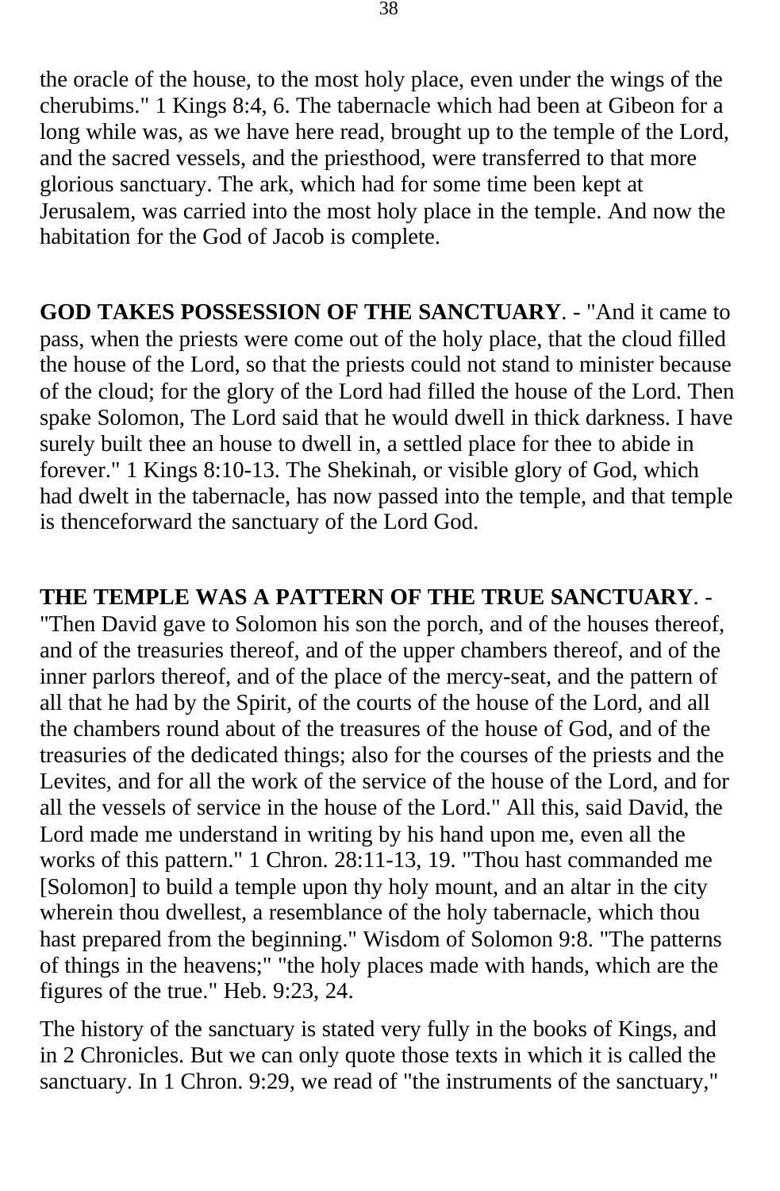the oracle of the house, to the most holy place, even under the wings of the cherubims." 1 Kings 8:4, 6. The tabernacle which had been at Gibeon for a long while was, as we have here read, brought up to the temple of the Lord, and the sacred vessels, and the priesthood, were transferred to that more glorious sanctuary. The ark, which had for some time been kept at Jerusalem, was carried into the most holy place in the temple. And now the habitation for the God of Jacob is complete.

**GOD TAKES POSSESSION OF THE SANCTUARY**. - "And it came to pass, when the priests were come out of the holy place, that the cloud filled the house of the Lord, so that the priests could not stand to minister because of the cloud; for the glory of the Lord had filled the house of the Lord. Then spake Solomon, The Lord said that he would dwell in thick darkness. I have surely built thee an house to dwell in, a settled place for thee to abide in forever." 1 Kings 8:10-13. The Shekinah, or visible glory of God, which had dwelt in the tabernacle, has now passed into the temple, and that temple is thenceforward the sanctuary of the Lord God.

**THE TEMPLE WAS A PATTERN OF THE TRUE SANCTUARY**. - "Then David gave to Solomon his son the porch, and of the houses thereof, and of the treasuries thereof, and of the upper chambers thereof, and of the inner parlors thereof, and of the place of the mercy-seat, and the pattern of all that he had by the Spirit, of the courts of the house of the Lord, and all the chambers round about of the treasures of the house of God, and of the treasuries of the dedicated things; also for the courses of the priests and the Levites, and for all the work of the service of the house of the Lord, and for all the vessels of service in the house of the Lord." All this, said David, the Lord made me understand in writing by his hand upon me, even all the works of this pattern." 1 Chron. 28:11-13, 19. "Thou hast commanded me [Solomon] to build a temple upon thy holy mount, and an altar in the city wherein thou dwellest, a resemblance of the holy tabernacle, which thou hast prepared from the beginning." Wisdom of Solomon 9:8. "The patterns of things in the heavens;" "the holy places made with hands, which are the figures of the true." Heb. 9:23, 24.

The history of the sanctuary is stated very fully in the books of Kings, and in 2 Chronicles. But we can only quote those texts in which it is called the sanctuary. In 1 Chron. 9:29, we read of "the instruments of the sanctuary,"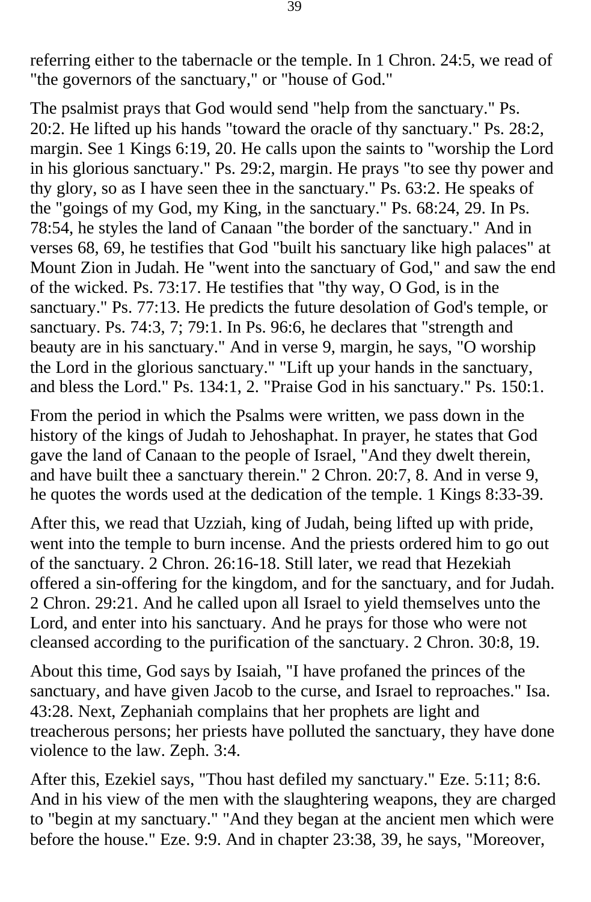referring either to the tabernacle or the temple. In 1 Chron. 24:5, we read of "the governors of the sanctuary," or "house of God."

The psalmist prays that God would send "help from the sanctuary." Ps. 20:2. He lifted up his hands "toward the oracle of thy sanctuary." Ps. 28:2, margin. See 1 Kings 6:19, 20. He calls upon the saints to "worship the Lord in his glorious sanctuary." Ps. 29:2, margin. He prays "to see thy power and thy glory, so as I have seen thee in the sanctuary." Ps. 63:2. He speaks of the "goings of my God, my King, in the sanctuary." Ps. 68:24, 29. In Ps. 78:54, he styles the land of Canaan "the border of the sanctuary." And in verses 68, 69, he testifies that God "built his sanctuary like high palaces" at Mount Zion in Judah. He "went into the sanctuary of God," and saw the end of the wicked. Ps. 73:17. He testifies that "thy way, O God, is in the sanctuary." Ps. 77:13. He predicts the future desolation of God's temple, or sanctuary. Ps. 74:3, 7; 79:1. In Ps. 96:6, he declares that "strength and beauty are in his sanctuary." And in verse 9, margin, he says, "O worship the Lord in the glorious sanctuary." "Lift up your hands in the sanctuary, and bless the Lord." Ps. 134:1, 2. "Praise God in his sanctuary." Ps. 150:1.

From the period in which the Psalms were written, we pass down in the history of the kings of Judah to Jehoshaphat. In prayer, he states that God gave the land of Canaan to the people of Israel, "And they dwelt therein, and have built thee a sanctuary therein." 2 Chron. 20:7, 8. And in verse 9, he quotes the words used at the dedication of the temple. 1 Kings 8:33-39.

After this, we read that Uzziah, king of Judah, being lifted up with pride, went into the temple to burn incense. And the priests ordered him to go out of the sanctuary. 2 Chron. 26:16-18. Still later, we read that Hezekiah offered a sin-offering for the kingdom, and for the sanctuary, and for Judah. 2 Chron. 29:21. And he called upon all Israel to yield themselves unto the Lord, and enter into his sanctuary. And he prays for those who were not cleansed according to the purification of the sanctuary. 2 Chron. 30:8, 19.

About this time, God says by Isaiah, "I have profaned the princes of the sanctuary, and have given Jacob to the curse, and Israel to reproaches." Isa. 43:28. Next, Zephaniah complains that her prophets are light and treacherous persons; her priests have polluted the sanctuary, they have done violence to the law. Zeph. 3:4.

After this, Ezekiel says, "Thou hast defiled my sanctuary." Eze. 5:11; 8:6. And in his view of the men with the slaughtering weapons, they are charged to "begin at my sanctuary." "And they began at the ancient men which were before the house." Eze. 9:9. And in chapter 23:38, 39, he says, "Moreover,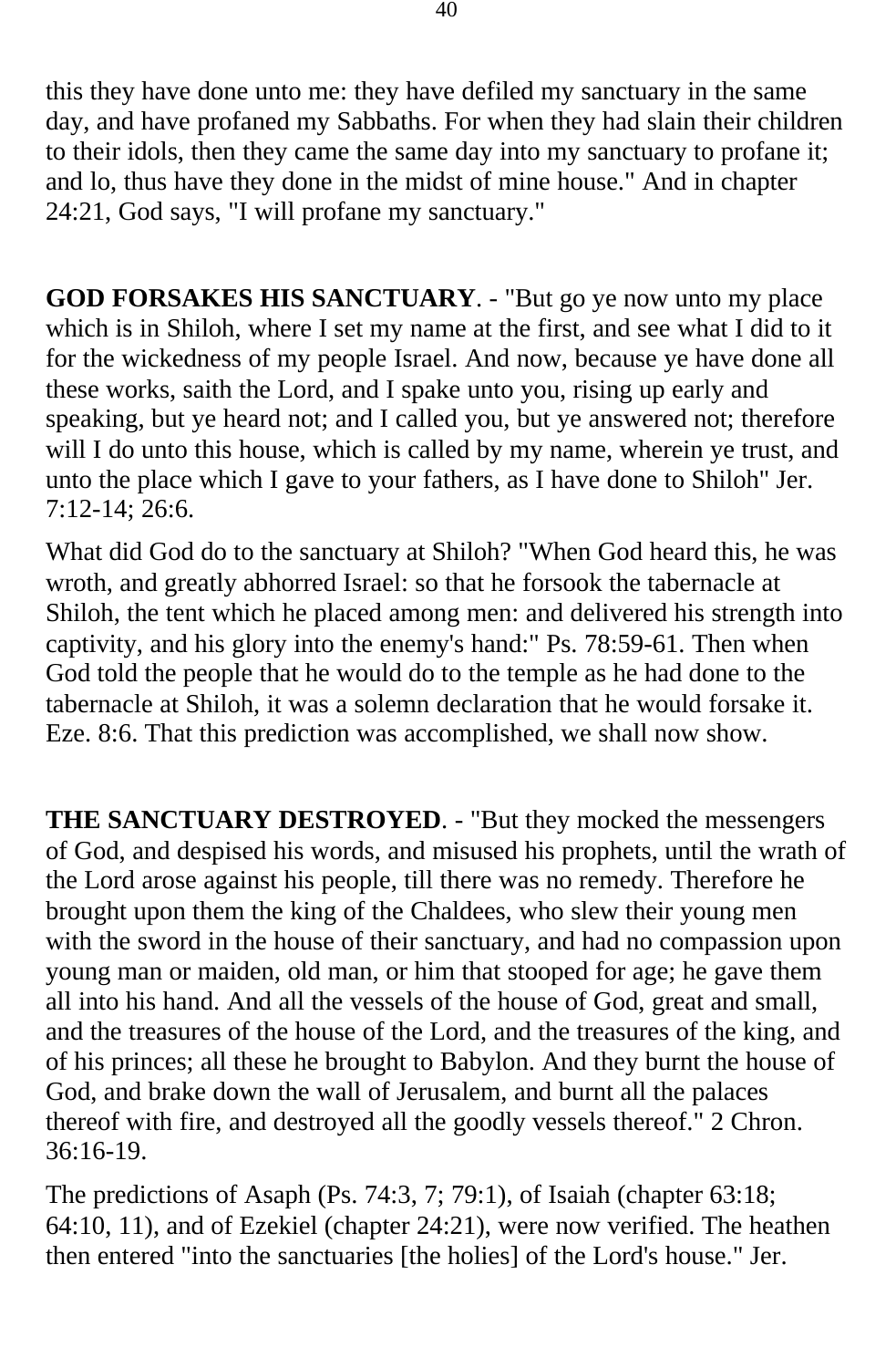this they have done unto me: they have defiled my sanctuary in the same day, and have profaned my Sabbaths. For when they had slain their children to their idols, then they came the same day into my sanctuary to profane it; and lo, thus have they done in the midst of mine house." And in chapter 24:21, God says, "I will profane my sanctuary."

**GOD FORSAKES HIS SANCTUARY**. - "But go ye now unto my place which is in Shiloh, where I set my name at the first, and see what I did to it for the wickedness of my people Israel. And now, because ye have done all these works, saith the Lord, and I spake unto you, rising up early and speaking, but ye heard not; and I called you, but ye answered not; therefore will I do unto this house, which is called by my name, wherein ye trust, and unto the place which I gave to your fathers, as I have done to Shiloh" Jer. 7:12-14; 26:6.

What did God do to the sanctuary at Shiloh? "When God heard this, he was wroth, and greatly abhorred Israel: so that he forsook the tabernacle at Shiloh, the tent which he placed among men: and delivered his strength into captivity, and his glory into the enemy's hand:" Ps. 78:59-61. Then when God told the people that he would do to the temple as he had done to the tabernacle at Shiloh, it was a solemn declaration that he would forsake it. Eze. 8:6. That this prediction was accomplished, we shall now show.

**THE SANCTUARY DESTROYED**. - "But they mocked the messengers of God, and despised his words, and misused his prophets, until the wrath of the Lord arose against his people, till there was no remedy. Therefore he brought upon them the king of the Chaldees, who slew their young men with the sword in the house of their sanctuary, and had no compassion upon young man or maiden, old man, or him that stooped for age; he gave them all into his hand. And all the vessels of the house of God, great and small, and the treasures of the house of the Lord, and the treasures of the king, and of his princes; all these he brought to Babylon. And they burnt the house of God, and brake down the wall of Jerusalem, and burnt all the palaces thereof with fire, and destroyed all the goodly vessels thereof." 2 Chron. 36:16-19.

The predictions of Asaph (Ps. 74:3, 7; 79:1), of Isaiah (chapter 63:18; 64:10, 11), and of Ezekiel (chapter 24:21), were now verified. The heathen then entered "into the sanctuaries [the holies] of the Lord's house." Jer.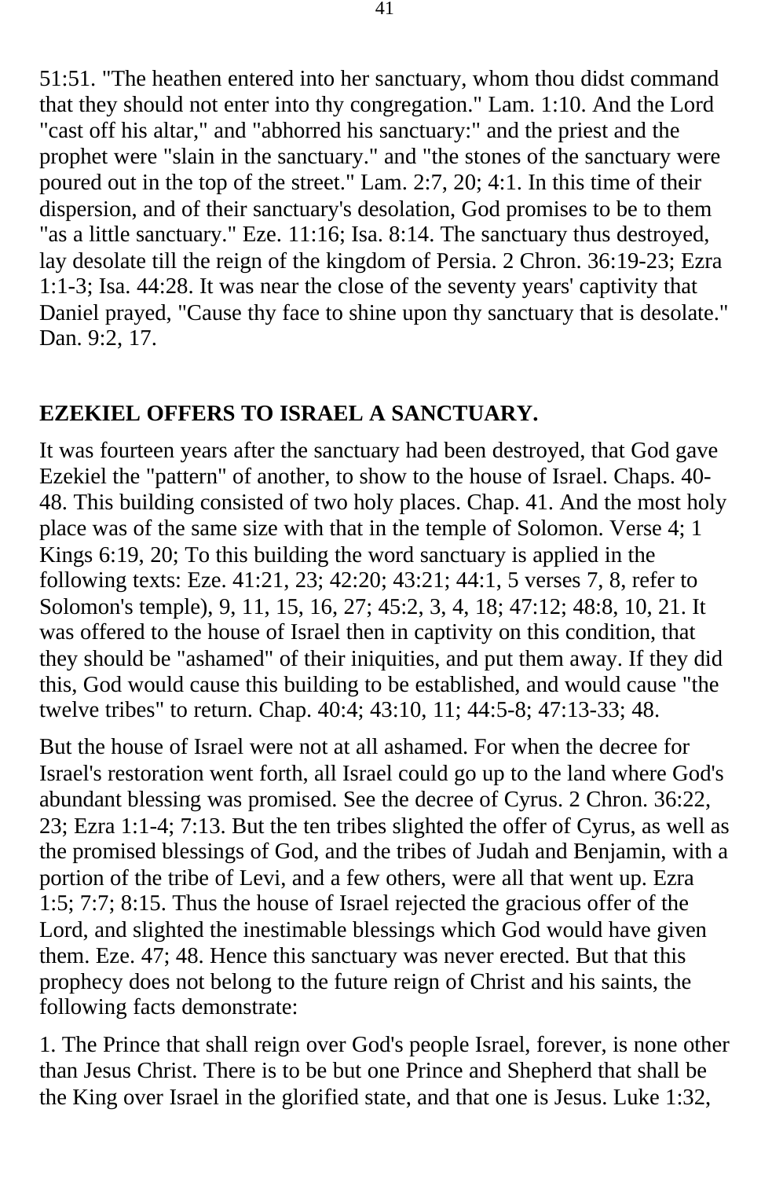51:51. "The heathen entered into her sanctuary, whom thou didst command that they should not enter into thy congregation." Lam. 1:10. And the Lord "cast off his altar," and "abhorred his sanctuary:" and the priest and the prophet were "slain in the sanctuary." and "the stones of the sanctuary were poured out in the top of the street." Lam. 2:7, 20; 4:1. In this time of their dispersion, and of their sanctuary's desolation, God promises to be to them "as a little sanctuary." Eze. 11:16; Isa. 8:14. The sanctuary thus destroyed, lay desolate till the reign of the kingdom of Persia. 2 Chron. 36:19-23; Ezra 1:1-3; Isa. 44:28. It was near the close of the seventy years' captivity that Daniel prayed, "Cause thy face to shine upon thy sanctuary that is desolate." Dan. 9:2, 17.

## EZEKIEL OFFERS TO ISRAEL A SANCTUARY.

It was fourteen years after the sanctuary had been destroyed, that God gave Ezekiel the "pattern" of another, to show to the house of Israel. Chaps. 40-48. This building consisted of two holy places. Chap. 41. And the most holy place was of the same size with that in the temple of Solomon. Verse 4; 1 Kings 6:19, 20; To this building the word sanctuary is applied in the following texts: Eze. 41:21, 23; 42:20; 43:21; 44:1, 5 verses 7, 8, refer to Solomon's temple), 9, 11, 15, 16, 27; 45:2, 3, 4, 18; 47:12; 48:8, 10, 21. It was offered to the house of Israel then in captivity on this condition, that they should be "ashamed" of their iniquities, and put them away. If they did this, God would cause this building to be established, and would cause "the twelve tribes" to return. Chap. 40:4; 43:10, 11; 44:5-8; 47:13-33; 48.

But the house of Israel were not at all ashamed. For when the decree for Israel's restoration went forth, all Israel could go up to the land where God's abundant blessing was promised. See the decree of Cyrus. 2 Chron. 36:22, 23; Ezra 1:1-4; 7:13. But the ten tribes slighted the offer of Cyrus, as well as the promised blessings of God, and the tribes of Judah and Benjamin, with a portion of the tribe of Levi, and a few others, were all that went up. Ezra 1:5; 7:7; 8:15. Thus the house of Israel rejected the gracious offer of the Lord, and slighted the inestimable blessings which God would have given them. Eze. 47; 48. Hence this sanctuary was never erected. But that this prophecy does not belong to the future reign of Christ and his saints, the following facts demonstrate:

1. The Prince that shall reign over God's people Israel, forever, is none other than Jesus Christ. There is to be but one Prince and Shepherd that shall be the King over Israel in the glorified state, and that one is Jesus. Luke 1:32,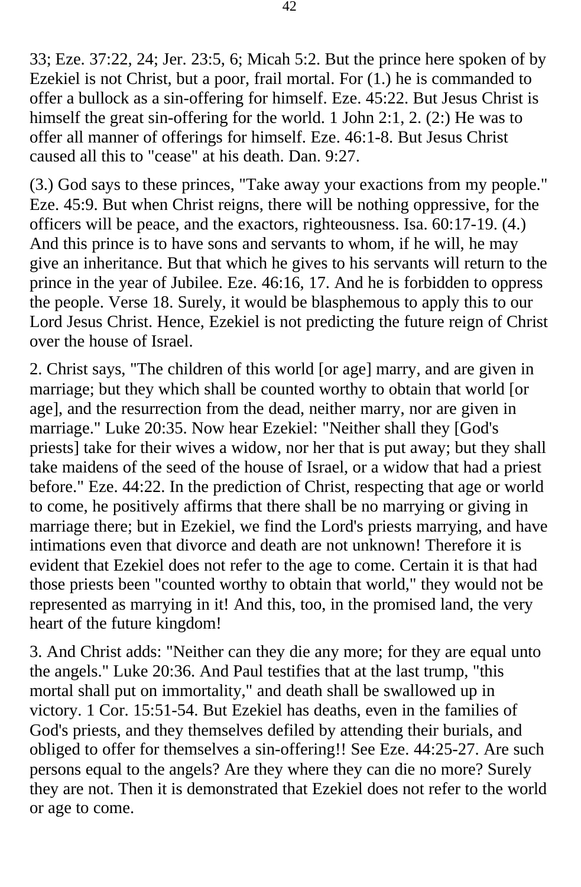33; Eze. 37:22, 24; Jer. 23:5, 6; Micah 5:2. But the prince here spoken of by Ezekiel is not Christ, but a poor, frail mortal. For (1.) he is commanded to offer a bullock as a sin-offering for himself. Eze. 45:22. But Jesus Christ is himself the great sin-offering for the world. 1 John 2:1, 2. (2:) He was to offer all manner of offerings for himself. Eze. 46:1-8. But Jesus Christ caused all this to "cease" at his death. Dan. 9:27.

(3.) God says to these princes, "Take away your exactions from my people." Eze. 45:9. But when Christ reigns, there will be nothing oppressive, for the officers will be peace, and the exactors, righteousness. Isa. 60:17-19. (4.) And this prince is to have sons and servants to whom, if he will, he may give an inheritance. But that which he gives to his servants will return to the prince in the year of Jubilee. Eze. 46:16, 17. And he is forbidden to oppress the people. Verse 18. Surely, it would be blasphemous to apply this to our Lord Jesus Christ. Hence, Ezekiel is not predicting the future reign of Christ over the house of Israel.

2. Christ says, "The children of this world [or age] marry, and are given in marriage; but they which shall be counted worthy to obtain that world [or age], and the resurrection from the dead, neither marry, nor are given in marriage." Luke 20:35. Now hear Ezekiel: "Neither shall they [God's priests] take for their wives a widow, nor her that is put away; but they shall take maidens of the seed of the house of Israel, or a widow that had a priest before." Eze. 44:22. In the prediction of Christ, respecting that age or world to come, he positively affirms that there shall be no marrying or giving in marriage there; but in Ezekiel, we find the Lord's priests marrying, and have intimations even that divorce and death are not unknown! Therefore it is evident that Ezekiel does not refer to the age to come. Certain it is that had those priests been "counted worthy to obtain that world," they would not be represented as marrying in it! And this, too, in the promised land, the very heart of the future kingdom!

3. And Christ adds: "Neither can they die any more; for they are equal unto the angels." Luke 20:36. And Paul testifies that at the last trump, "this mortal shall put on immortality," and death shall be swallowed up in victory. 1 Cor. 15:51-54. But Ezekiel has deaths, even in the families of God's priests, and they themselves defiled by attending their burials, and obliged to offer for themselves a sin-offering!! See Eze. 44:25-27. Are such persons equal to the angels? Are they where they can die no more? Surely they are not. Then it is demonstrated that Ezekiel does not refer to the world or age to come.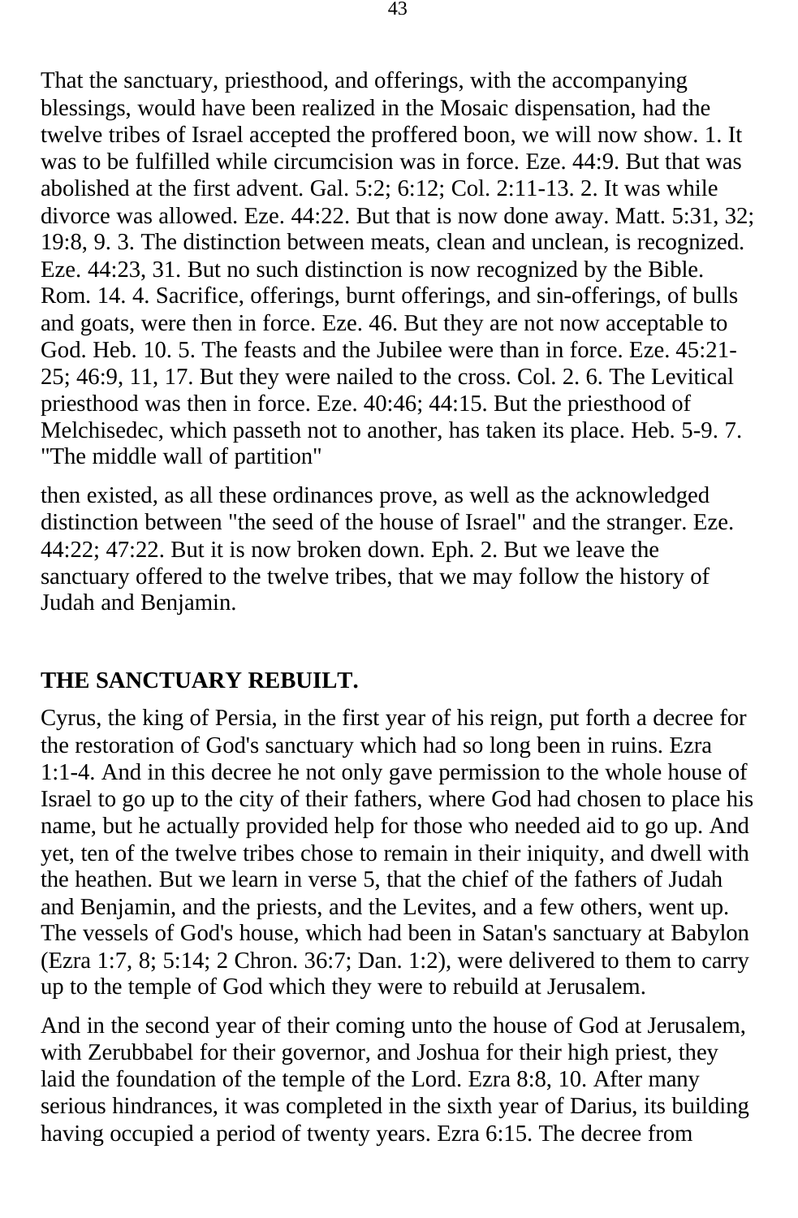That the sanctuary, priesthood, and offerings, with the accompanying blessings, would have been realized in the Mosaic dispensation, had the twelve tribes of Israel accepted the proffered boon, we will now show. 1. It was to be fulfilled while circumcision was in force. Eze. 44:9. But that was abolished at the first advent. Gal. 5:2; 6:12; Col. 2:11-13. 2. It was while divorce was allowed. Eze. 44:22. But that is now done away. Matt. 5:31, 32; 19:8, 9. 3. The distinction between meats, clean and unclean, is recognized. Eze. 44:23, 31. But no such distinction is now recognized by the Bible. Rom. 14. 4. Sacrifice, offerings, burnt offerings, and sin-offerings, of bulls and goats, were then in force. Eze. 46. But they are not now acceptable to God. Heb. 10. 5. The feasts and the Jubilee were than in force. Eze. 45:21-25; 46:9, 11, 17. But they were nailed to the cross. Col. 2. 6. The Levitical priesthood was then in force. Eze. 40:46; 44:15. But the priesthood of Melchisedec, which passeth not to another, has taken its place. Heb. 5-9. 7. "The middle wall of partition"

then existed, as all these ordinances prove, as well as the acknowledged distinction between "the seed of the house of Israel" and the stranger. Eze. 44:22; 47:22. But it is now broken down. Eph. 2. But we leave the sanctuary offered to the twelve tribes, that we may follow the history of Judah and Benjamin.

## THE SANCTUARY REBUILT.

Cyrus, the king of Persia, in the first year of his reign, put forth a decree for the restoration of God's sanctuary which had so long been in ruins. Ezra 1:1-4. And in this decree he not only gave permission to the whole house of Israel to go up to the city of their fathers, where God had chosen to place his name, but he actually provided help for those who needed aid to go up. And yet, ten of the twelve tribes chose to remain in their iniquity, and dwell with the heathen. But we learn in verse 5, that the chief of the fathers of Judah and Benjamin, and the priests, and the Levites, and a few others, went up. The vessels of God's house, which had been in Satan's sanctuary at Babylon (Ezra 1:7, 8; 5:14; 2 Chron. 36:7; Dan. 1:2), were delivered to them to carry up to the temple of God which they were to rebuild at Jerusalem.

And in the second year of their coming unto the house of God at Jerusalem, with Zerubbabel for their governor, and Joshua for their high priest, they laid the foundation of the temple of the Lord. Ezra 8:8, 10. After many serious hindrances, it was completed in the sixth year of Darius, its building having occupied a period of twenty years. Ezra 6:15. The decree from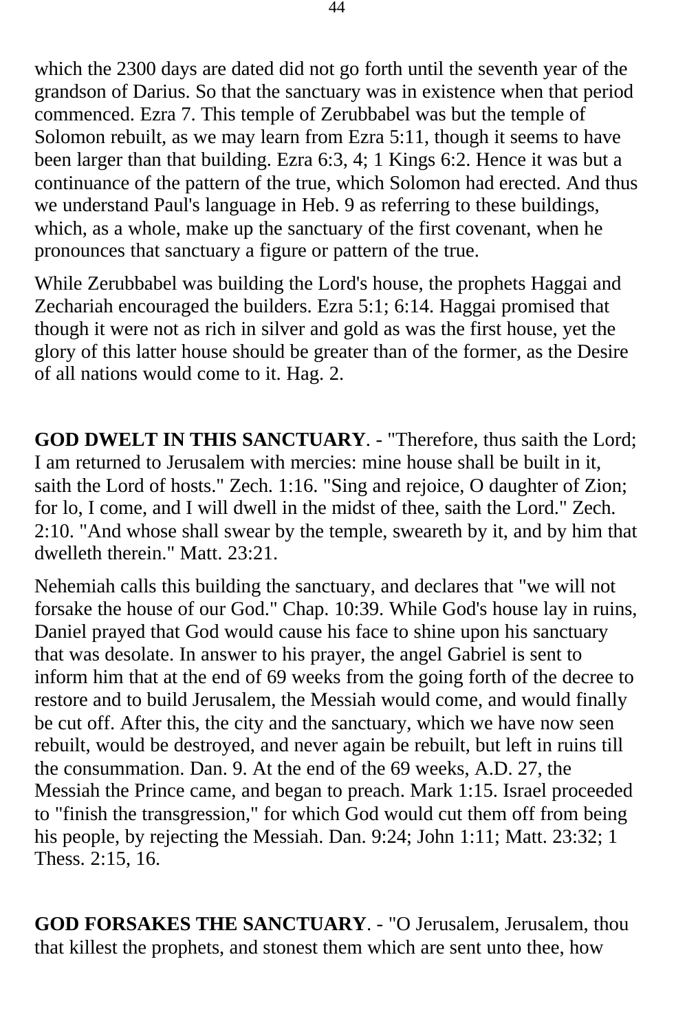which the 2300 days are dated did not go forth until the seventh year of the grandson of Darius. So that the sanctuary was in existence when that period commenced. Ezra 7. This temple of Zerubbabel was but the temple of Solomon rebuilt, as we may learn from Ezra 5:11, though it seems to have been larger than that building. Ezra 6:3, 4; 1 Kings 6:2. Hence it was but a continuance of the pattern of the true, which Solomon had erected. And thus we understand Paul's language in Heb. 9 as referring to these buildings, which, as a whole, make up the sanctuary of the first covenant, when he pronounces that sanctuary a figure or pattern of the true.

While Zerubbabel was building the Lord's house, the prophets Haggai and Zechariah encouraged the builders. Ezra 5:1; 6:14. Haggai promised that though it were not as rich in silver and gold as was the first house, yet the glory of this latter house should be greater than of the former, as the Desire of all nations would come to it. Hag. 2.

**GOD DWELT IN THIS SANCTUARY**. - "Therefore, thus saith the Lord; I am returned to Jerusalem with mercies: mine house shall be built in it, saith the Lord of hosts." Zech. 1:16. "Sing and rejoice, O daughter of Zion; for lo, I come, and I will dwell in the midst of thee, saith the Lord." Zech. 2:10. "And whose shall swear by the temple, sweareth by it, and by him that dwelleth therein." Matt. 23:21.

Nehemiah calls this building the sanctuary, and declares that "we will not forsake the house of our God." Chap. 10:39. While God's house lay in ruins, Daniel prayed that God would cause his face to shine upon his sanctuary that was desolate. In answer to his prayer, the angel Gabriel is sent to inform him that at the end of 69 weeks from the going forth of the decree to restore and to build Jerusalem, the Messiah would come, and would finally be cut off. After this, the city and the sanctuary, which we have now seen rebuilt, would be destroyed, and never again be rebuilt, but left in ruins till the consummation. Dan. 9. At the end of the 69 weeks, A.D. 27, the Messiah the Prince came, and began to preach. Mark 1:15. Israel proceeded to "finish the transgression," for which God would cut them off from being his people, by rejecting the Messiah. Dan. 9:24; John 1:11; Matt. 23:32; 1 Thess. 2:15, 16.

**GOD FORSAKES THE SANCTUARY**. - "O Jerusalem, Jerusalem, thou that killest the prophets, and stonest them which are sent unto thee, how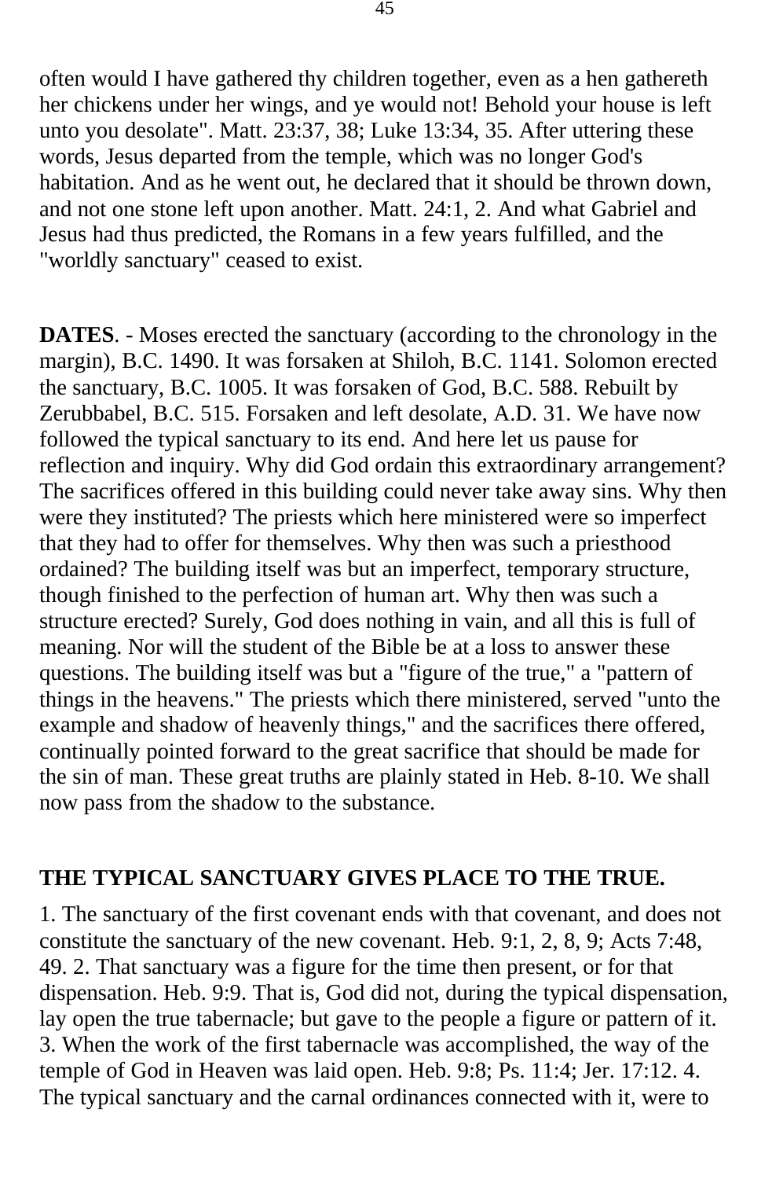often would I have gathered thy children together, even as a hen gathereth her chickens under her wings, and ye would not! Behold your house is left unto you desolate". Matt. 23:37, 38; Luke 13:34, 35. After uttering these words, Jesus departed from the temple, which was no longer God's habitation. And as he went out, he declared that it should be thrown down, and not one stone left upon another. Matt. 24:1, 2. And what Gabriel and Jesus had thus predicted, the Romans in a few years fulfilled, and the "worldly sanctuary" ceased to exist.

**DATES**. - Moses erected the sanctuary (according to the chronology in the margin), B.C. 1490. It was forsaken at Shiloh, B.C. 1141. Solomon erected the sanctuary, B.C. 1005. It was forsaken of God, B.C. 588. Rebuilt by Zerubbabel, B.C. 515. Forsaken and left desolate, A.D. 31. We have now followed the typical sanctuary to its end. And here let us pause for reflection and inquiry. Why did God ordain this extraordinary arrangement? The sacrifices offered in this building could never take away sins. Why then were they instituted? The priests which here ministered were so imperfect that they had to offer for themselves. Why then was such a priesthood ordained? The building itself was but an imperfect, temporary structure, though finished to the perfection of human art. Why then was such a structure erected? Surely, God does nothing in vain, and all this is full of meaning. Nor will the student of the Bible be at a loss to answer these questions. The building itself was but a "figure of the true," a "pattern of things in the heavens." The priests which there ministered, served "unto the example and shadow of heavenly things," and the sacrifices there offered, continually pointed forward to the great sacrifice that should be made for the sin of man. These great truths are plainly stated in Heb. 8-10. We shall now pass from the shadow to the substance.

**THE TYPICAL SANCTUARY GIVES PLACE TO THE TRUE.**

1. The sanctuary of the first covenant ends with that covenant, and does not constitute the sanctuary of the new covenant. Heb. 9:1, 2, 8, 9; Acts 7:48, 49. 2. That sanctuary was a figure for the time then present, or for that dispensation. Heb. 9:9. That is, God did not, during the typical dispensation, lay open the true tabernacle; but gave to the people a figure or pattern of it. 3. When the work of the first tabernacle was accomplished, the way of the temple of God in Heaven was laid open. Heb. 9:8; Ps. 11:4; Jer. 17:12. 4. The typical sanctuary and the carnal ordinances connected with it, were to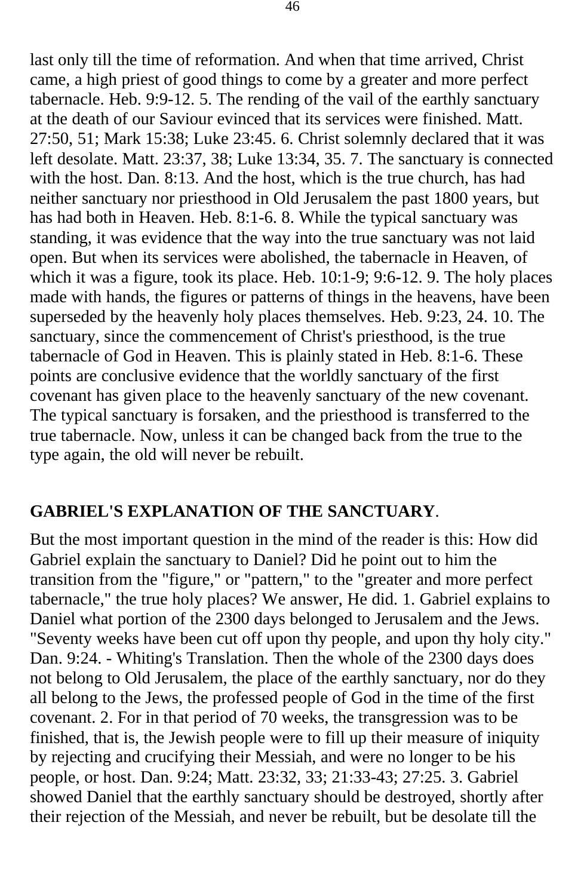last only till the time of reformation. And when that time arrived, Christ came, a high priest of good things to come by a greater and more perfect tabernacle. Heb. 9:9-12. 5. The rending of the vail of the earthly sanctuary at the death of our Saviour evinced that its services were finished. Matt. 27:50, 51; Mark 15:38; Luke 23:45. 6. Christ solemnly declared that it was left desolate. Matt. 23:37, 38; Luke 13:34, 35. 7. The sanctuary is connected with the host. Dan. 8:13. And the host, which is the true church, has had neither sanctuary nor priesthood in Old Jerusalem the past 1800 years, but has had both in Heaven. Heb. 8:1-6. 8. While the typical sanctuary was standing, it was evidence that the way into the true sanctuary was not laid open. But when its services were abolished, the tabernacle in Heaven, of which it was a figure, took its place. Heb. 10:1-9; 9:6-12. 9. The holy places made with hands, the figures or patterns of things in the heavens, have been superseded by the heavenly holy places themselves. Heb. 9:23, 24. 10. The sanctuary, since the commencement of Christ's priesthood, is the true tabernacle of God in Heaven. This is plainly stated in Heb. 8:1-6. These points are conclusive evidence that the worldly sanctuary of the first covenant has given place to the heavenly sanctuary of the new covenant. The typical sanctuary is forsaken, and the priesthood is transferred to the true tabernacle. Now, unless it can be changed back from the true to the type again, the old will never be rebuilt.

**GABRIEL'S EXPLANATION OF THE SANCTUARY**.

But the most important question in the mind of the reader is this: How did Gabriel explain the sanctuary to Daniel? Did he point out to him the transition from the "figure," or "pattern," to the "greater and more perfect tabernacle," the true holy places? We answer, He did. 1. Gabriel explains to Daniel what portion of the 2300 days belonged to Jerusalem and the Jews. "Seventy weeks have been cut off upon thy people, and upon thy holy city." Dan. 9:24. - Whiting's Translation. Then the whole of the 2300 days does not belong to Old Jerusalem, the place of the earthly sanctuary, nor do they all belong to the Jews, the professed people of God in the time of the first covenant. 2. For in that period of 70 weeks, the transgression was to be finished, that is, the Jewish people were to fill up their measure of iniquity by rejecting and crucifying their Messiah, and were no longer to be his people, or host. Dan. 9:24; Matt. 23:32, 33; 21:33-43; 27:25. 3. Gabriel showed Daniel that the earthly sanctuary should be destroyed, shortly after their rejection of the Messiah, and never be rebuilt, but be desolate till the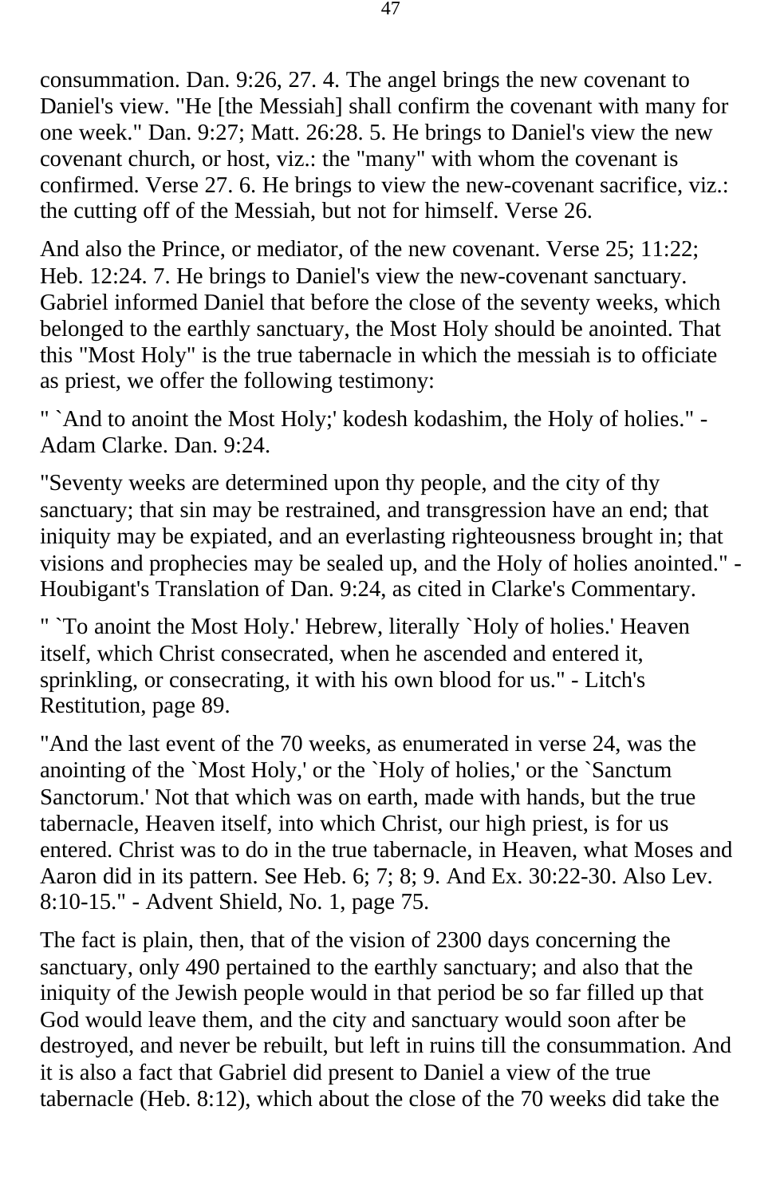consummation. Dan. 9:26, 27. 4. The angel brings the new covenant to Daniel's view. "He [the Messiah] shall confirm the covenant with many for one week." Dan. 9:27; Matt. 26:28. 5. He brings to Daniel's view the new covenant church, or host, viz.: the "many" with whom the covenant is confirmed. Verse 27. 6. He brings to view the new-covenant sacrifice, viz.: the cutting off of the Messiah, but not for himself. Verse 26.

And also the Prince, or mediator, of the new covenant. Verse 25; 11:22; Heb. 12:24. 7. He brings to Daniel's view the new-covenant sanctuary. Gabriel informed Daniel that before the close of the seventy weeks, which belonged to the earthly sanctuary, the Most Holy should be anointed. That this "Most Holy" is the true tabernacle in which the messiah is to officiate as priest, we offer the following testimony:

" `And to anoint the Most Holy;' kodesh kodashim, the Holy of holies." - Adam Clarke. Dan. 9:24.

"Seventy weeks are determined upon thy people, and the city of thy sanctuary; that sin may be restrained, and transgression have an end; that iniquity may be expiated, and an everlasting righteousness brought in; that visions and prophecies may be sealed up, and the Holy of holies anointed." - Houbigant's Translation of Dan. 9:24, as cited in Clarke's Commentary.

" `To anoint the Most Holy.' Hebrew, literally `Holy of holies.' Heaven itself, which Christ consecrated, when he ascended and entered it, sprinkling, or consecrating, it with his own blood for us." - Litch's Restitution, page 89.

"And the last event of the 70 weeks, as enumerated in verse 24, was the anointing of the `Most Holy,' or the `Holy of holies,' or the `Sanctum Sanctorum.' Not that which was on earth, made with hands, but the true tabernacle, Heaven itself, into which Christ, our high priest, is for us entered. Christ was to do in the true tabernacle, in Heaven, what Moses and Aaron did in its pattern. See Heb. 6; 7; 8; 9. And Ex. 30:22-30. Also Lev. 8:10-15." - Advent Shield, No. 1, page 75.

The fact is plain, then, that of the vision of 2300 days concerning the sanctuary, only 490 pertained to the earthly sanctuary; and also that the iniquity of the Jewish people would in that period be so far filled up that God would leave them, and the city and sanctuary would soon after be destroyed, and never be rebuilt, but left in ruins till the consummation. And it is also a fact that Gabriel did present to Daniel a view of the true tabernacle (Heb. 8:12), which about the close of the 70 weeks did take the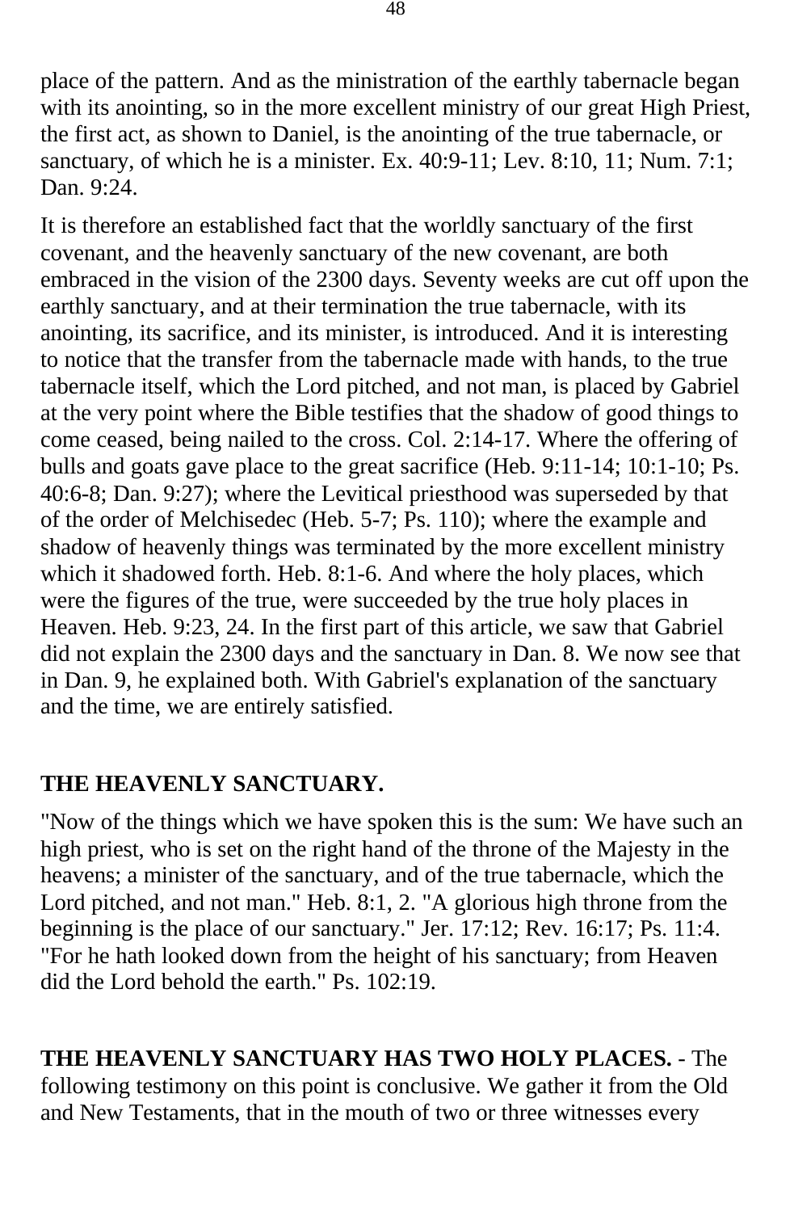place of the pattern. And as the ministration of the earthly tabernacle began with its anointing, so in the more excellent ministry of our great High Priest, the first act, as shown to Daniel, is the anointing of the true tabernacle, or sanctuary, of which he is a minister. Ex. 40:9-11; Lev. 8:10, 11; Num. 7:1; Dan. 9:24.

It is therefore an established fact that the worldly sanctuary of the first covenant, and the heavenly sanctuary of the new covenant, are both embraced in the vision of the 2300 days. Seventy weeks are cut off upon the earthly sanctuary, and at their termination the true tabernacle, with its anointing, its sacrifice, and its minister, is introduced. And it is interesting to notice that the transfer from the tabernacle made with hands, to the true tabernacle itself, which the Lord pitched, and not man, is placed by Gabriel at the very point where the Bible testifies that the shadow of good things to come ceased, being nailed to the cross. Col. 2:14-17. Where the offering of bulls and goats gave place to the great sacrifice (Heb. 9:11-14; 10:1-10; Ps. 40:6-8; Dan. 9:27); where the Levitical priesthood was superseded by that of the order of Melchisedec (Heb. 5-7; Ps. 110); where the example and shadow of heavenly things was terminated by the more excellent ministry which it shadowed forth. Heb. 8:1-6. And where the holy places, which were the figures of the true, were succeeded by the true holy places in Heaven. Heb. 9:23, 24. In the first part of this article, we saw that Gabriel did not explain the 2300 days and the sanctuary in Dan. 8. We now see that in Dan. 9, he explained both. With Gabriel's explanation of the sanctuary and the time, we are entirely satisfied.

## THE HEAVENLY SANCTUARY.

"Now of the things which we have spoken this is the sum: We have such an high priest, who is set on the right hand of the throne of the Majesty in the heavens; a minister of the sanctuary, and of the true tabernacle, which the Lord pitched, and not man." Heb. 8:1, 2. "A glorious high throne from the beginning is the place of our sanctuary." Jer. 17:12; Rev. 16:17; Ps. 11:4. "For he hath looked down from the height of his sanctuary; from Heaven did the Lord behold the earth." Ps. 102:19.

**THE HEAVENLY SANCTUARY HAS TWO HOLY PLACES.** - The following testimony on this point is conclusive. We gather it from the Old and New Testaments, that in the mouth of two or three witnesses every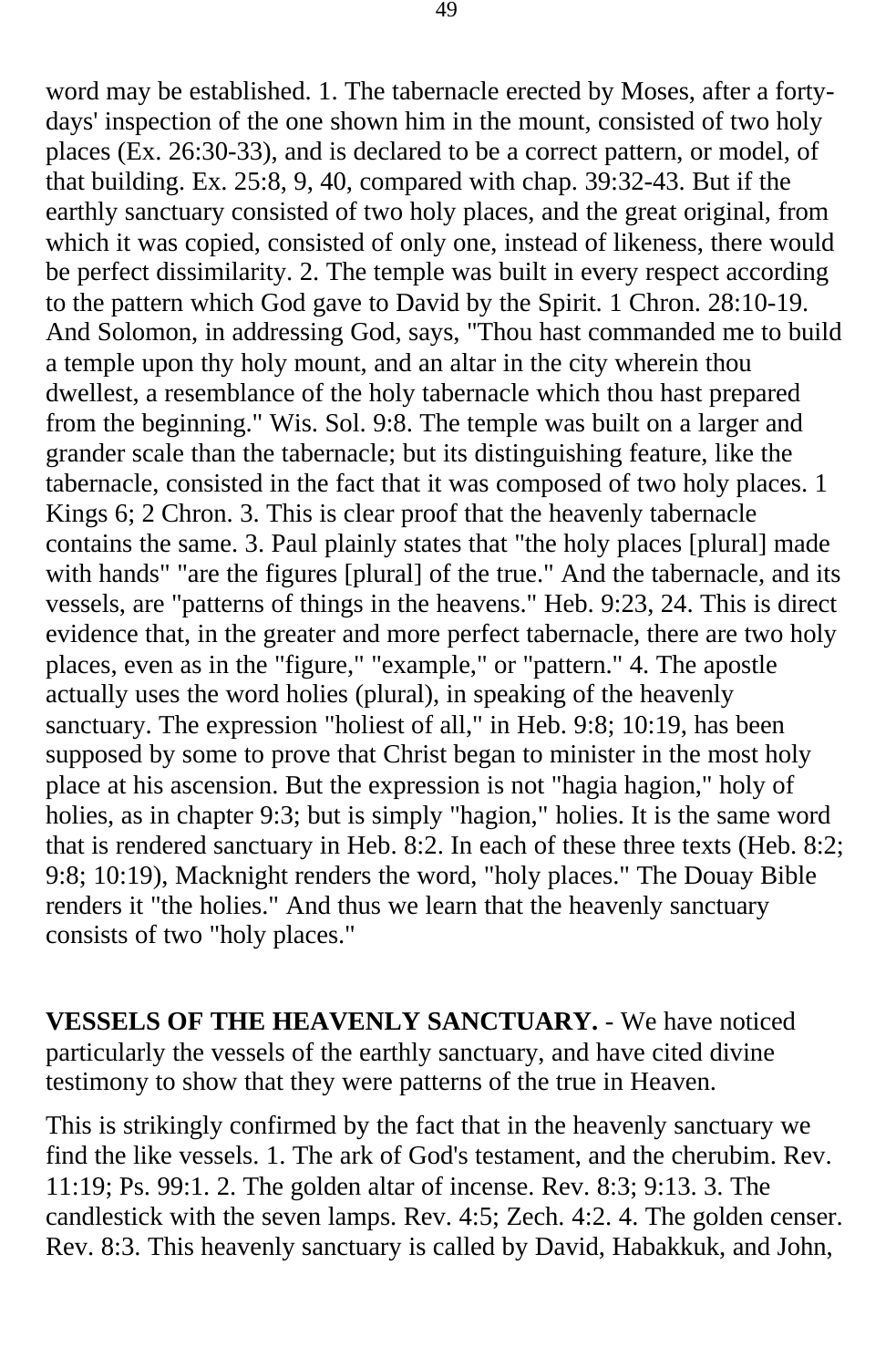word may be established. 1. The tabernacle erected by Moses, after a forty-days' inspection of the one shown him in the mount, consisted of two holy places (Ex. 26:30-33), and is declared to be a correct pattern, or model, of that building. Ex. 25:8, 9, 40, compared with chap. 39:32-43. But if the earthly sanctuary consisted of two holy places, and the great original, from which it was copied, consisted of only one, instead of likeness, there would be perfect dissimilarity. 2. The temple was built in every respect according to the pattern which God gave to David by the Spirit. 1 Chron. 28:10-19. And Solomon, in addressing God, says, "Thou hast commanded me to build a temple upon thy holy mount, and an altar in the city wherein thou dwellest, a resemblance of the holy tabernacle which thou hast prepared from the beginning." Wis. Sol. 9:8. The temple was built on a larger and grander scale than the tabernacle; but its distinguishing feature, like the tabernacle, consisted in the fact that it was composed of two holy places. 1 Kings 6; 2 Chron. 3. This is clear proof that the heavenly tabernacle contains the same. 3. Paul plainly states that "the holy places [plural] made with hands" "are the figures [plural] of the true." And the tabernacle, and its vessels, are "patterns of things in the heavens." Heb. 9:23, 24. This is direct evidence that, in the greater and more perfect tabernacle, there are two holy places, even as in the "figure," "example," or "pattern." 4. The apostle actually uses the word holies (plural), in speaking of the heavenly sanctuary. The expression "holiest of all," in Heb. 9:8; 10:19, has been supposed by some to prove that Christ began to minister in the most holy place at his ascension. But the expression is not "hagia hagion," holy of holies, as in chapter 9:3; but is simply "hagion," holies. It is the same word that is rendered sanctuary in Heb. 8:2. In each of these three texts (Heb. 8:2; 9:8; 10:19), Macknight renders the word, "holy places." The Douay Bible renders it "the holies." And thus we learn that the heavenly sanctuary consists of two "holy places."

**VESSELS OF THE HEAVENLY SANCTUARY.** - We have noticed particularly the vessels of the earthly sanctuary, and have cited divine testimony to show that they were patterns of the true in Heaven.

This is strikingly confirmed by the fact that in the heavenly sanctuary we find the like vessels. 1. The ark of God's testament, and the cherubim. Rev. 11:19; Ps. 99:1. 2. The golden altar of incense. Rev. 8:3; 9:13. 3. The candlestick with the seven lamps. Rev. 4:5; Zech. 4:2. 4. The golden censer. Rev. 8:3. This heavenly sanctuary is called by David, Habakkuk, and John,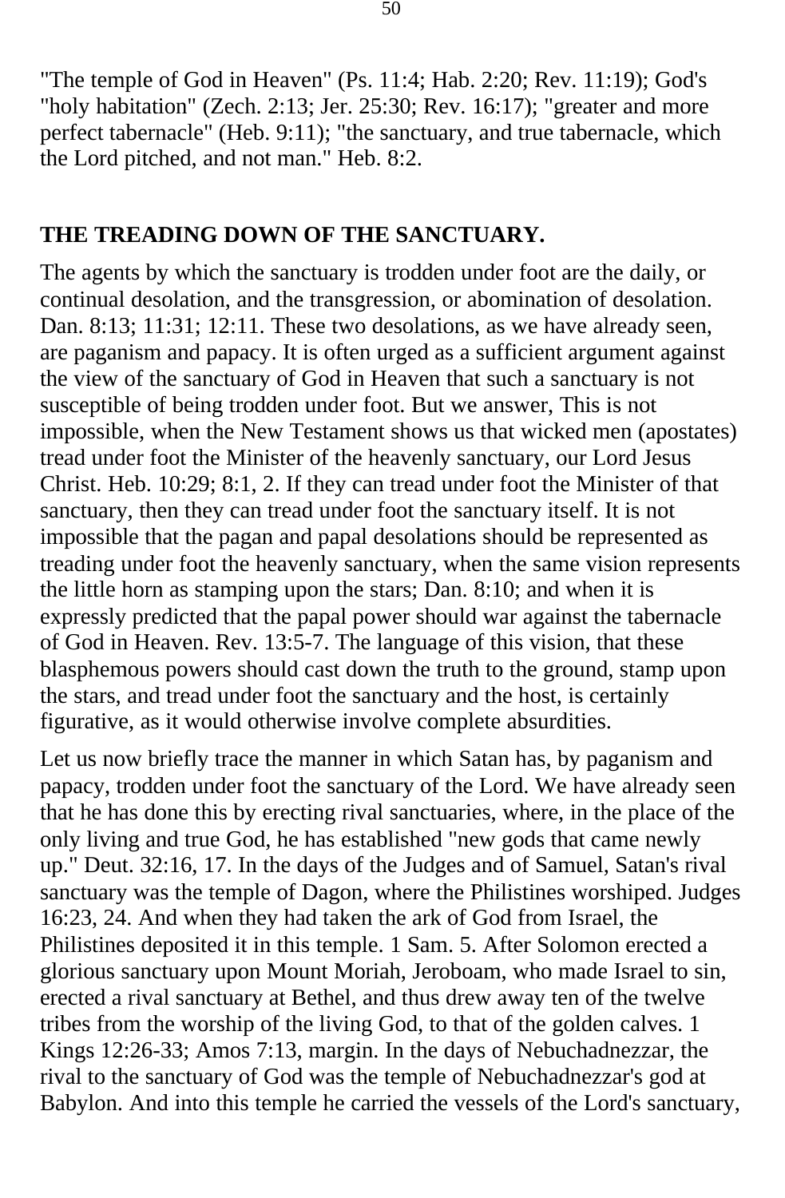"The temple of God in Heaven" (Ps. 11:4; Hab. 2:20; Rev. 11:19); God's "holy habitation" (Zech. 2:13; Jer. 25:30; Rev. 16:17); "greater and more perfect tabernacle" (Heb. 9:11); "the sanctuary, and true tabernacle, which the Lord pitched, and not man." Heb. 8:2.

## THE TREADING DOWN OF THE SANCTUARY.

The agents by which the sanctuary is trodden under foot are the daily, or continual desolation, and the transgression, or abomination of desolation. Dan. 8:13; 11:31; 12:11. These two desolations, as we have already seen, are paganism and papacy. It is often urged as a sufficient argument against the view of the sanctuary of God in Heaven that such a sanctuary is not susceptible of being trodden under foot. But we answer, This is not impossible, when the New Testament shows us that wicked men (apostates) tread under foot the Minister of the heavenly sanctuary, our Lord Jesus Christ. Heb. 10:29; 8:1, 2. If they can tread under foot the Minister of that sanctuary, then they can tread under foot the sanctuary itself. It is not impossible that the pagan and papal desolations should be represented as treading under foot the heavenly sanctuary, when the same vision represents the little horn as stamping upon the stars; Dan. 8:10; and when it is expressly predicted that the papal power should war against the tabernacle of God in Heaven. Rev. 13:5-7. The language of this vision, that these blasphemous powers should cast down the truth to the ground, stamp upon the stars, and tread under foot the sanctuary and the host, is certainly figurative, as it would otherwise involve complete absurdities.

Let us now briefly trace the manner in which Satan has, by paganism and papacy, trodden under foot the sanctuary of the Lord. We have already seen that he has done this by erecting rival sanctuaries, where, in the place of the only living and true God, he has established "new gods that came newly up." Deut. 32:16, 17. In the days of the Judges and of Samuel, Satan's rival sanctuary was the temple of Dagon, where the Philistines worshiped. Judges 16:23, 24. And when they had taken the ark of God from Israel, the Philistines deposited it in this temple. 1 Sam. 5. After Solomon erected a glorious sanctuary upon Mount Moriah, Jeroboam, who made Israel to sin, erected a rival sanctuary at Bethel, and thus drew away ten of the twelve tribes from the worship of the living God, to that of the golden calves. 1 Kings 12:26-33; Amos 7:13, margin. In the days of Nebuchadnezzar, the rival to the sanctuary of God was the temple of Nebuchadnezzar's god at Babylon. And into this temple he carried the vessels of the Lord's sanctuary,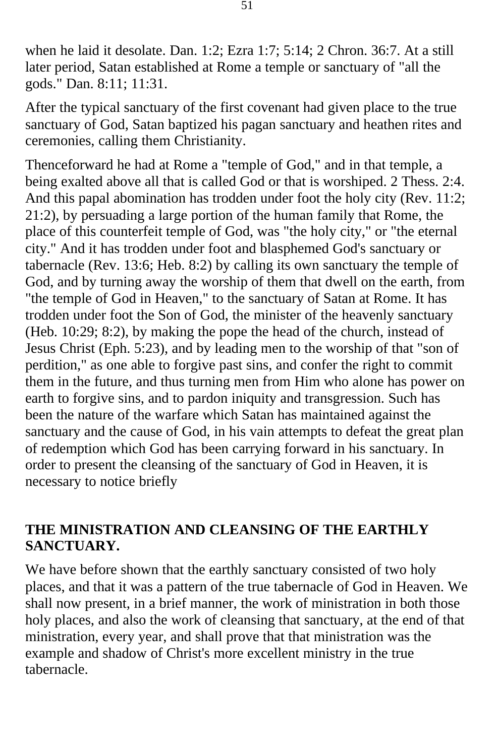when he laid it desolate. Dan. 1:2; Ezra 1:7; 5:14; 2 Chron. 36:7. At a still later period, Satan established at Rome a temple or sanctuary of "all the gods." Dan. 8:11; 11:31.

After the typical sanctuary of the first covenant had given place to the true sanctuary of God, Satan baptized his pagan sanctuary and heathen rites and ceremonies, calling them Christianity.

Thenceforward he had at Rome a "temple of God," and in that temple, a being exalted above all that is called God or that is worshiped. 2 Thess. 2:4. And this papal abomination has trodden under foot the holy city (Rev. 11:2; 21:2), by persuading a large portion of the human family that Rome, the place of this counterfeit temple of God, was "the holy city," or "the eternal city." And it has trodden under foot and blasphemed God's sanctuary or tabernacle (Rev. 13:6; Heb. 8:2) by calling its own sanctuary the temple of God, and by turning away the worship of them that dwell on the earth, from "the temple of God in Heaven," to the sanctuary of Satan at Rome. It has trodden under foot the Son of God, the minister of the heavenly sanctuary (Heb. 10:29; 8:2), by making the pope the head of the church, instead of Jesus Christ (Eph. 5:23), and by leading men to the worship of that "son of perdition," as one able to forgive past sins, and confer the right to commit them in the future, and thus turning men from Him who alone has power on earth to forgive sins, and to pardon iniquity and transgression. Such has been the nature of the warfare which Satan has maintained against the sanctuary and the cause of God, in his vain attempts to defeat the great plan of redemption which God has been carrying forward in his sanctuary. In order to present the cleansing of the sanctuary of God in Heaven, it is necessary to notice briefly

## THE MINISTRATION AND CLEANSING OF THE EARTHLY SANCTUARY.

We have before shown that the earthly sanctuary consisted of two holy places, and that it was a pattern of the true tabernacle of God in Heaven. We shall now present, in a brief manner, the work of ministration in both those holy places, and also the work of cleansing that sanctuary, at the end of that ministration, every year, and shall prove that that ministration was the example and shadow of Christ's more excellent ministry in the true tabernacle.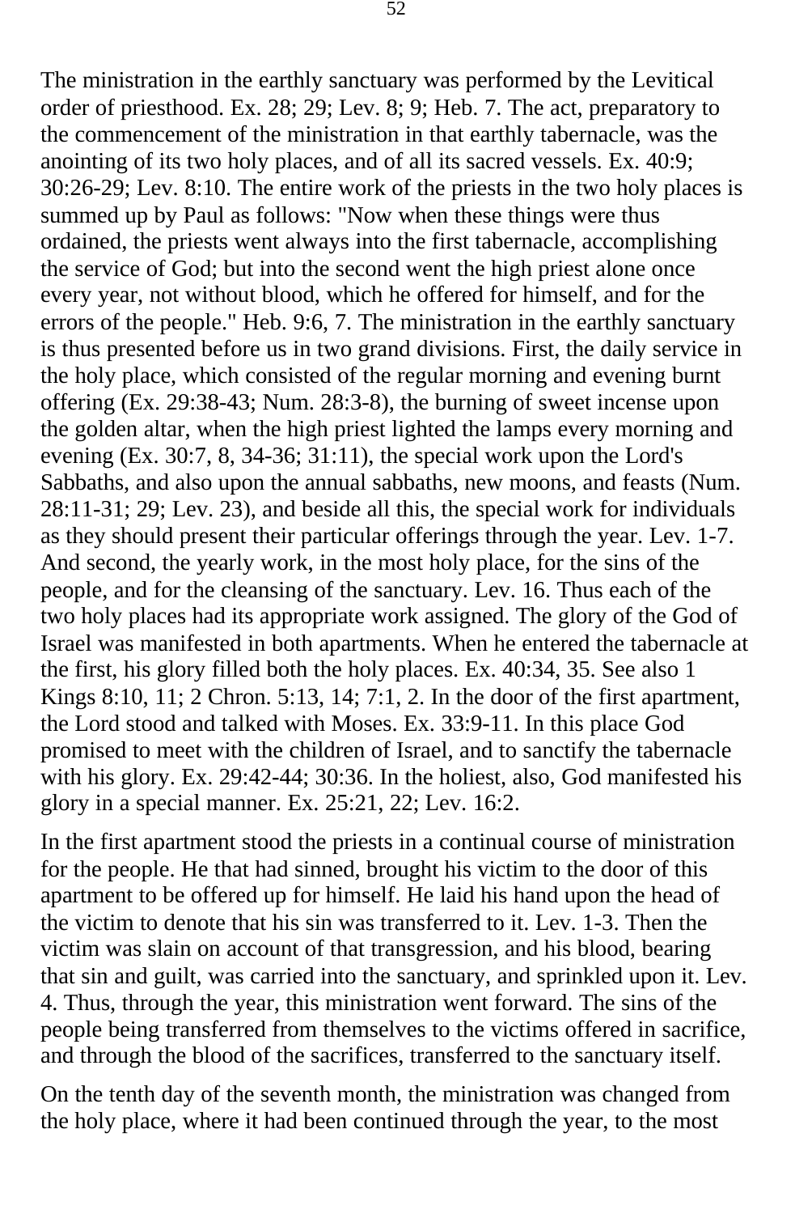The ministration in the earthly sanctuary was performed by the Levitical order of priesthood. Ex. 28; 29; Lev. 8; 9; Heb. 7. The act, preparatory to the commencement of the ministration in that earthly tabernacle, was the anointing of its two holy places, and of all its sacred vessels. Ex. 40:9; 30:26-29; Lev. 8:10. The entire work of the priests in the two holy places is summed up by Paul as follows: "Now when these things were thus ordained, the priests went always into the first tabernacle, accomplishing the service of God; but into the second went the high priest alone once every year, not without blood, which he offered for himself, and for the errors of the people." Heb. 9:6, 7. The ministration in the earthly sanctuary is thus presented before us in two grand divisions. First, the daily service in the holy place, which consisted of the regular morning and evening burnt offering (Ex. 29:38-43; Num. 28:3-8), the burning of sweet incense upon the golden altar, when the high priest lighted the lamps every morning and evening (Ex. 30:7, 8, 34-36; 31:11), the special work upon the Lord's Sabbaths, and also upon the annual sabbaths, new moons, and feasts (Num. 28:11-31; 29; Lev. 23), and beside all this, the special work for individuals as they should present their particular offerings through the year. Lev. 1-7. And second, the yearly work, in the most holy place, for the sins of the people, and for the cleansing of the sanctuary. Lev. 16. Thus each of the two holy places had its appropriate work assigned. The glory of the God of Israel was manifested in both apartments. When he entered the tabernacle at the first, his glory filled both the holy places. Ex. 40:34, 35. See also 1 Kings 8:10, 11; 2 Chron. 5:13, 14; 7:1, 2. In the door of the first apartment, the Lord stood and talked with Moses. Ex. 33:9-11. In this place God promised to meet with the children of Israel, and to sanctify the tabernacle with his glory. Ex. 29:42-44; 30:36. In the holiest, also, God manifested his glory in a special manner. Ex. 25:21, 22; Lev. 16:2.

In the first apartment stood the priests in a continual course of ministration for the people. He that had sinned, brought his victim to the door of this apartment to be offered up for himself. He laid his hand upon the head of the victim to denote that his sin was transferred to it. Lev. 1-3. Then the victim was slain on account of that transgression, and his blood, bearing that sin and guilt, was carried into the sanctuary, and sprinkled upon it. Lev. 4. Thus, through the year, this ministration went forward. The sins of the people being transferred from themselves to the victims offered in sacrifice, and through the blood of the sacrifices, transferred to the sanctuary itself.

On the tenth day of the seventh month, the ministration was changed from the holy place, where it had been continued through the year, to the most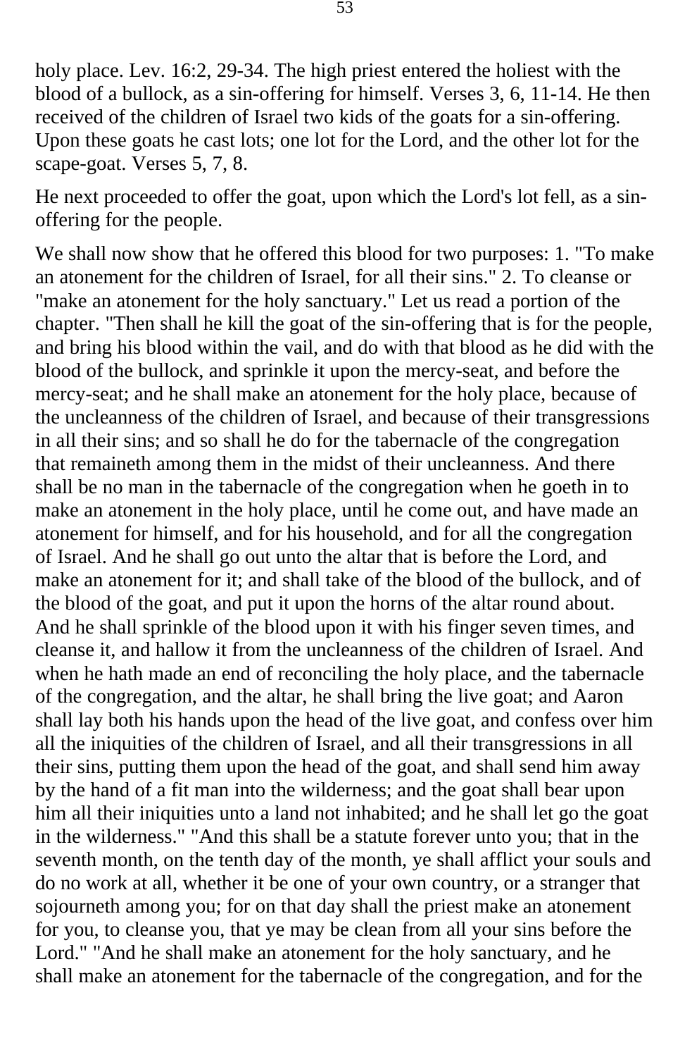holy place. Lev. 16:2, 29-34. The high priest entered the holiest with the blood of a bullock, as a sin-offering for himself. Verses 3, 6, 11-14. He then received of the children of Israel two kids of the goats for a sin-offering. Upon these goats he cast lots; one lot for the Lord, and the other lot for the scape-goat. Verses 5, 7, 8.

He next proceeded to offer the goat, upon which the Lord's lot fell, as a sin-offering for the people.

We shall now show that he offered this blood for two purposes: 1. "To make an atonement for the children of Israel, for all their sins." 2. To cleanse or "make an atonement for the holy sanctuary." Let us read a portion of the chapter. "Then shall he kill the goat of the sin-offering that is for the people, and bring his blood within the vail, and do with that blood as he did with the blood of the bullock, and sprinkle it upon the mercy-seat, and before the mercy-seat; and he shall make an atonement for the holy place, because of the uncleanness of the children of Israel, and because of their transgressions in all their sins; and so shall he do for the tabernacle of the congregation that remaineth among them in the midst of their uncleanness. And there shall be no man in the tabernacle of the congregation when he goeth in to make an atonement in the holy place, until he come out, and have made an atonement for himself, and for his household, and for all the congregation of Israel. And he shall go out unto the altar that is before the Lord, and make an atonement for it; and shall take of the blood of the bullock, and of the blood of the goat, and put it upon the horns of the altar round about. And he shall sprinkle of the blood upon it with his finger seven times, and cleanse it, and hallow it from the uncleanness of the children of Israel. And when he hath made an end of reconciling the holy place, and the tabernacle of the congregation, and the altar, he shall bring the live goat; and Aaron shall lay both his hands upon the head of the live goat, and confess over him all the iniquities of the children of Israel, and all their transgressions in all their sins, putting them upon the head of the goat, and shall send him away by the hand of a fit man into the wilderness; and the goat shall bear upon him all their iniquities unto a land not inhabited; and he shall let go the goat in the wilderness." "And this shall be a statute forever unto you; that in the seventh month, on the tenth day of the month, ye shall afflict your souls and do no work at all, whether it be one of your own country, or a stranger that sojourneth among you; for on that day shall the priest make an atonement for you, to cleanse you, that ye may be clean from all your sins before the Lord." "And he shall make an atonement for the holy sanctuary, and he shall make an atonement for the tabernacle of the congregation, and for the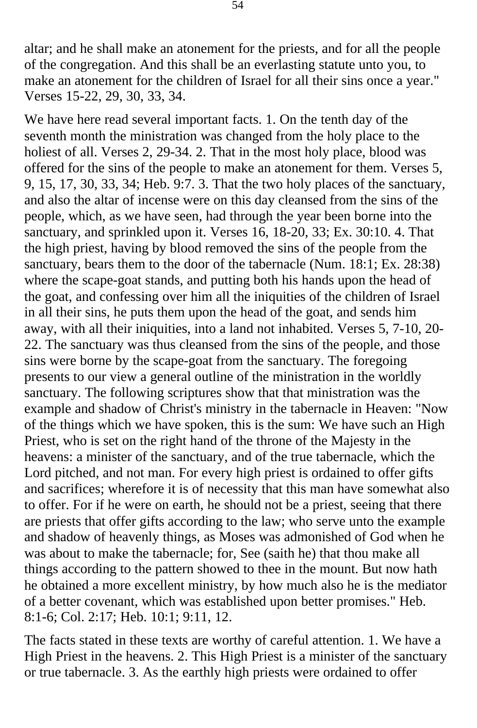altar; and he shall make an atonement for the priests, and for all the people of the congregation. And this shall be an everlasting statute unto you, to make an atonement for the children of Israel for all their sins once a year." Verses 15-22, 29, 30, 33, 34.

We have here read several important facts. 1. On the tenth day of the seventh month the ministration was changed from the holy place to the holiest of all. Verses 2, 29-34. 2. That in the most holy place, blood was offered for the sins of the people to make an atonement for them. Verses 5, 9, 15, 17, 30, 33, 34; Heb. 9:7. 3. That the two holy places of the sanctuary, and also the altar of incense were on this day cleansed from the sins of the people, which, as we have seen, had through the year been borne into the sanctuary, and sprinkled upon it. Verses 16, 18-20, 33; Ex. 30:10. 4. That the high priest, having by blood removed the sins of the people from the sanctuary, bears them to the door of the tabernacle (Num. 18:1; Ex. 28:38) where the scape-goat stands, and putting both his hands upon the head of the goat, and confessing over him all the iniquities of the children of Israel in all their sins, he puts them upon the head of the goat, and sends him away, with all their iniquities, into a land not inhabited. Verses 5, 7-10, 20-22. The sanctuary was thus cleansed from the sins of the people, and those sins were borne by the scape-goat from the sanctuary. The foregoing presents to our view a general outline of the ministration in the worldly sanctuary. The following scriptures show that that ministration was the example and shadow of Christ's ministry in the tabernacle in Heaven: "Now of the things which we have spoken, this is the sum: We have such an High Priest, who is set on the right hand of the throne of the Majesty in the heavens: a minister of the sanctuary, and of the true tabernacle, which the Lord pitched, and not man. For every high priest is ordained to offer gifts and sacrifices; wherefore it is of necessity that this man have somewhat also to offer. For if he were on earth, he should not be a priest, seeing that there are priests that offer gifts according to the law; who serve unto the example and shadow of heavenly things, as Moses was admonished of God when he was about to make the tabernacle; for, See (saith he) that thou make all things according to the pattern showed to thee in the mount. But now hath he obtained a more excellent ministry, by how much also he is the mediator of a better covenant, which was established upon better promises." Heb. 8:1-6; Col. 2:17; Heb. 10:1; 9:11, 12.

The facts stated in these texts are worthy of careful attention. 1. We have a High Priest in the heavens. 2. This High Priest is a minister of the sanctuary or true tabernacle. 3. As the earthly high priests were ordained to offer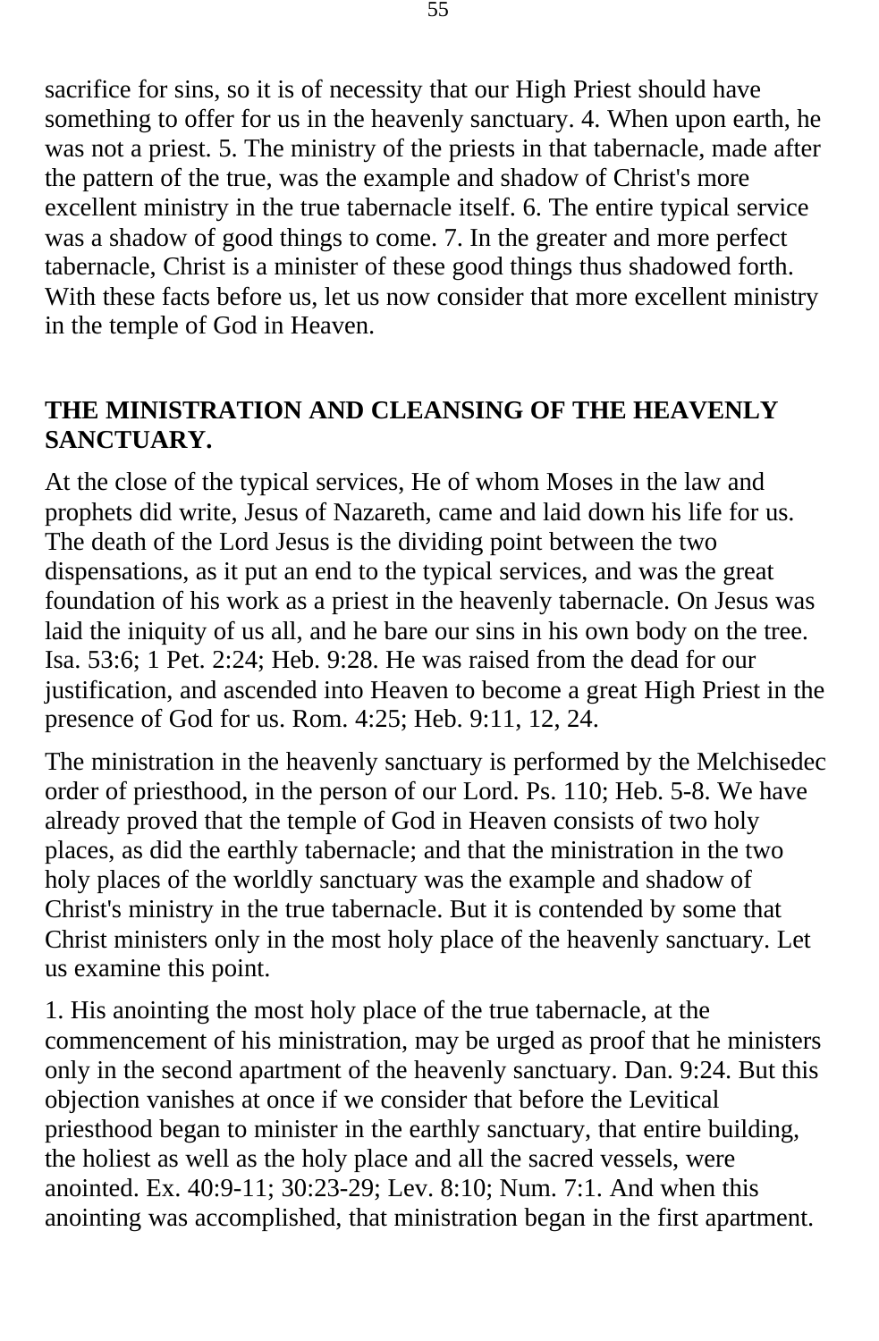sacrifice for sins, so it is of necessity that our High Priest should have something to offer for us in the heavenly sanctuary. 4. When upon earth, he was not a priest. 5. The ministry of the priests in that tabernacle, made after the pattern of the true, was the example and shadow of Christ's more excellent ministry in the true tabernacle itself. 6. The entire typical service was a shadow of good things to come. 7. In the greater and more perfect tabernacle, Christ is a minister of these good things thus shadowed forth. With these facts before us, let us now consider that more excellent ministry in the temple of God in Heaven.

## THE MINISTRATION AND CLEANSING OF THE HEAVENLY SANCTUARY.

At the close of the typical services, He of whom Moses in the law and prophets did write, Jesus of Nazareth, came and laid down his life for us. The death of the Lord Jesus is the dividing point between the two dispensations, as it put an end to the typical services, and was the great foundation of his work as a priest in the heavenly tabernacle. On Jesus was laid the iniquity of us all, and he bare our sins in his own body on the tree. Isa. 53:6; 1 Pet. 2:24; Heb. 9:28. He was raised from the dead for our justification, and ascended into Heaven to become a great High Priest in the presence of God for us. Rom. 4:25; Heb. 9:11, 12, 24.

The ministration in the heavenly sanctuary is performed by the Melchisedec order of priesthood, in the person of our Lord. Ps. 110; Heb. 5-8. We have already proved that the temple of God in Heaven consists of two holy places, as did the earthly tabernacle; and that the ministration in the two holy places of the worldly sanctuary was the example and shadow of Christ's ministry in the true tabernacle. But it is contended by some that Christ ministers only in the most holy place of the heavenly sanctuary. Let us examine this point.

1. His anointing the most holy place of the true tabernacle, at the commencement of his ministration, may be urged as proof that he ministers only in the second apartment of the heavenly sanctuary. Dan. 9:24. But this objection vanishes at once if we consider that before the Levitical priesthood began to minister in the earthly sanctuary, that entire building, the holiest as well as the holy place and all the sacred vessels, were anointed. Ex. 40:9-11; 30:23-29; Lev. 8:10; Num. 7:1. And when this anointing was accomplished, that ministration began in the first apartment.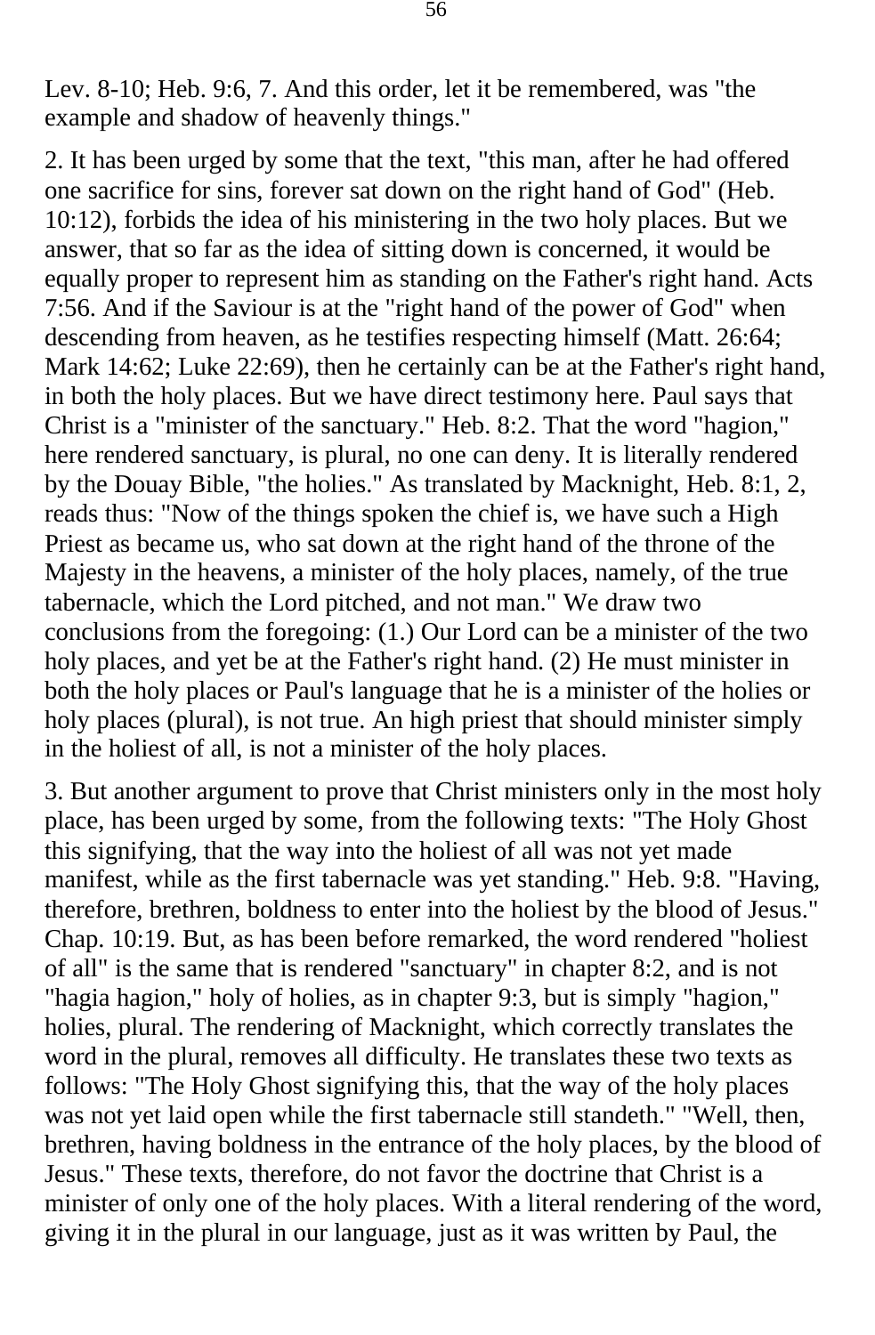Lev. 8-10; Heb. 9:6, 7. And this order, let it be remembered, was "the example and shadow of heavenly things."

2. It has been urged by some that the text, "this man, after he had offered one sacrifice for sins, forever sat down on the right hand of God" (Heb. 10:12), forbids the idea of his ministering in the two holy places. But we answer, that so far as the idea of sitting down is concerned, it would be equally proper to represent him as standing on the Father's right hand. Acts 7:56. And if the Saviour is at the "right hand of the power of God" when descending from heaven, as he testifies respecting himself (Matt. 26:64; Mark 14:62; Luke 22:69), then he certainly can be at the Father's right hand, in both the holy places. But we have direct testimony here. Paul says that Christ is a "minister of the sanctuary." Heb. 8:2. That the word "hagion," here rendered sanctuary, is plural, no one can deny. It is literally rendered by the Douay Bible, "the holies." As translated by Macknight, Heb. 8:1, 2, reads thus: "Now of the things spoken the chief is, we have such a High Priest as became us, who sat down at the right hand of the throne of the Majesty in the heavens, a minister of the holy places, namely, of the true tabernacle, which the Lord pitched, and not man." We draw two conclusions from the foregoing: (1.) Our Lord can be a minister of the two holy places, and yet be at the Father's right hand. (2) He must minister in both the holy places or Paul's language that he is a minister of the holies or holy places (plural), is not true. An high priest that should minister simply in the holiest of all, is not a minister of the holy places.

3. But another argument to prove that Christ ministers only in the most holy place, has been urged by some, from the following texts: "The Holy Ghost this signifying, that the way into the holiest of all was not yet made manifest, while as the first tabernacle was yet standing." Heb. 9:8. "Having, therefore, brethren, boldness to enter into the holiest by the blood of Jesus." Chap. 10:19. But, as has been before remarked, the word rendered "holiest of all" is the same that is rendered "sanctuary" in chapter 8:2, and is not "hagia hagion," holy of holies, as in chapter 9:3, but is simply "hagion," holies, plural. The rendering of Macknight, which correctly translates the word in the plural, removes all difficulty. He translates these two texts as follows: "The Holy Ghost signifying this, that the way of the holy places was not yet laid open while the first tabernacle still standeth." "Well, then, brethren, having boldness in the entrance of the holy places, by the blood of Jesus." These texts, therefore, do not favor the doctrine that Christ is a minister of only one of the holy places. With a literal rendering of the word, giving it in the plural in our language, just as it was written by Paul, the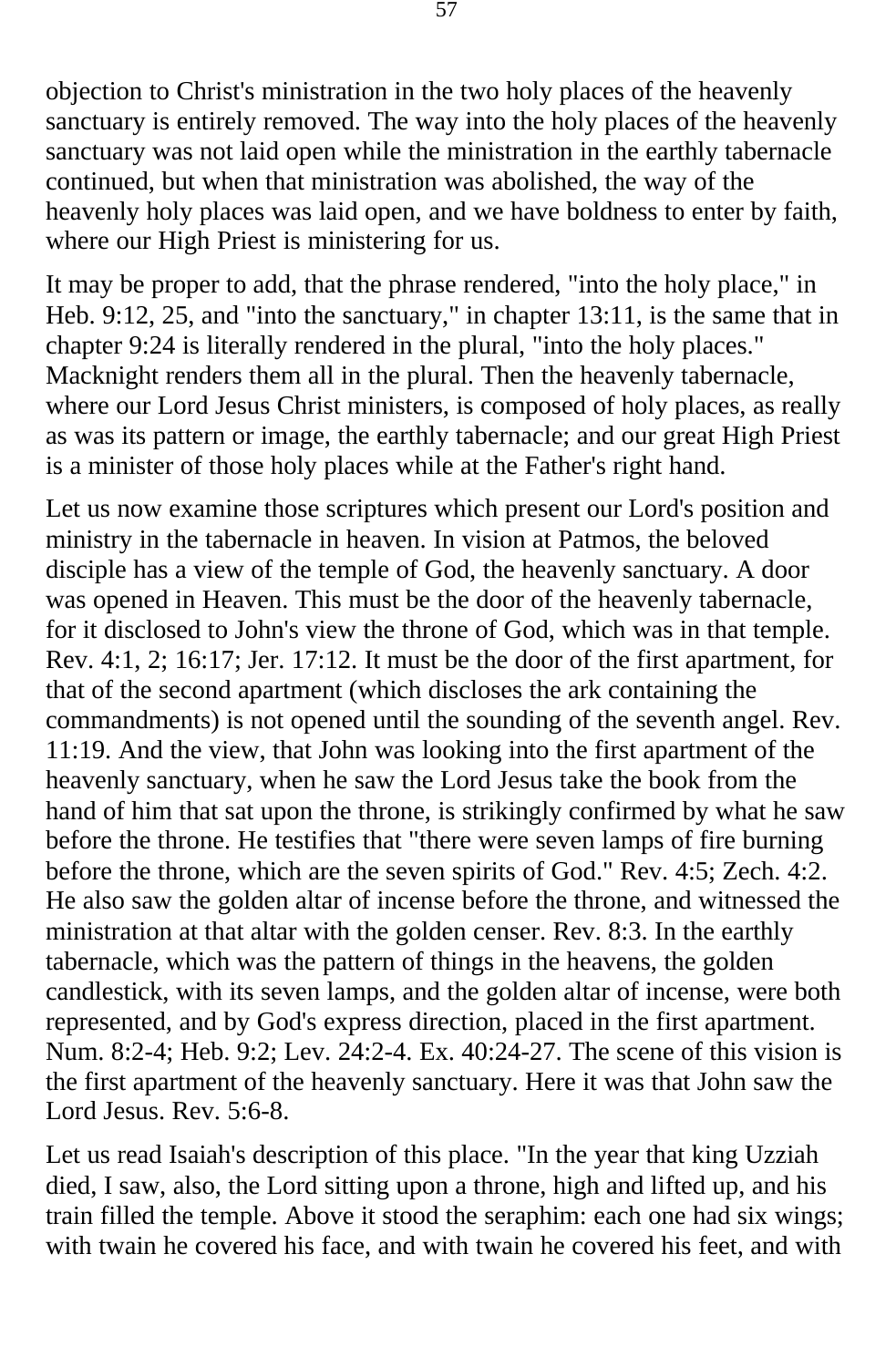objection to Christ's ministration in the two holy places of the heavenly sanctuary is entirely removed. The way into the holy places of the heavenly sanctuary was not laid open while the ministration in the earthly tabernacle continued, but when that ministration was abolished, the way of the heavenly holy places was laid open, and we have boldness to enter by faith, where our High Priest is ministering for us.

It may be proper to add, that the phrase rendered, "into the holy place," in Heb. 9:12, 25, and "into the sanctuary," in chapter 13:11, is the same that in chapter 9:24 is literally rendered in the plural, "into the holy places." Macknight renders them all in the plural. Then the heavenly tabernacle, where our Lord Jesus Christ ministers, is composed of holy places, as really as was its pattern or image, the earthly tabernacle; and our great High Priest is a minister of those holy places while at the Father's right hand.

Let us now examine those scriptures which present our Lord's position and ministry in the tabernacle in heaven. In vision at Patmos, the beloved disciple has a view of the temple of God, the heavenly sanctuary. A door was opened in Heaven. This must be the door of the heavenly tabernacle, for it disclosed to John's view the throne of God, which was in that temple. Rev. 4:1, 2; 16:17; Jer. 17:12. It must be the door of the first apartment, for that of the second apartment (which discloses the ark containing the commandments) is not opened until the sounding of the seventh angel. Rev. 11:19. And the view, that John was looking into the first apartment of the heavenly sanctuary, when he saw the Lord Jesus take the book from the hand of him that sat upon the throne, is strikingly confirmed by what he saw before the throne. He testifies that "there were seven lamps of fire burning before the throne, which are the seven spirits of God." Rev. 4:5; Zech. 4:2. He also saw the golden altar of incense before the throne, and witnessed the ministration at that altar with the golden censer. Rev. 8:3. In the earthly tabernacle, which was the pattern of things in the heavens, the golden candlestick, with its seven lamps, and the golden altar of incense, were both represented, and by God's express direction, placed in the first apartment. Num. 8:2-4; Heb. 9:2; Lev. 24:2-4. Ex. 40:24-27. The scene of this vision is the first apartment of the heavenly sanctuary. Here it was that John saw the Lord Jesus. Rev. 5:6-8.

Let us read Isaiah's description of this place. "In the year that king Uzziah died, I saw, also, the Lord sitting upon a throne, high and lifted up, and his train filled the temple. Above it stood the seraphim: each one had six wings; with twain he covered his face, and with twain he covered his feet, and with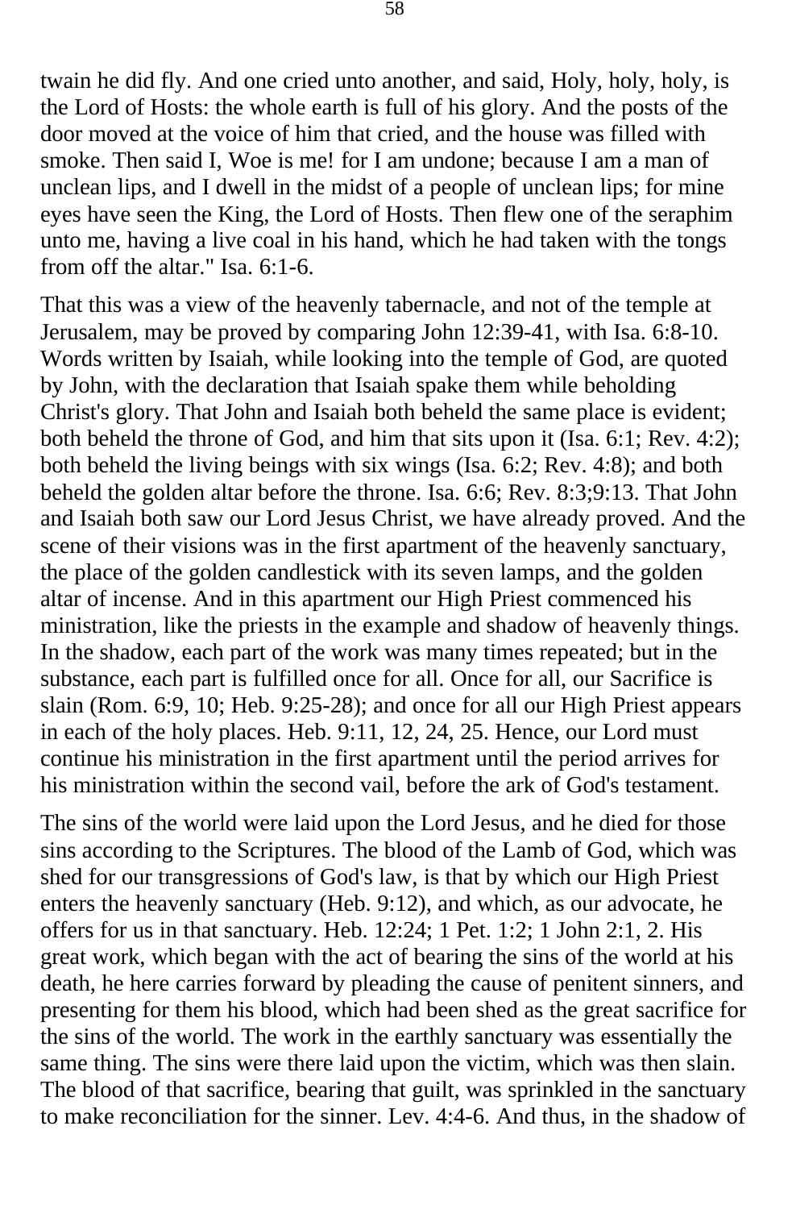twain he did fly. And one cried unto another, and said, Holy, holy, holy, is the Lord of Hosts: the whole earth is full of his glory. And the posts of the door moved at the voice of him that cried, and the house was filled with smoke. Then said I, Woe is me! for I am undone; because I am a man of unclean lips, and I dwell in the midst of a people of unclean lips; for mine eyes have seen the King, the Lord of Hosts. Then flew one of the seraphim unto me, having a live coal in his hand, which he had taken with the tongs from off the altar." Isa. 6:1-6.

That this was a view of the heavenly tabernacle, and not of the temple at Jerusalem, may be proved by comparing John 12:39-41, with Isa. 6:8-10. Words written by Isaiah, while looking into the temple of God, are quoted by John, with the declaration that Isaiah spake them while beholding Christ's glory. That John and Isaiah both beheld the same place is evident; both beheld the throne of God, and him that sits upon it (Isa. 6:1; Rev. 4:2); both beheld the living beings with six wings (Isa. 6:2; Rev. 4:8); and both beheld the golden altar before the throne. Isa. 6:6; Rev. 8:3;9:13. That John and Isaiah both saw our Lord Jesus Christ, we have already proved. And the scene of their visions was in the first apartment of the heavenly sanctuary, the place of the golden candlestick with its seven lamps, and the golden altar of incense. And in this apartment our High Priest commenced his ministration, like the priests in the example and shadow of heavenly things. In the shadow, each part of the work was many times repeated; but in the substance, each part is fulfilled once for all. Once for all, our Sacrifice is slain (Rom. 6:9, 10; Heb. 9:25-28); and once for all our High Priest appears in each of the holy places. Heb. 9:11, 12, 24, 25. Hence, our Lord must continue his ministration in the first apartment until the period arrives for his ministration within the second vail, before the ark of God's testament.

The sins of the world were laid upon the Lord Jesus, and he died for those sins according to the Scriptures. The blood of the Lamb of God, which was shed for our transgressions of God's law, is that by which our High Priest enters the heavenly sanctuary (Heb. 9:12), and which, as our advocate, he offers for us in that sanctuary. Heb. 12:24; 1 Pet. 1:2; 1 John 2:1, 2. His great work, which began with the act of bearing the sins of the world at his death, he here carries forward by pleading the cause of penitent sinners, and presenting for them his blood, which had been shed as the great sacrifice for the sins of the world. The work in the earthly sanctuary was essentially the same thing. The sins were there laid upon the victim, which was then slain. The blood of that sacrifice, bearing that guilt, was sprinkled in the sanctuary to make reconciliation for the sinner. Lev. 4:4-6. And thus, in the shadow of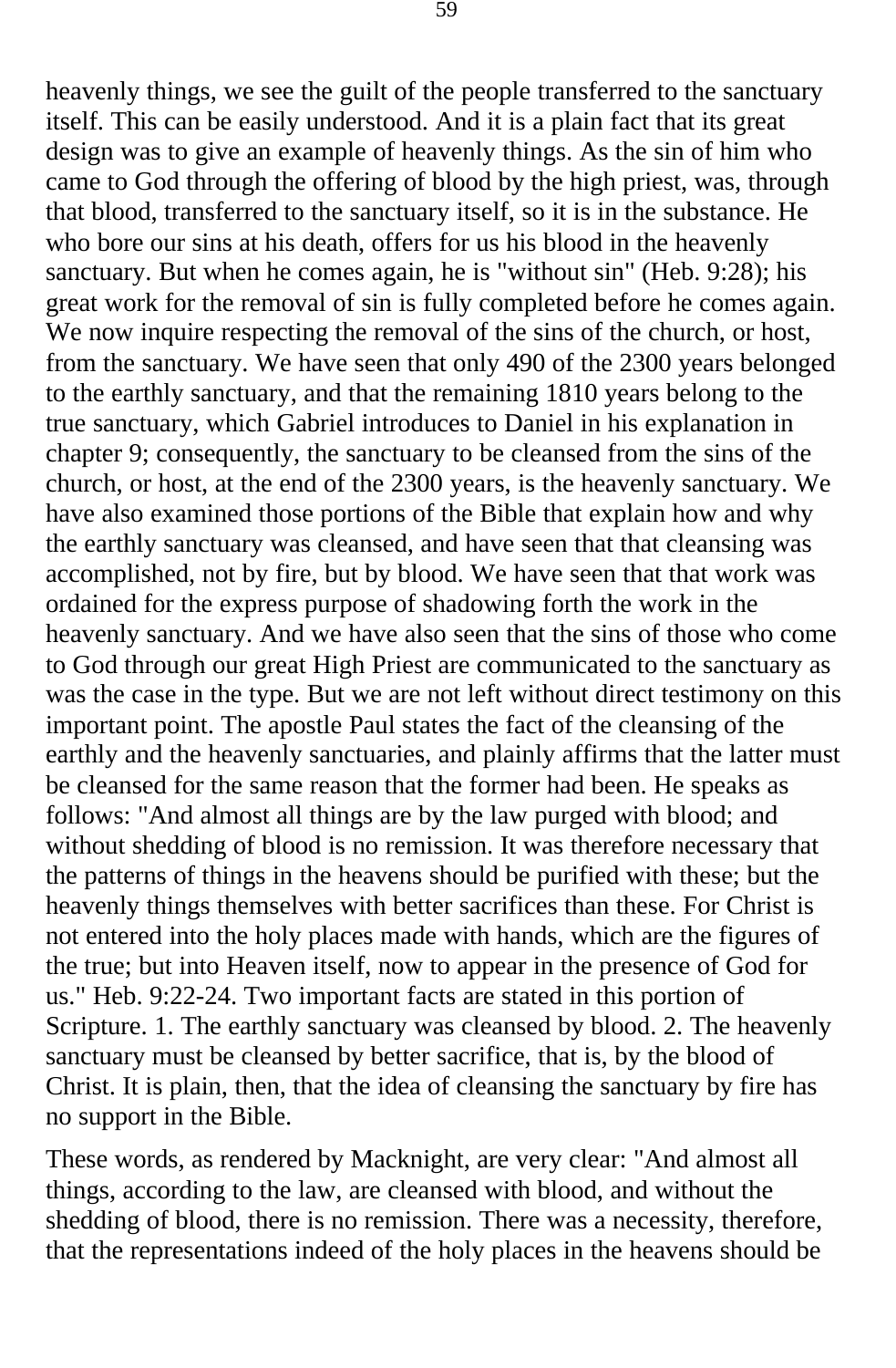heavenly things, we see the guilt of the people transferred to the sanctuary itself. This can be easily understood. And it is a plain fact that its great design was to give an example of heavenly things. As the sin of him who came to God through the offering of blood by the high priest, was, through that blood, transferred to the sanctuary itself, so it is in the substance. He who bore our sins at his death, offers for us his blood in the heavenly sanctuary. But when he comes again, he is "without sin" (Heb. 9:28); his great work for the removal of sin is fully completed before he comes again. We now inquire respecting the removal of the sins of the church, or host, from the sanctuary. We have seen that only 490 of the 2300 years belonged to the earthly sanctuary, and that the remaining 1810 years belong to the true sanctuary, which Gabriel introduces to Daniel in his explanation in chapter 9; consequently, the sanctuary to be cleansed from the sins of the church, or host, at the end of the 2300 years, is the heavenly sanctuary. We have also examined those portions of the Bible that explain how and why the earthly sanctuary was cleansed, and have seen that that cleansing was accomplished, not by fire, but by blood. We have seen that that work was ordained for the express purpose of shadowing forth the work in the heavenly sanctuary. And we have also seen that the sins of those who come to God through our great High Priest are communicated to the sanctuary as was the case in the type. But we are not left without direct testimony on this important point. The apostle Paul states the fact of the cleansing of the earthly and the heavenly sanctuaries, and plainly affirms that the latter must be cleansed for the same reason that the former had been. He speaks as follows: "And almost all things are by the law purged with blood; and without shedding of blood is no remission. It was therefore necessary that the patterns of things in the heavens should be purified with these; but the heavenly things themselves with better sacrifices than these. For Christ is not entered into the holy places made with hands, which are the figures of the true; but into Heaven itself, now to appear in the presence of God for us." Heb. 9:22-24. Two important facts are stated in this portion of Scripture. 1. The earthly sanctuary was cleansed by blood. 2. The heavenly sanctuary must be cleansed by better sacrifice, that is, by the blood of Christ. It is plain, then, that the idea of cleansing the sanctuary by fire has no support in the Bible.

These words, as rendered by Macknight, are very clear: "And almost all things, according to the law, are cleansed with blood, and without the shedding of blood, there is no remission. There was a necessity, therefore, that the representations indeed of the holy places in the heavens should be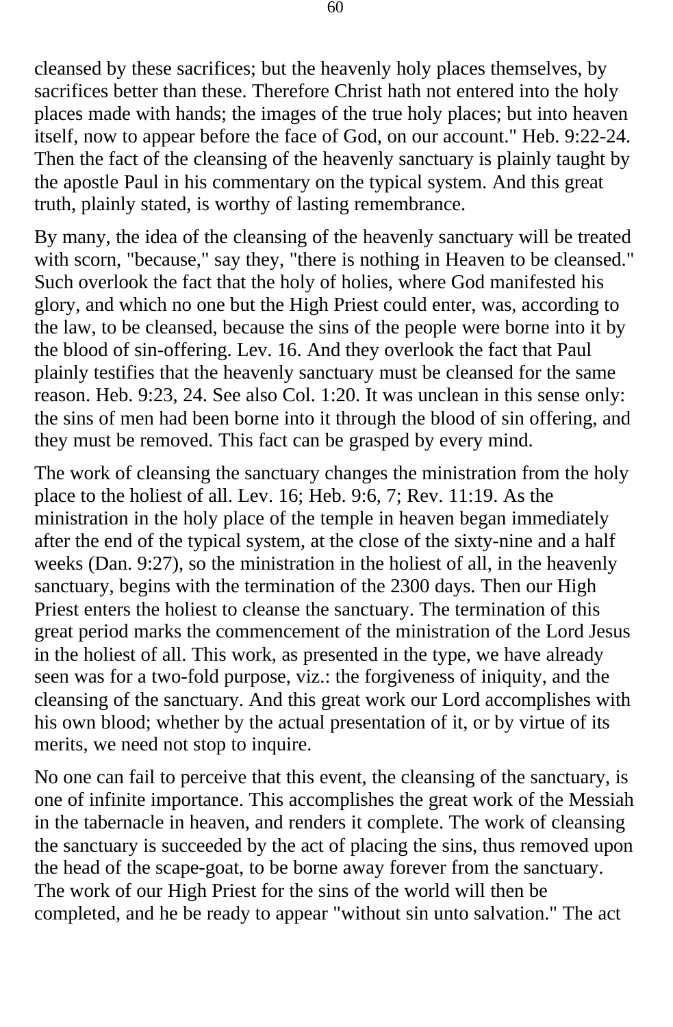cleansed by these sacrifices; but the heavenly holy places themselves, by sacrifices better than these. Therefore Christ hath not entered into the holy places made with hands; the images of the true holy places; but into heaven itself, now to appear before the face of God, on our account." Heb. 9:22-24. Then the fact of the cleansing of the heavenly sanctuary is plainly taught by the apostle Paul in his commentary on the typical system. And this great truth, plainly stated, is worthy of lasting remembrance.

By many, the idea of the cleansing of the heavenly sanctuary will be treated with scorn, "because," say they, "there is nothing in Heaven to be cleansed." Such overlook the fact that the holy of holies, where God manifested his glory, and which no one but the High Priest could enter, was, according to the law, to be cleansed, because the sins of the people were borne into it by the blood of sin-offering. Lev. 16. And they overlook the fact that Paul plainly testifies that the heavenly sanctuary must be cleansed for the same reason. Heb. 9:23, 24. See also Col. 1:20. It was unclean in this sense only: the sins of men had been borne into it through the blood of sin offering, and they must be removed. This fact can be grasped by every mind.

The work of cleansing the sanctuary changes the ministration from the holy place to the holiest of all. Lev. 16; Heb. 9:6, 7; Rev. 11:19. As the ministration in the holy place of the temple in heaven began immediately after the end of the typical system, at the close of the sixty-nine and a half weeks (Dan. 9:27), so the ministration in the holiest of all, in the heavenly sanctuary, begins with the termination of the 2300 days. Then our High Priest enters the holiest to cleanse the sanctuary. The termination of this great period marks the commencement of the ministration of the Lord Jesus in the holiest of all. This work, as presented in the type, we have already seen was for a two-fold purpose, viz.: the forgiveness of iniquity, and the cleansing of the sanctuary. And this great work our Lord accomplishes with his own blood; whether by the actual presentation of it, or by virtue of its merits, we need not stop to inquire.

No one can fail to perceive that this event, the cleansing of the sanctuary, is one of infinite importance. This accomplishes the great work of the Messiah in the tabernacle in heaven, and renders it complete. The work of cleansing the sanctuary is succeeded by the act of placing the sins, thus removed upon the head of the scape-goat, to be borne away forever from the sanctuary. The work of our High Priest for the sins of the world will then be completed, and he be ready to appear "without sin unto salvation." The act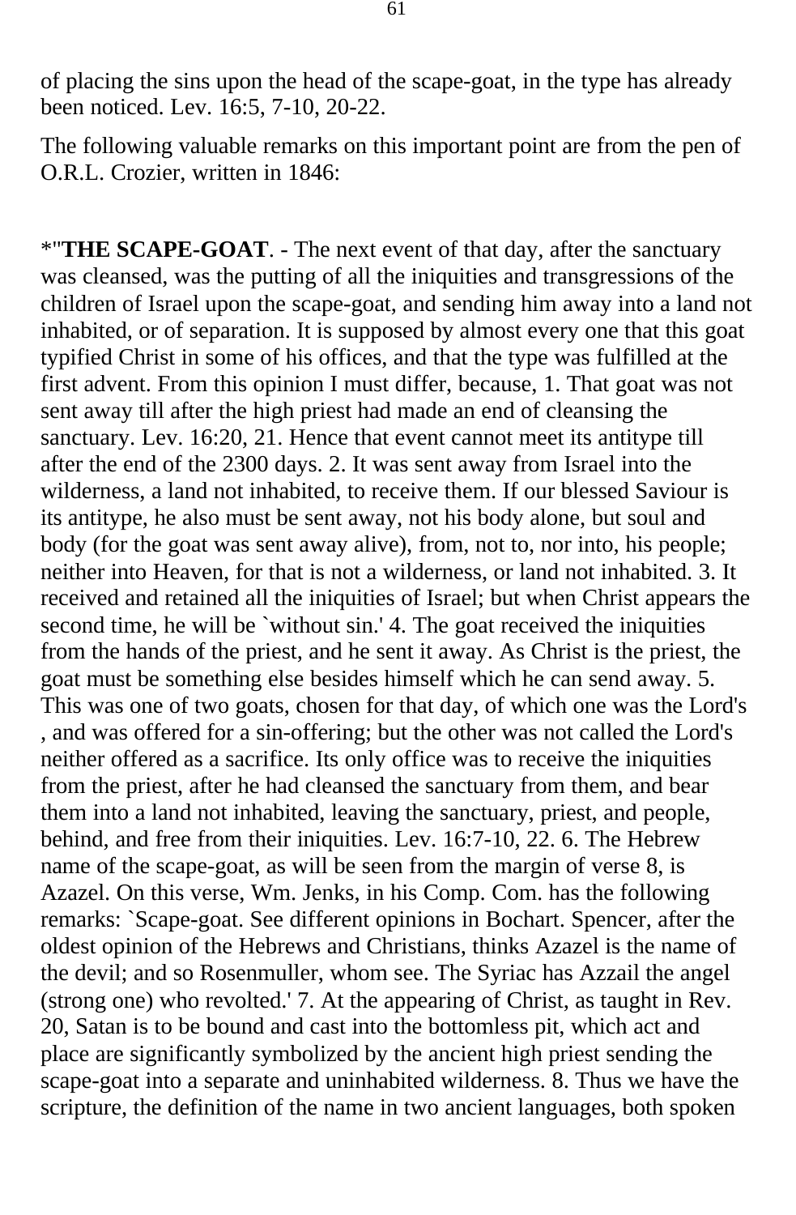of placing the sins upon the head of the scape-goat, in the type has already been noticed. Lev. 16:5, 7-10, 20-22.

The following valuable remarks on this important point are from the pen of O.R.L. Crozier, written in 1846:

*"**THE SCAPE-GOAT**. - The next event of that day, after the sanctuary was cleansed, was the putting of all the iniquities and transgressions of the children of Israel upon the scape-goat, and sending him away into a land not inhabited, or of separation. It is supposed by almost every one that this goat typified Christ in some of his offices, and that the type was fulfilled at the first advent. From this opinion I must differ, because, 1. That goat was not sent away till after the high priest had made an end of cleansing the sanctuary. Lev. 16:20, 21. Hence that event cannot meet its antitype till after the end of the 2300 days. 2. It was sent away from Israel into the wilderness, a land not inhabited, to receive them. If our blessed Saviour is its antitype, he also must be sent away, not his body alone, but soul and body (for the goat was sent away alive), from, not to, nor into, his people; neither into Heaven, for that is not a wilderness, or land not inhabited. 3. It received and retained all the iniquities of Israel; but when Christ appears the second time, he will be `without sin.' 4. The goat received the iniquities from the hands of the priest, and he sent it away. As Christ is the priest, the goat must be something else besides himself which he can send away. 5. This was one of two goats, chosen for that day, of which one was the Lord's , and was offered for a sin-offering; but the other was not called the Lord's neither offered as a sacrifice. Its only office was to receive the iniquities from the priest, after he had cleansed the sanctuary from them, and bear them into a land not inhabited, leaving the sanctuary, priest, and people, behind, and free from their iniquities. Lev. 16:7-10, 22. 6. The Hebrew name of the scape-goat, as will be seen from the margin of verse 8, is Azazel. On this verse, Wm. Jenks, in his Comp. Com. has the following remarks: `Scape-goat. See different opinions in Bochart. Spencer, after the oldest opinion of the Hebrews and Christians, thinks Azazel is the name of the devil; and so Rosenmuller, whom see. The Syriac has Azzail the angel (strong one) who revolted.' 7. At the appearing of Christ, as taught in Rev. 20, Satan is to be bound and cast into the bottomless pit, which act and place are significantly symbolized by the ancient high priest sending the scape-goat into a separate and uninhabited wilderness. 8. Thus we have the scripture, the definition of the name in two ancient languages, both spoken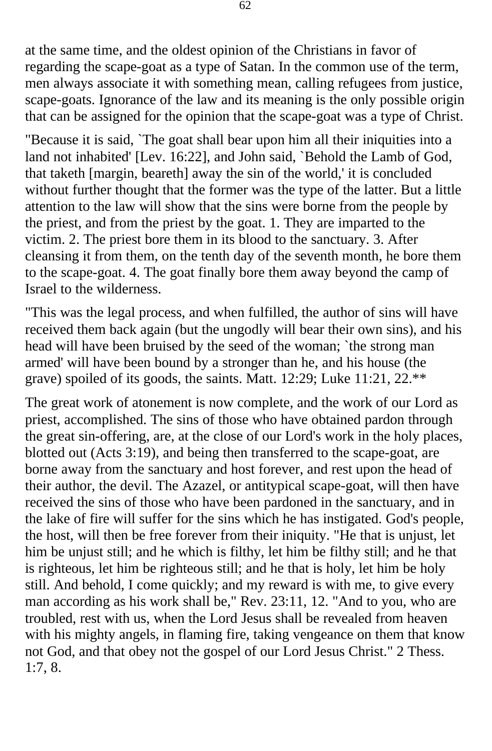at the same time, and the oldest opinion of the Christians in favor of regarding the scape-goat as a type of Satan. In the common use of the term, men always associate it with something mean, calling refugees from justice, scape-goats. Ignorance of the law and its meaning is the only possible origin that can be assigned for the opinion that the scape-goat was a type of Christ.

"Because it is said, `The goat shall bear upon him all their iniquities into a land not inhabited' [Lev. 16:22], and John said, `Behold the Lamb of God, that taketh [margin, beareth] away the sin of the world,' it is concluded without further thought that the former was the type of the latter. But a little attention to the law will show that the sins were borne from the people by the priest, and from the priest by the goat. 1. They are imparted to the victim. 2. The priest bore them in its blood to the sanctuary. 3. After cleansing it from them, on the tenth day of the seventh month, he bore them to the scape-goat. 4. The goat finally bore them away beyond the camp of Israel to the wilderness.

"This was the legal process, and when fulfilled, the author of sins will have received them back again (but the ungodly will bear their own sins), and his head will have been bruised by the seed of the woman; `the strong man armed' will have been bound by a stronger than he, and his house (the grave) spoiled of its goods, the saints. Matt. 12:29; Luke 11:21, 22.**

The great work of atonement is now complete, and the work of our Lord as priest, accomplished. The sins of those who have obtained pardon through the great sin-offering, are, at the close of our Lord's work in the holy places, blotted out (Acts 3:19), and being then transferred to the scape-goat, are borne away from the sanctuary and host forever, and rest upon the head of their author, the devil. The Azazel, or antitypical scape-goat, will then have received the sins of those who have been pardoned in the sanctuary, and in the lake of fire will suffer for the sins which he has instigated. God's people, the host, will then be free forever from their iniquity. "He that is unjust, let him be unjust still; and he which is filthy, let him be filthy still; and he that is righteous, let him be righteous still; and he that is holy, let him be holy still. And behold, I come quickly; and my reward is with me, to give every man according as his work shall be," Rev. 23:11, 12. "And to you, who are troubled, rest with us, when the Lord Jesus shall be revealed from heaven with his mighty angels, in flaming fire, taking vengeance on them that know not God, and that obey not the gospel of our Lord Jesus Christ." 2 Thess. 1:7, 8.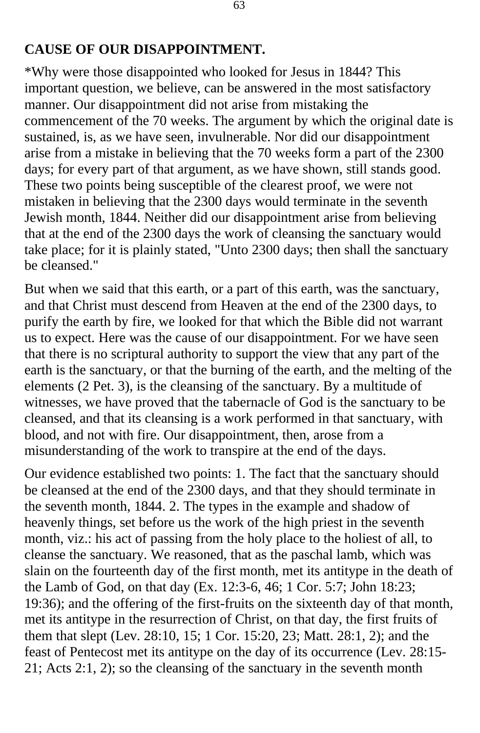## CAUSE OF OUR DISAPPOINTMENT.

*Why were those disappointed who looked for Jesus in 1844? This important question, we believe, can be answered in the most satisfactory manner. Our disappointment did not arise from mistaking the commencement of the 70 weeks. The argument by which the original date is sustained, is, as we have seen, invulnerable. Nor did our disappointment arise from a mistake in believing that the 70 weeks form a part of the 2300 days; for every part of that argument, as we have shown, still stands good. These two points being susceptible of the clearest proof, we were not mistaken in believing that the 2300 days would terminate in the seventh Jewish month, 1844. Neither did our disappointment arise from believing that at the end of the 2300 days the work of cleansing the sanctuary would take place; for it is plainly stated, "Unto 2300 days; then shall the sanctuary be cleansed."

But when we said that this earth, or a part of this earth, was the sanctuary, and that Christ must descend from Heaven at the end of the 2300 days, to purify the earth by fire, we looked for that which the Bible did not warrant us to expect. Here was the cause of our disappointment. For we have seen that there is no scriptural authority to support the view that any part of the earth is the sanctuary, or that the burning of the earth, and the melting of the elements (2 Pet. 3), is the cleansing of the sanctuary. By a multitude of witnesses, we have proved that the tabernacle of God is the sanctuary to be cleansed, and that its cleansing is a work performed in that sanctuary, with blood, and not with fire. Our disappointment, then, arose from a misunderstanding of the work to transpire at the end of the days.

Our evidence established two points: 1. The fact that the sanctuary should be cleansed at the end of the 2300 days, and that they should terminate in the seventh month, 1844. 2. The types in the example and shadow of heavenly things, set before us the work of the high priest in the seventh month, viz.: his act of passing from the holy place to the holiest of all, to cleanse the sanctuary. We reasoned, that as the paschal lamb, which was slain on the fourteenth day of the first month, met its antitype in the death of the Lamb of God, on that day (Ex. 12:3-6, 46; 1 Cor. 5:7; John 18:23; 19:36); and the offering of the first-fruits on the sixteenth day of that month, met its antitype in the resurrection of Christ, on that day, the first fruits of them that slept (Lev. 28:10, 15; 1 Cor. 15:20, 23; Matt. 28:1, 2); and the feast of Pentecost met its antitype on the day of its occurrence (Lev. 28:15-21; Acts 2:1, 2); so the cleansing of the sanctuary in the seventh month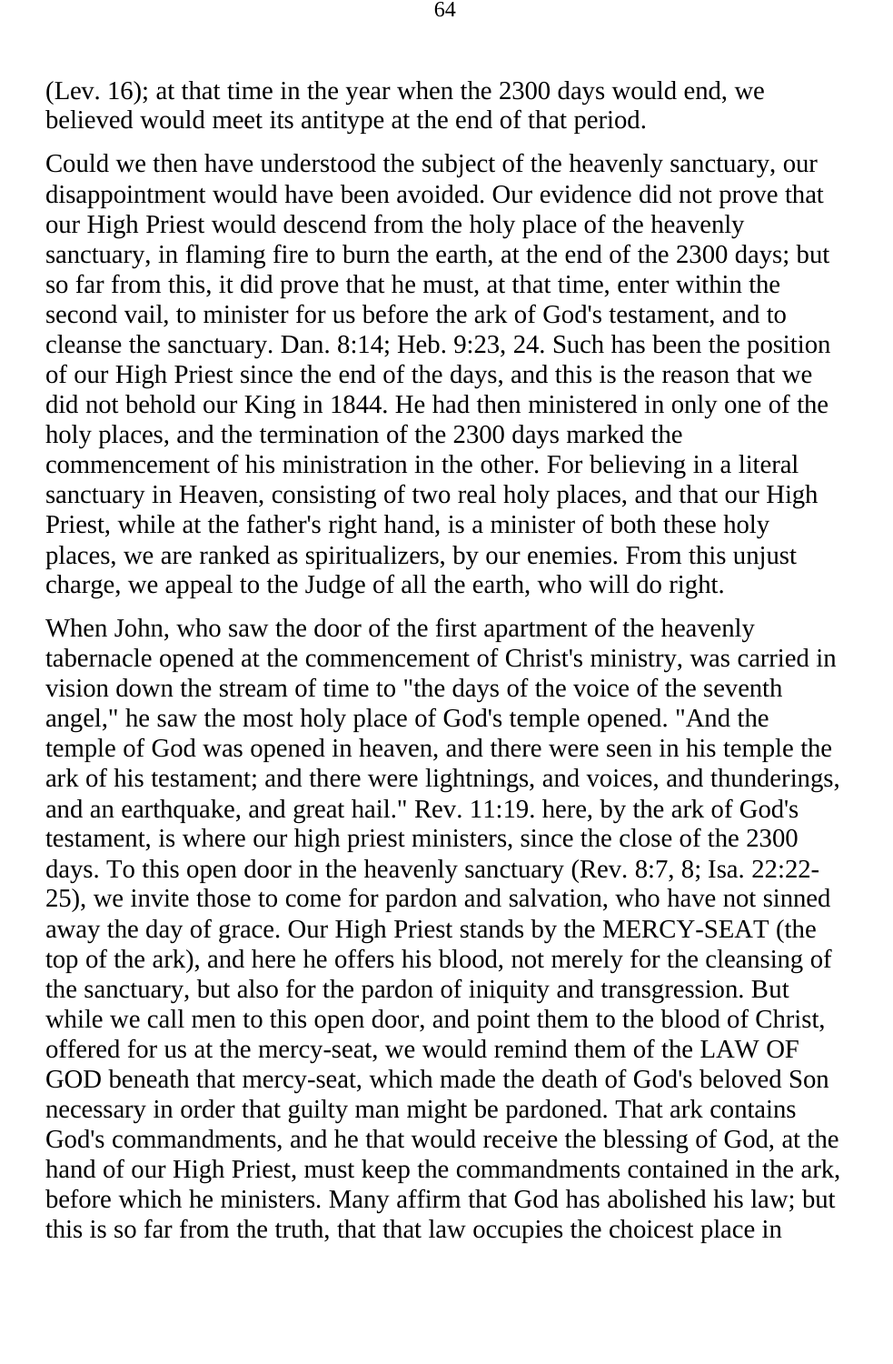(Lev. 16); at that time in the year when the 2300 days would end, we believed would meet its antitype at the end of that period.

Could we then have understood the subject of the heavenly sanctuary, our disappointment would have been avoided. Our evidence did not prove that our High Priest would descend from the holy place of the heavenly sanctuary, in flaming fire to burn the earth, at the end of the 2300 days; but so far from this, it did prove that he must, at that time, enter within the second vail, to minister for us before the ark of God's testament, and to cleanse the sanctuary. Dan. 8:14; Heb. 9:23, 24. Such has been the position of our High Priest since the end of the days, and this is the reason that we did not behold our King in 1844. He had then ministered in only one of the holy places, and the termination of the 2300 days marked the commencement of his ministration in the other. For believing in a literal sanctuary in Heaven, consisting of two real holy places, and that our High Priest, while at the father's right hand, is a minister of both these holy places, we are ranked as spiritualizers, by our enemies. From this unjust charge, we appeal to the Judge of all the earth, who will do right.

When John, who saw the door of the first apartment of the heavenly tabernacle opened at the commencement of Christ's ministry, was carried in vision down the stream of time to "the days of the voice of the seventh angel," he saw the most holy place of God's temple opened. "And the temple of God was opened in heaven, and there were seen in his temple the ark of his testament; and there were lightnings, and voices, and thunderings, and an earthquake, and great hail." Rev. 11:19. here, by the ark of God's testament, is where our high priest ministers, since the close of the 2300 days. To this open door in the heavenly sanctuary (Rev. 8:7, 8; Isa. 22:22-25), we invite those to come for pardon and salvation, who have not sinned away the day of grace. Our High Priest stands by the MERCY-SEAT (the top of the ark), and here he offers his blood, not merely for the cleansing of the sanctuary, but also for the pardon of iniquity and transgression. But while we call men to this open door, and point them to the blood of Christ, offered for us at the mercy-seat, we would remind them of the LAW OF GOD beneath that mercy-seat, which made the death of God's beloved Son necessary in order that guilty man might be pardoned. That ark contains God's commandments, and he that would receive the blessing of God, at the hand of our High Priest, must keep the commandments contained in the ark, before which he ministers. Many affirm that God has abolished his law; but this is so far from the truth, that that law occupies the choicest place in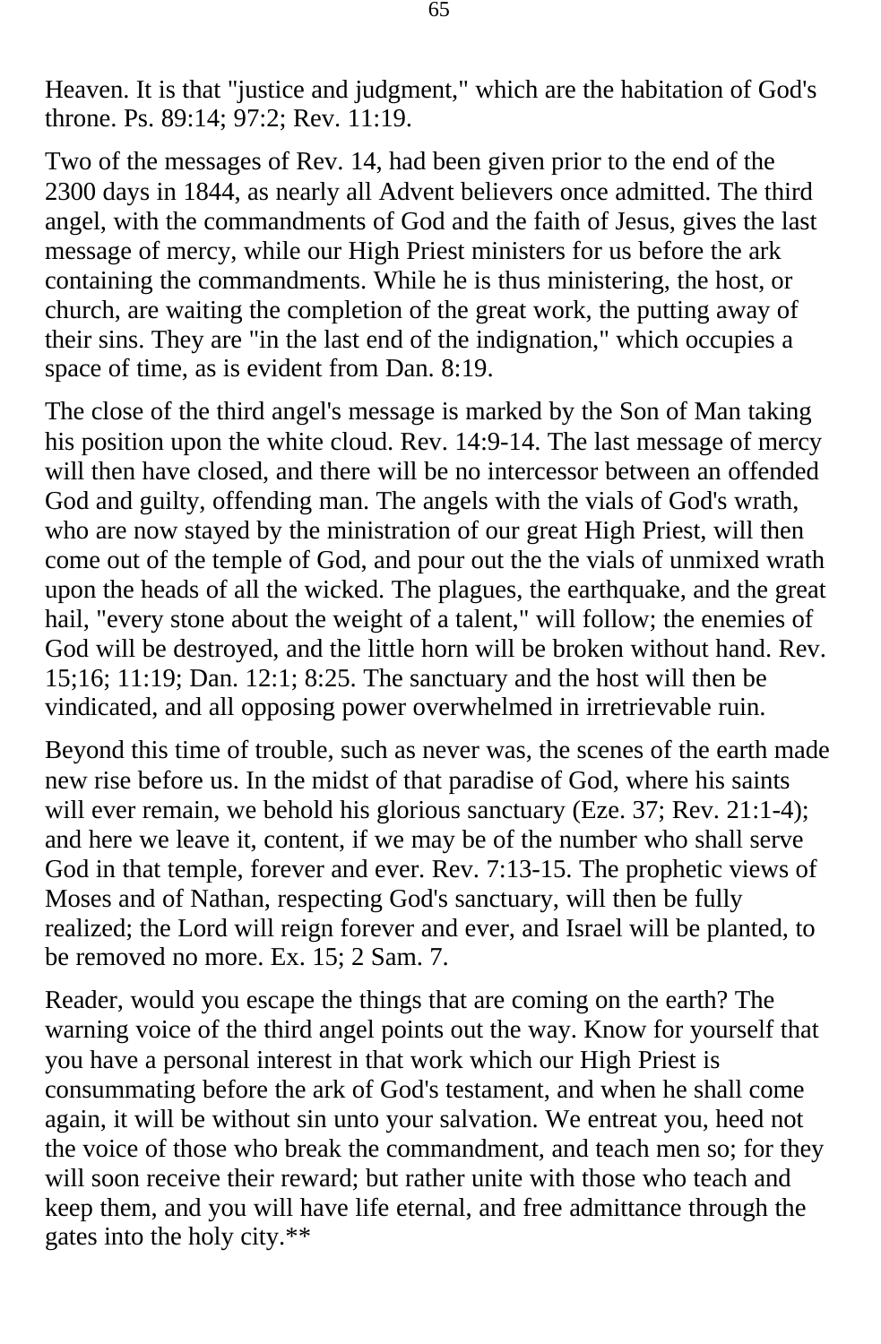Heaven. It is that "justice and judgment," which are the habitation of God's throne. Ps. 89:14; 97:2; Rev. 11:19.

Two of the messages of Rev. 14, had been given prior to the end of the 2300 days in 1844, as nearly all Advent believers once admitted. The third angel, with the commandments of God and the faith of Jesus, gives the last message of mercy, while our High Priest ministers for us before the ark containing the commandments. While he is thus ministering, the host, or church, are waiting the completion of the great work, the putting away of their sins. They are "in the last end of the indignation," which occupies a space of time, as is evident from Dan. 8:19.

The close of the third angel's message is marked by the Son of Man taking his position upon the white cloud. Rev. 14:9-14. The last message of mercy will then have closed, and there will be no intercessor between an offended God and guilty, offending man. The angels with the vials of God's wrath, who are now stayed by the ministration of our great High Priest, will then come out of the temple of God, and pour out the the vials of unmixed wrath upon the heads of all the wicked. The plagues, the earthquake, and the great hail, "every stone about the weight of a talent," will follow; the enemies of God will be destroyed, and the little horn will be broken without hand. Rev. 15;16; 11:19; Dan. 12:1; 8:25. The sanctuary and the host will then be vindicated, and all opposing power overwhelmed in irretrievable ruin.

Beyond this time of trouble, such as never was, the scenes of the earth made new rise before us. In the midst of that paradise of God, where his saints will ever remain, we behold his glorious sanctuary (Eze. 37; Rev. 21:1-4); and here we leave it, content, if we may be of the number who shall serve God in that temple, forever and ever. Rev. 7:13-15. The prophetic views of Moses and of Nathan, respecting God's sanctuary, will then be fully realized; the Lord will reign forever and ever, and Israel will be planted, to be removed no more. Ex. 15; 2 Sam. 7.

Reader, would you escape the things that are coming on the earth? The warning voice of the third angel points out the way. Know for yourself that you have a personal interest in that work which our High Priest is consummating before the ark of God's testament, and when he shall come again, it will be without sin unto your salvation. We entreat you, heed not the voice of those who break the commandment, and teach men so; for they will soon receive their reward; but rather unite with those who teach and keep them, and you will have life eternal, and free admittance through the gates into the holy city.**